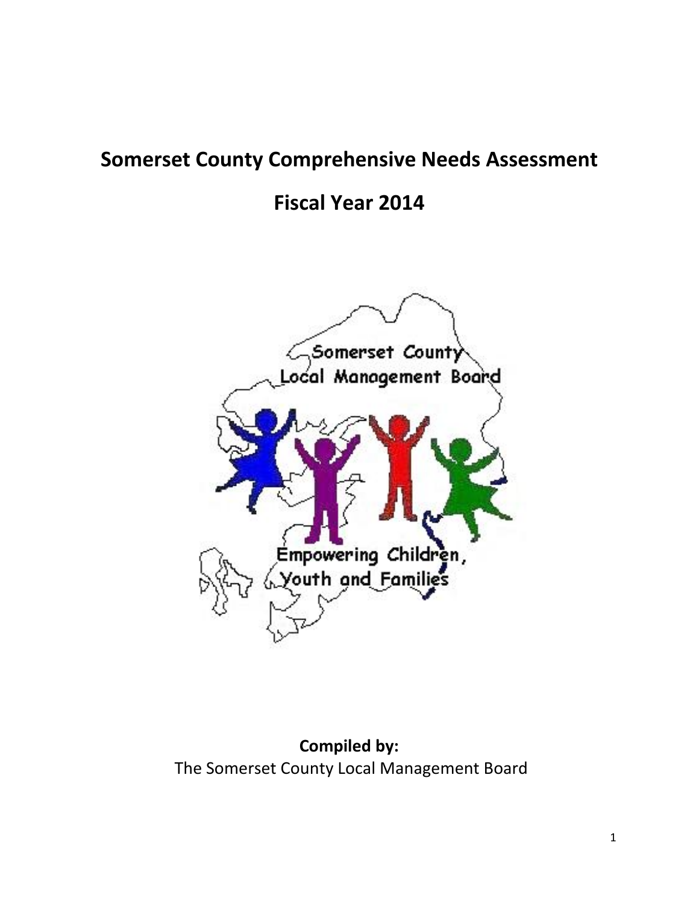# Somerset County Comprehensive Needs Assessment

# Fiscal Year 2014

Somerset County Local Management Board

Empowering Children, Youth and Families

**Compiled by:**

The Somerset County Local Management Board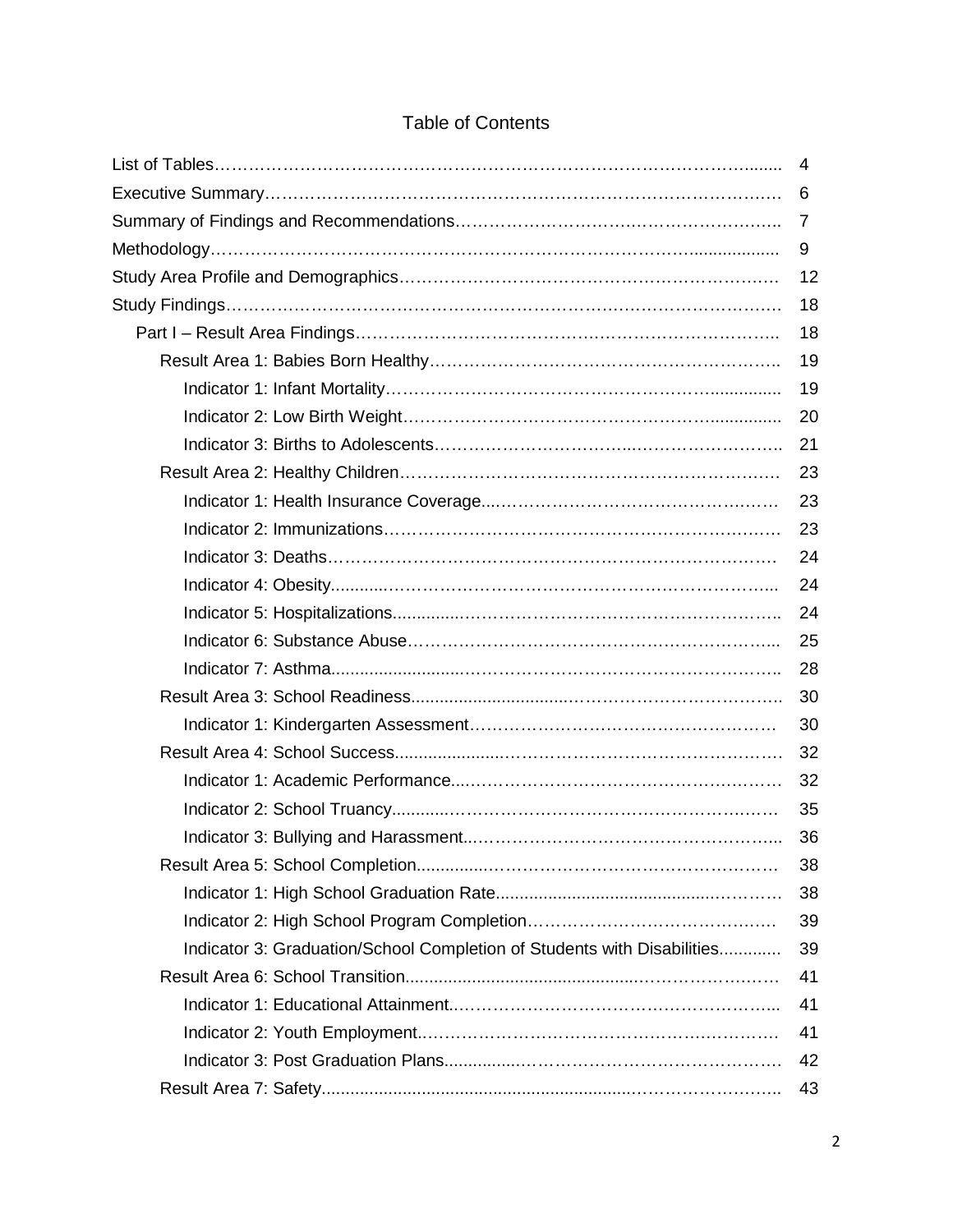# Table of Contents

| | |
|---|---|
| List of Tables | 4 |
| Executive Summary | 6 |
| Summary of Findings and Recommendations | 7 |
| Methodology | 9 |
| Study Area Profile and Demographics | 12 |
| Study Findings | 18 |
| Part I – Result Area Findings | 18 |
| Result Area 1: Babies Born Healthy | 19 |
| Indicator 1: Infant Mortality | 19 |
| Indicator 2: Low Birth Weight | 20 |
| Indicator 3: Births to Adolescents | 21 |
| Result Area 2: Healthy Children | 23 |
| Indicator 1: Health Insurance Coverage | 23 |
| Indicator 2: Immunizations | 23 |
| Indicator 3: Deaths | 24 |
| Indicator 4: Obesity | 24 |
| Indicator 5: Hospitalizations | 24 |
| Indicator 6: Substance Abuse | 25 |
| Indicator 7: Asthma | 28 |
| Result Area 3: School Readiness | 30 |
| Indicator 1: Kindergarten Assessment | 30 |
| Result Area 4: School Success | 32 |
| Indicator 1: Academic Performance | 32 |
| Indicator 2: School Truancy | 35 |
| Indicator 3: Bullying and Harassment | 36 |
| Result Area 5: School Completion | 38 |
| Indicator 1: High School Graduation Rate | 38 |
| Indicator 2: High School Program Completion | 39 |
| Indicator 3: Graduation/School Completion of Students with Disabilities | 39 |
| Result Area 6: School Transition | 41 |
| Indicator 1: Educational Attainment | 41 |
| Indicator 2: Youth Employment | 41 |
| Indicator 3: Post Graduation Plans | 42 |
| Result Area 7: Safety | 43 |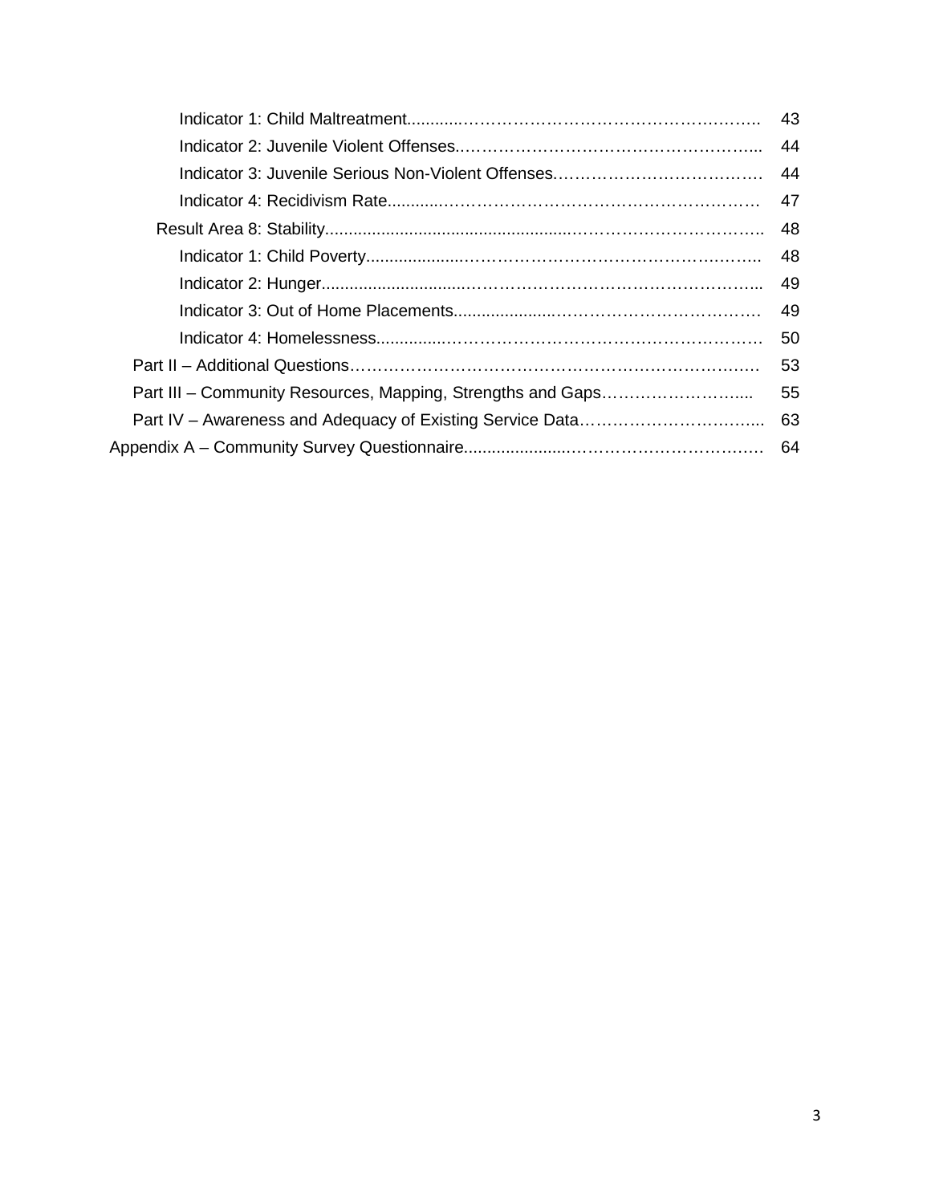- Indicator 1: Child Maltreatment....................................................................... 43
- Indicator 2: Juvenile Violent Offenses................................................................ 44
- Indicator 3: Juvenile Serious Non-Violent Offenses.......................................... 44
- Indicator 4: Recidivism Rate.............................................................................. 47

Result Area 8: Stability........................................................................................... 48

- Indicator 1: Child Poverty.................................................................................. 48
- Indicator 2: Hunger............................................................................................ 49
- Indicator 3: Out of Home Placements................................................................ 49
- Indicator 4: Homelessness................................................................................. 50

Part II – Additional Questions.................................................................................. 53

Part III – Community Resources, Mapping, Strengths and Gaps.............................. 55

Part IV – Awareness and Adequacy of Existing Service Data.................................. 63

Appendix A – Community Survey Questionnaire....................................................... 64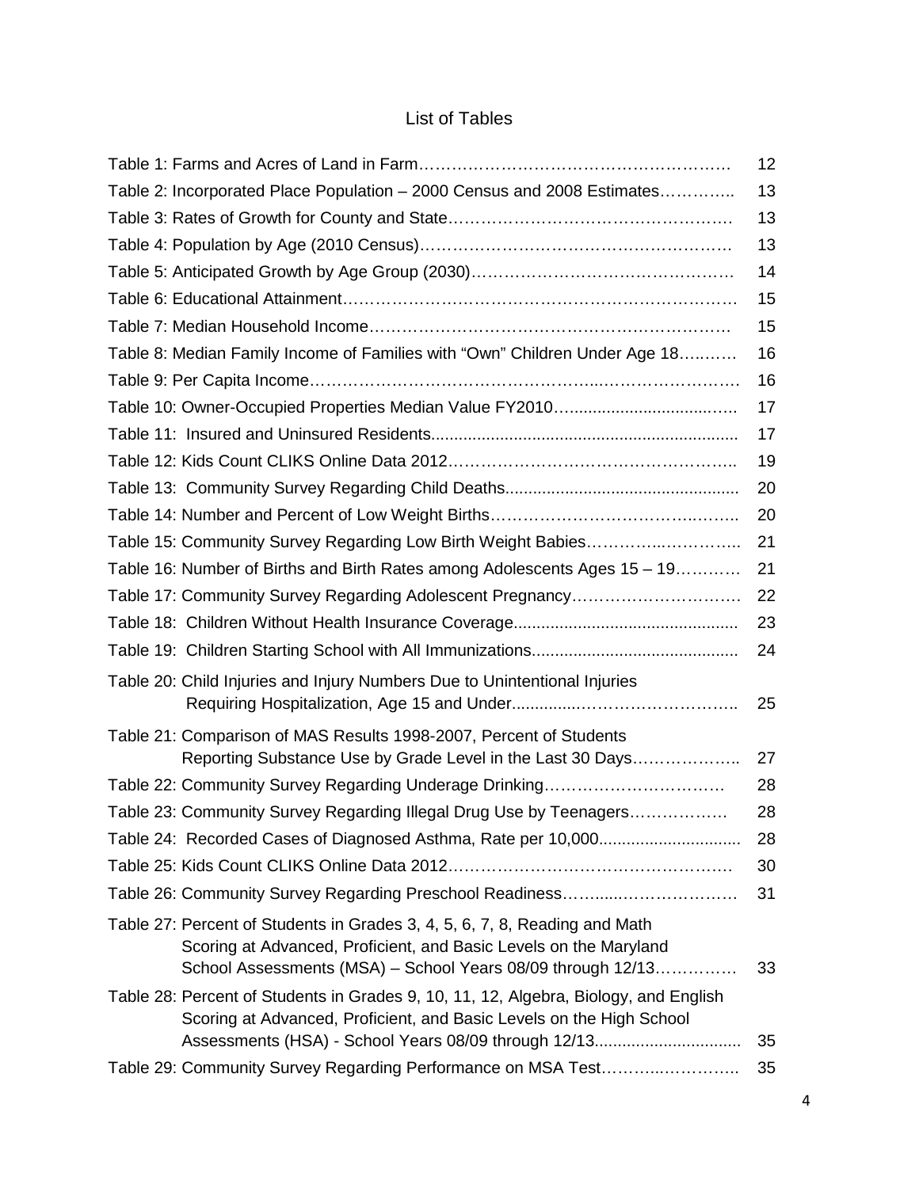# List of Tables

| Table | Page |
|---|---|
| Table 1: Farms and Acres of Land in Farm | 12 |
| Table 2: Incorporated Place Population – 2000 Census and 2008 Estimates | 13 |
| Table 3: Rates of Growth for County and State | 13 |
| Table 4: Population by Age (2010 Census) | 13 |
| Table 5: Anticipated Growth by Age Group (2030) | 14 |
| Table 6: Educational Attainment | 15 |
| Table 7: Median Household Income | 15 |
| Table 8: Median Family Income of Families with “Own” Children Under Age 18 | 16 |
| Table 9: Per Capita Income | 16 |
| Table 10: Owner-Occupied Properties Median Value FY2010 | 17 |
| Table 11: Insured and Uninsured Residents | 17 |
| Table 12: Kids Count CLIKS Online Data 2012 | 19 |
| Table 13: Community Survey Regarding Child Deaths | 20 |
| Table 14: Number and Percent of Low Weight Births | 20 |
| Table 15: Community Survey Regarding Low Birth Weight Babies | 21 |
| Table 16: Number of Births and Birth Rates among Adolescents Ages 15 – 19 | 21 |
| Table 17: Community Survey Regarding Adolescent Pregnancy | 22 |
| Table 18: Children Without Health Insurance Coverage | 23 |
| Table 19: Children Starting School with All Immunizations | 24 |
| Table 20: Child Injuries and Injury Numbers Due to Unintentional Injuries Requiring Hospitalization, Age 15 and Under | 25 |
| Table 21: Comparison of MAS Results 1998-2007, Percent of Students Reporting Substance Use by Grade Level in the Last 30 Days | 27 |
| Table 22: Community Survey Regarding Underage Drinking | 28 |
| Table 23: Community Survey Regarding Illegal Drug Use by Teenagers | 28 |
| Table 24: Recorded Cases of Diagnosed Asthma, Rate per 10,000 | 28 |
| Table 25: Kids Count CLIKS Online Data 2012 | 30 |
| Table 26: Community Survey Regarding Preschool Readiness | 31 |
| Table 27: Percent of Students in Grades 3, 4, 5, 6, 7, 8, Reading and Math Scoring at Advanced, Proficient, and Basic Levels on the Maryland School Assessments (MSA) – School Years 08/09 through 12/13 | 33 |
| Table 28: Percent of Students in Grades 9, 10, 11, 12, Algebra, Biology, and English Scoring at Advanced, Proficient, and Basic Levels on the High School Assessments (HSA) - School Years 08/09 through 12/13 | 35 |
| Table 29: Community Survey Regarding Performance on MSA Test | 35 |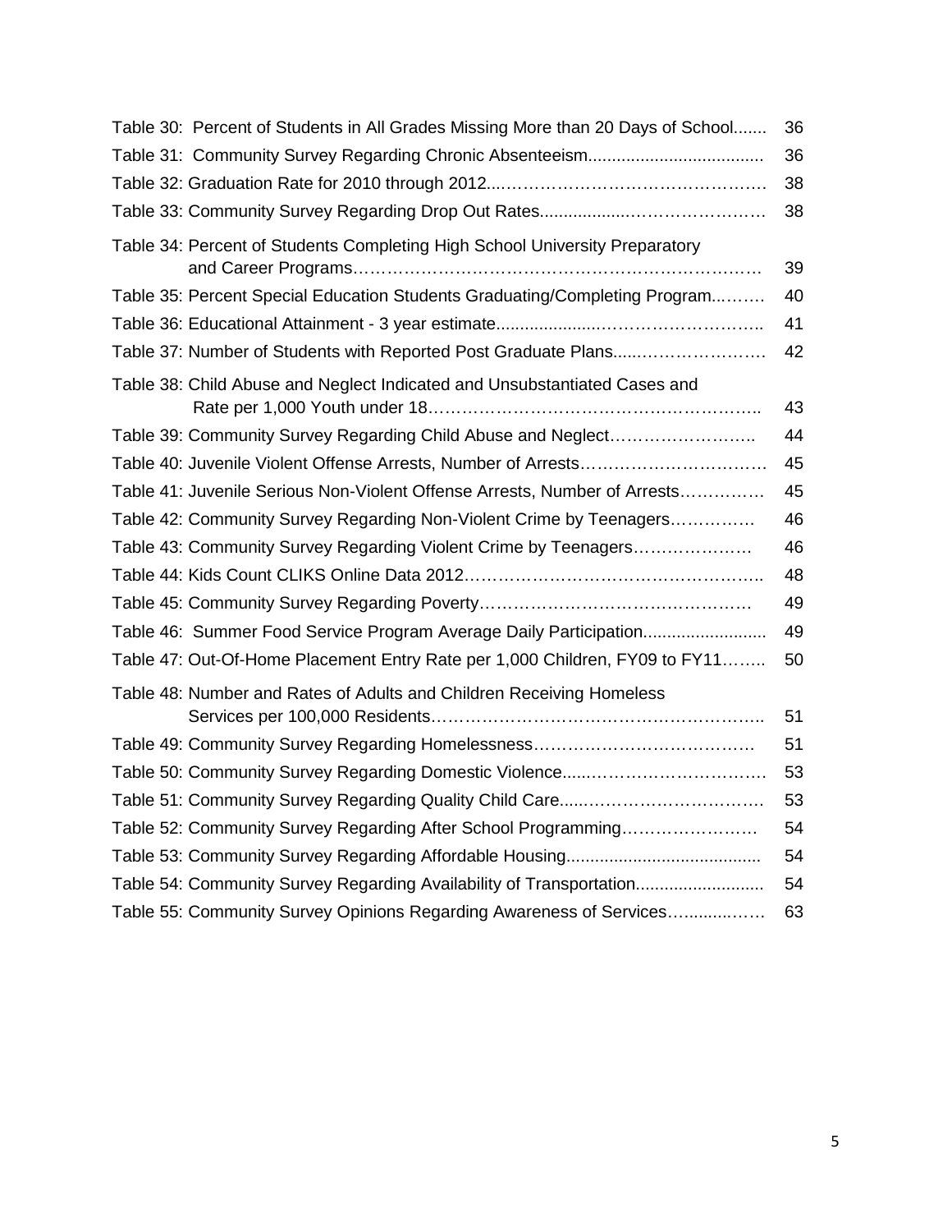| | |
|---|---|
| Table 30: Percent of Students in All Grades Missing More than 20 Days of School | 36 |
| Table 31: Community Survey Regarding Chronic Absenteeism | 36 |
| Table 32: Graduation Rate for 2010 through 2012 | 38 |
| Table 33: Community Survey Regarding Drop Out Rates | 38 |
| Table 34: Percent of Students Completing High School University Preparatory and Career Programs | 39 |
| Table 35: Percent Special Education Students Graduating/Completing Program | 40 |
| Table 36: Educational Attainment - 3 year estimate | 41 |
| Table 37: Number of Students with Reported Post Graduate Plans | 42 |
| Table 38: Child Abuse and Neglect Indicated and Unsubstantiated Cases and Rate per 1,000 Youth under 18 | 43 |
| Table 39: Community Survey Regarding Child Abuse and Neglect | 44 |
| Table 40: Juvenile Violent Offense Arrests, Number of Arrests | 45 |
| Table 41: Juvenile Serious Non-Violent Offense Arrests, Number of Arrests | 45 |
| Table 42: Community Survey Regarding Non-Violent Crime by Teenagers | 46 |
| Table 43: Community Survey Regarding Violent Crime by Teenagers | 46 |
| Table 44: Kids Count CLIKS Online Data 2012 | 48 |
| Table 45: Community Survey Regarding Poverty | 49 |
| Table 46: Summer Food Service Program Average Daily Participation | 49 |
| Table 47: Out-Of-Home Placement Entry Rate per 1,000 Children, FY09 to FY11 | 50 |
| Table 48: Number and Rates of Adults and Children Receiving Homeless Services per 100,000 Residents | 51 |
| Table 49: Community Survey Regarding Homelessness | 51 |
| Table 50: Community Survey Regarding Domestic Violence | 53 |
| Table 51: Community Survey Regarding Quality Child Care | 53 |
| Table 52: Community Survey Regarding After School Programming | 54 |
| Table 53: Community Survey Regarding Affordable Housing | 54 |
| Table 54: Community Survey Regarding Availability of Transportation | 54 |
| Table 55: Community Survey Opinions Regarding Awareness of Services | 63 |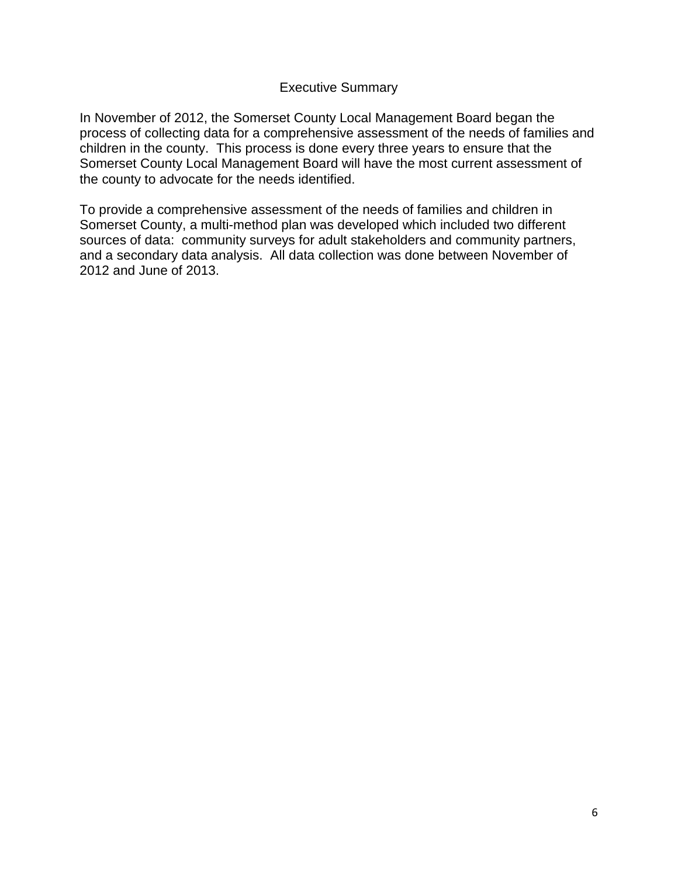# Executive Summary

In November of 2012, the Somerset County Local Management Board began the process of collecting data for a comprehensive assessment of the needs of families and children in the county. This process is done every three years to ensure that the Somerset County Local Management Board will have the most current assessment of the county to advocate for the needs identified.

To provide a comprehensive assessment of the needs of families and children in Somerset County, a multi-method plan was developed which included two different sources of data: community surveys for adult stakeholders and community partners, and a secondary data analysis. All data collection was done between November of 2012 and June of 2013.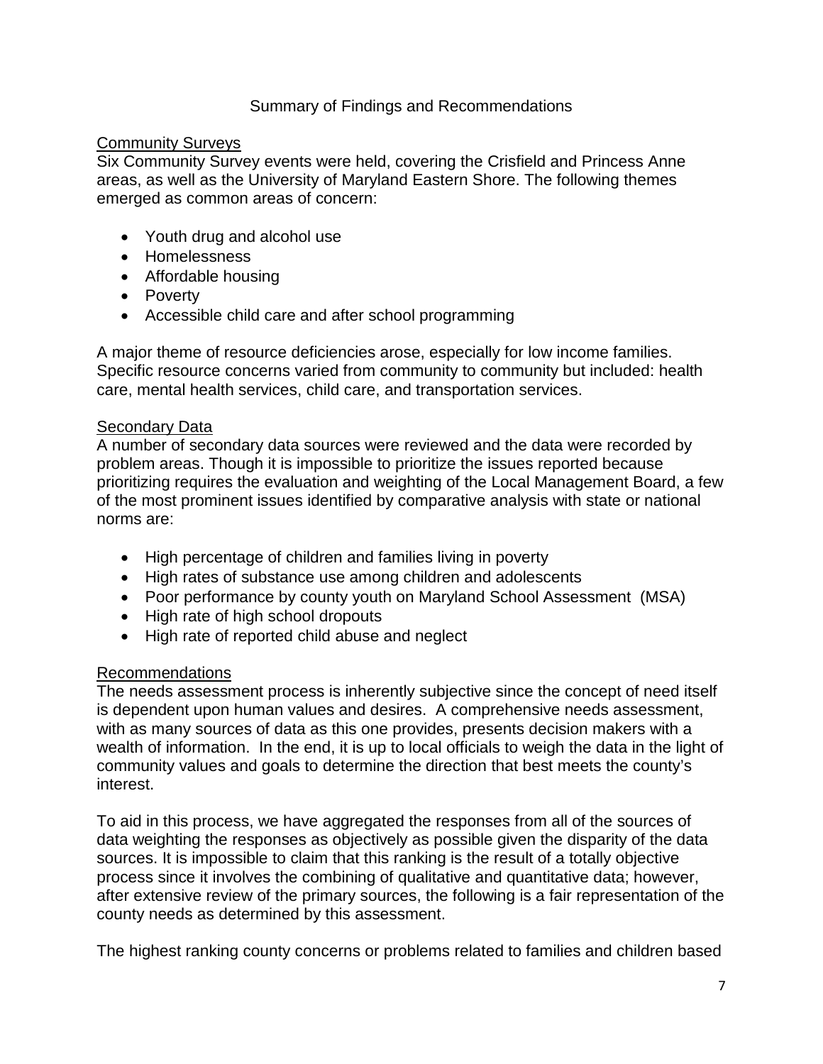## Summary of Findings and Recommendations

### Community Surveys

Six Community Survey events were held, covering the Crisfield and Princess Anne areas, as well as the University of Maryland Eastern Shore. The following themes emerged as common areas of concern:

- Youth drug and alcohol use
- Homelessness
- Affordable housing
- Poverty
- Accessible child care and after school programming

A major theme of resource deficiencies arose, especially for low income families. Specific resource concerns varied from community to community but included: health care, mental health services, child care, and transportation services.

### Secondary Data

A number of secondary data sources were reviewed and the data were recorded by problem areas. Though it is impossible to prioritize the issues reported because prioritizing requires the evaluation and weighting of the Local Management Board, a few of the most prominent issues identified by comparative analysis with state or national norms are:

- High percentage of children and families living in poverty
- High rates of substance use among children and adolescents
- Poor performance by county youth on Maryland School Assessment (MSA)
- High rate of high school dropouts
- High rate of reported child abuse and neglect

### Recommendations

The needs assessment process is inherently subjective since the concept of need itself is dependent upon human values and desires. A comprehensive needs assessment, with as many sources of data as this one provides, presents decision makers with a wealth of information. In the end, it is up to local officials to weigh the data in the light of community values and goals to determine the direction that best meets the county's interest.

To aid in this process, we have aggregated the responses from all of the sources of data weighting the responses as objectively as possible given the disparity of the data sources. It is impossible to claim that this ranking is the result of a totally objective process since it involves the combining of qualitative and quantitative data; however, after extensive review of the primary sources, the following is a fair representation of the county needs as determined by this assessment.

The highest ranking county concerns or problems related to families and children based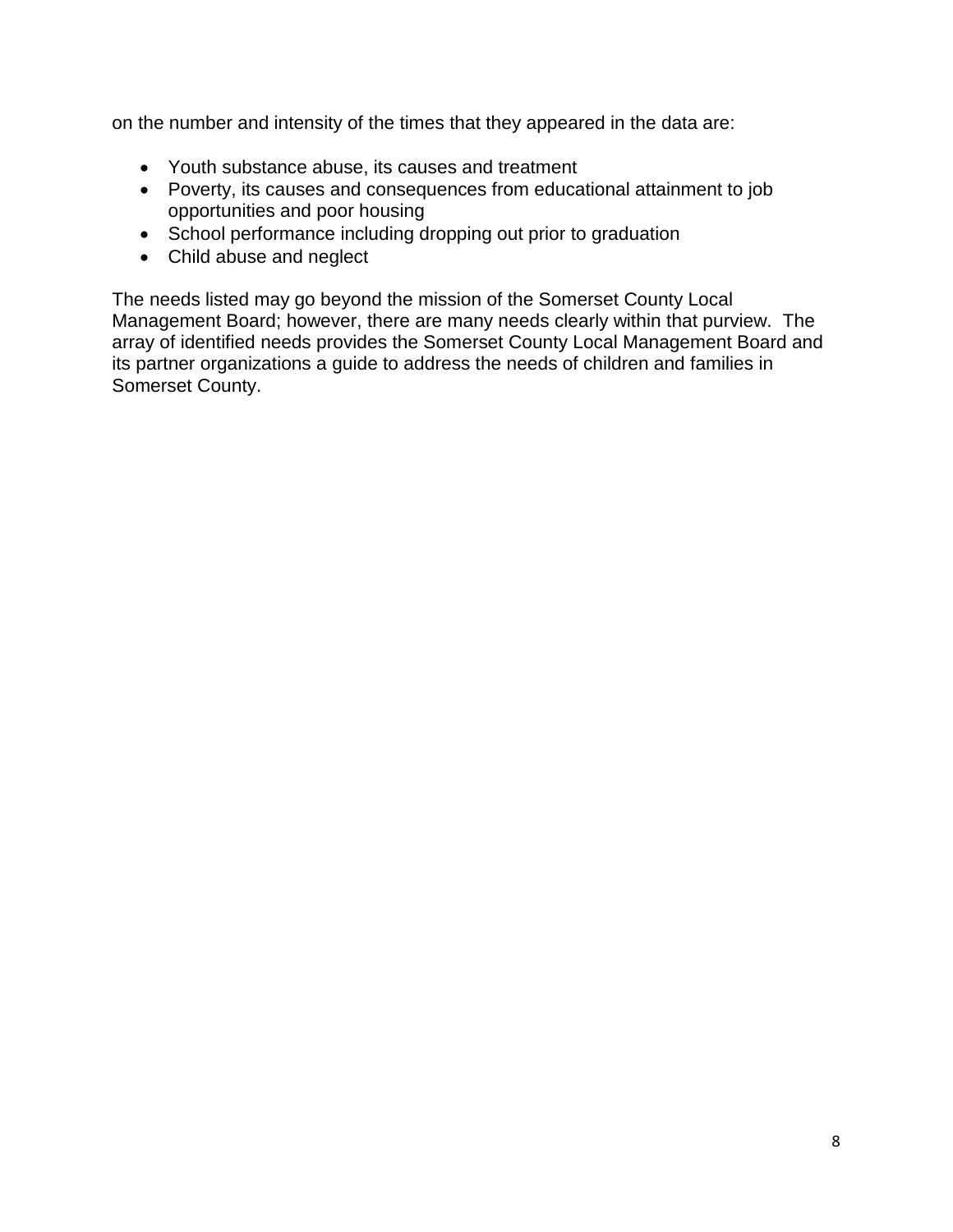on the number and intensity of the times that they appeared in the data are:

- Youth substance abuse, its causes and treatment
- Poverty, its causes and consequences from educational attainment to job opportunities and poor housing
- School performance including dropping out prior to graduation
- Child abuse and neglect

The needs listed may go beyond the mission of the Somerset County Local Management Board; however, there are many needs clearly within that purview. The array of identified needs provides the Somerset County Local Management Board and its partner organizations a guide to address the needs of children and families in Somerset County.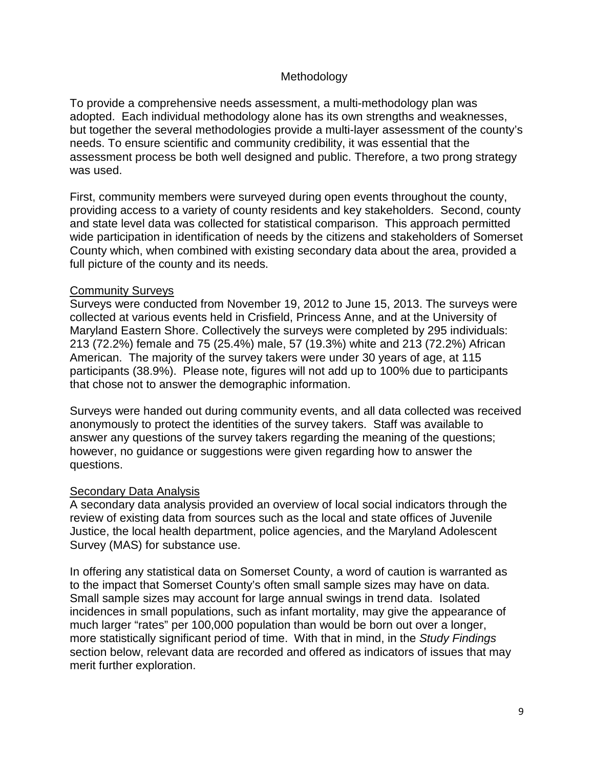# Methodology

To provide a comprehensive needs assessment, a multi-methodology plan was adopted. Each individual methodology alone has its own strengths and weaknesses, but together the several methodologies provide a multi-layer assessment of the county's needs. To ensure scientific and community credibility, it was essential that the assessment process be both well designed and public. Therefore, a two prong strategy was used.

First, community members were surveyed during open events throughout the county, providing access to a variety of county residents and key stakeholders. Second, county and state level data was collected for statistical comparison. This approach permitted wide participation in identification of needs by the citizens and stakeholders of Somerset County which, when combined with existing secondary data about the area, provided a full picture of the county and its needs.

## Community Surveys

Surveys were conducted from November 19, 2012 to June 15, 2013. The surveys were collected at various events held in Crisfield, Princess Anne, and at the University of Maryland Eastern Shore. Collectively the surveys were completed by 295 individuals: 213 (72.2%) female and 75 (25.4%) male, 57 (19.3%) white and 213 (72.2%) African American. The majority of the survey takers were under 30 years of age, at 115 participants (38.9%). Please note, figures will not add up to 100% due to participants that chose not to answer the demographic information.

Surveys were handed out during community events, and all data collected was received anonymously to protect the identities of the survey takers. Staff was available to answer any questions of the survey takers regarding the meaning of the questions; however, no guidance or suggestions were given regarding how to answer the questions.

## Secondary Data Analysis

A secondary data analysis provided an overview of local social indicators through the review of existing data from sources such as the local and state offices of Juvenile Justice, the local health department, police agencies, and the Maryland Adolescent Survey (MAS) for substance use.

In offering any statistical data on Somerset County, a word of caution is warranted as to the impact that Somerset County's often small sample sizes may have on data. Small sample sizes may account for large annual swings in trend data. Isolated incidences in small populations, such as infant mortality, may give the appearance of much larger "rates" per 100,000 population than would be born out over a longer, more statistically significant period of time. With that in mind, in the *Study Findings* section below, relevant data are recorded and offered as indicators of issues that may merit further exploration.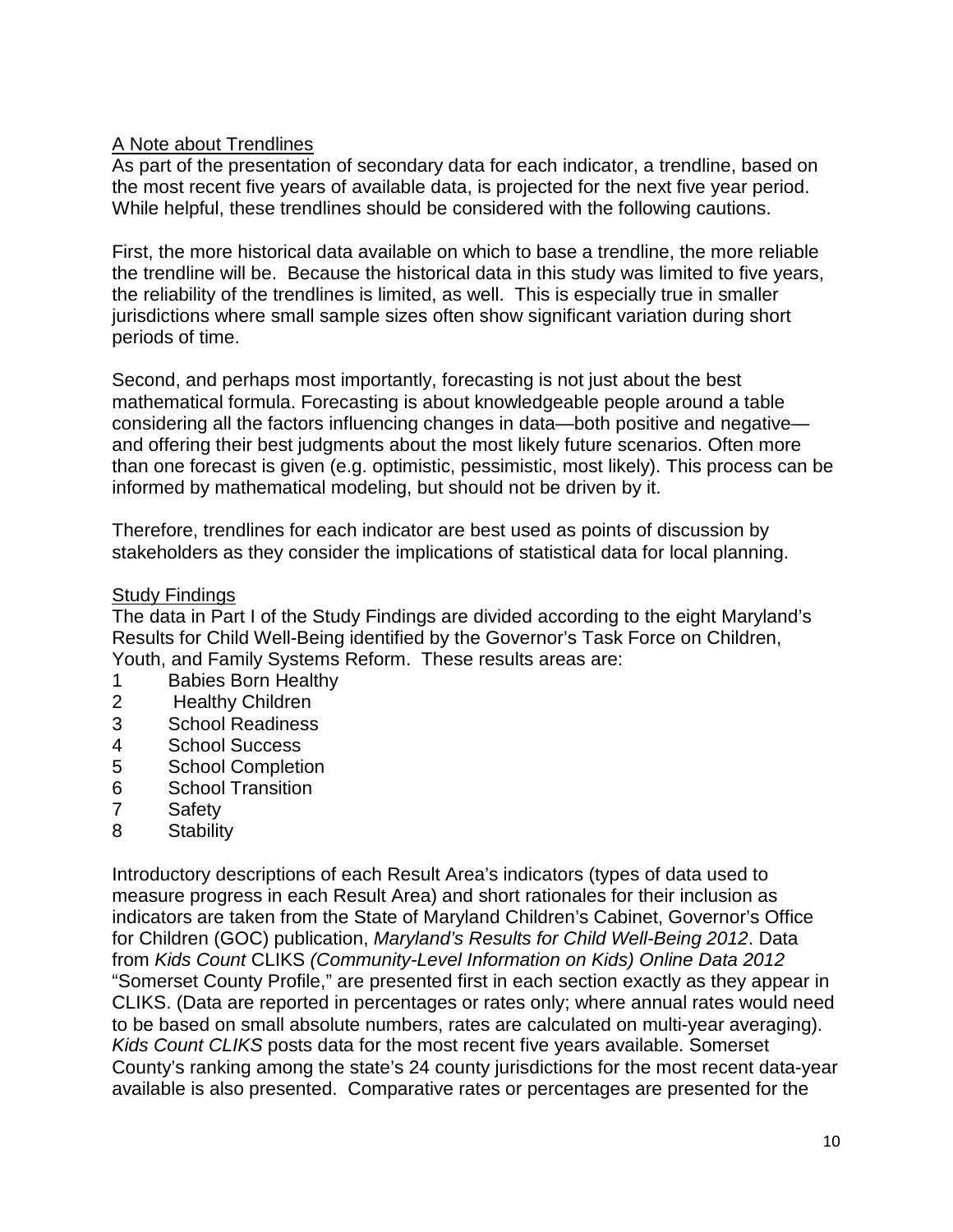## A Note about Trendlines

As part of the presentation of secondary data for each indicator, a trendline, based on the most recent five years of available data, is projected for the next five year period. While helpful, these trendlines should be considered with the following cautions.

First, the more historical data available on which to base a trendline, the more reliable the trendline will be. Because the historical data in this study was limited to five years, the reliability of the trendlines is limited, as well. This is especially true in smaller jurisdictions where small sample sizes often show significant variation during short periods of time.

Second, and perhaps most importantly, forecasting is not just about the best mathematical formula. Forecasting is about knowledgeable people around a table considering all the factors influencing changes in data—both positive and negative—and offering their best judgments about the most likely future scenarios. Often more than one forecast is given (e.g. optimistic, pessimistic, most likely). This process can be informed by mathematical modeling, but should not be driven by it.

Therefore, trendlines for each indicator are best used as points of discussion by stakeholders as they consider the implications of statistical data for local planning.

## Study Findings

The data in Part I of the Study Findings are divided according to the eight Maryland's Results for Child Well-Being identified by the Governor's Task Force on Children, Youth, and Family Systems Reform. These results areas are:

1. Babies Born Healthy
2. Healthy Children
3. School Readiness
4. School Success
5. School Completion
6. School Transition
7. Safety
8. Stability

Introductory descriptions of each Result Area's indicators (types of data used to measure progress in each Result Area) and short rationales for their inclusion as indicators are taken from the State of Maryland Children's Cabinet, Governor's Office for Children (GOC) publication, *Maryland's Results for Child Well-Being 2012*. Data from *Kids Count* CLIKS *(Community-Level Information on Kids) Online Data 2012* "Somerset County Profile," are presented first in each section exactly as they appear in CLIKS. (Data are reported in percentages or rates only; where annual rates would need to be based on small absolute numbers, rates are calculated on multi-year averaging). *Kids Count CLIKS* posts data for the most recent five years available. Somerset County's ranking among the state's 24 county jurisdictions for the most recent data-year available is also presented. Comparative rates or percentages are presented for the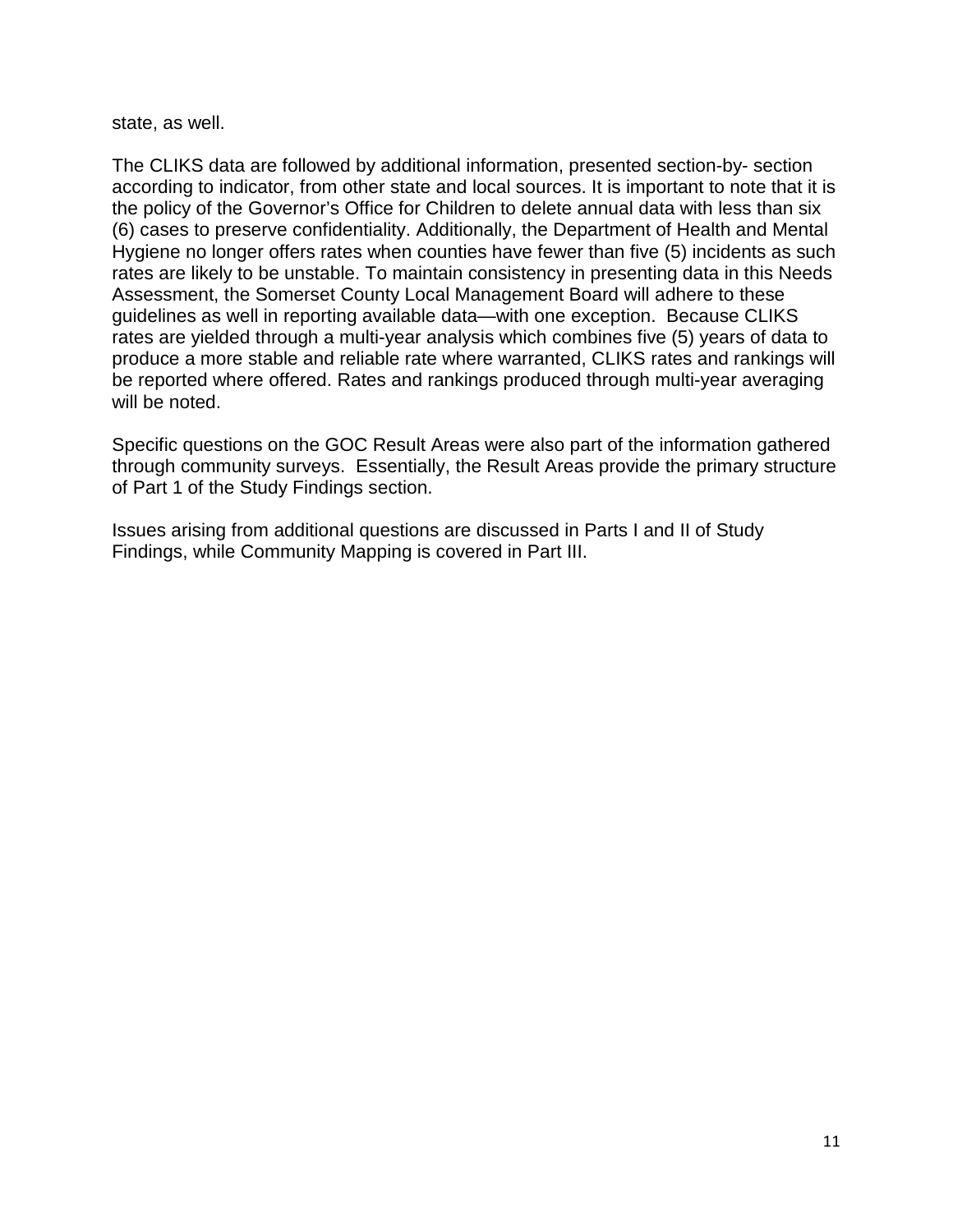state, as well.

The CLIKS data are followed by additional information, presented section-by- section according to indicator, from other state and local sources. It is important to note that it is the policy of the Governor's Office for Children to delete annual data with less than six (6) cases to preserve confidentiality. Additionally, the Department of Health and Mental Hygiene no longer offers rates when counties have fewer than five (5) incidents as such rates are likely to be unstable. To maintain consistency in presenting data in this Needs Assessment, the Somerset County Local Management Board will adhere to these guidelines as well in reporting available data—with one exception. Because CLIKS rates are yielded through a multi-year analysis which combines five (5) years of data to produce a more stable and reliable rate where warranted, CLIKS rates and rankings will be reported where offered. Rates and rankings produced through multi-year averaging will be noted.

Specific questions on the GOC Result Areas were also part of the information gathered through community surveys. Essentially, the Result Areas provide the primary structure of Part 1 of the Study Findings section.

Issues arising from additional questions are discussed in Parts I and II of Study Findings, while Community Mapping is covered in Part III.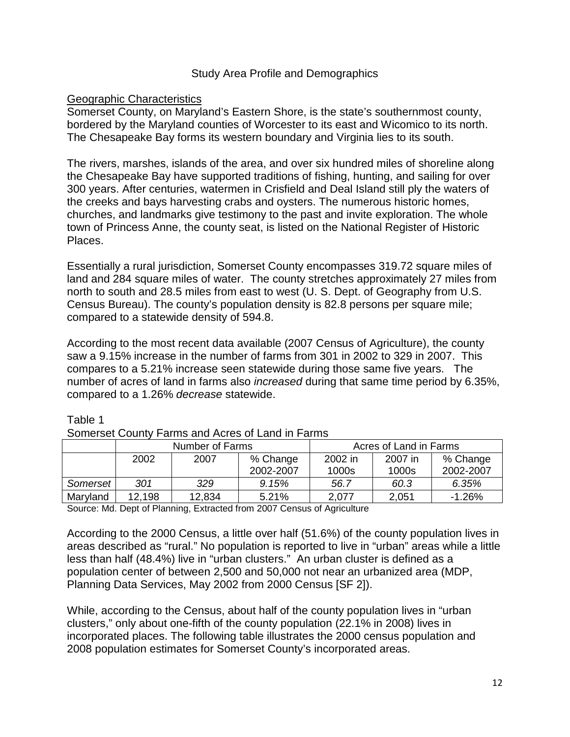# Study Area Profile and Demographics

## Geographic Characteristics

Somerset County, on Maryland's Eastern Shore, is the state's southernmost county, bordered by the Maryland counties of Worcester to its east and Wicomico to its north. The Chesapeake Bay forms its western boundary and Virginia lies to its south.

The rivers, marshes, islands of the area, and over six hundred miles of shoreline along the Chesapeake Bay have supported traditions of fishing, hunting, and sailing for over 300 years. After centuries, watermen in Crisfield and Deal Island still ply the waters of the creeks and bays harvesting crabs and oysters. The numerous historic homes, churches, and landmarks give testimony to the past and invite exploration. The whole town of Princess Anne, the county seat, is listed on the National Register of Historic Places.

Essentially a rural jurisdiction, Somerset County encompasses 319.72 square miles of land and 284 square miles of water. The county stretches approximately 27 miles from north to south and 28.5 miles from east to west (U. S. Dept. of Geography from U.S. Census Bureau). The county's population density is 82.8 persons per square mile; compared to a statewide density of 594.8.

According to the most recent data available (2007 Census of Agriculture), the county saw a 9.15% increase in the number of farms from 301 in 2002 to 329 in 2007. This compares to a 5.21% increase seen statewide during those same five years. The number of acres of land in farms also *increased* during that same time period by 6.35%, compared to a 1.26% *decrease* statewide.

Table 1
Somerset County Farms and Acres of Land in Farms

| | Number of Farms | | | Acres of Land in Farms | | |
|---|---|---|---|---|---|---|
| | 2002 | 2007 | % Change 2002-2007 | 2002 in 1000s | 2007 in 1000s | % Change 2002-2007 |
| *Somerset* | *301* | *329* | *9.15%* | *56.7* | *60.3* | *6.35%* |
| Maryland | 12,198 | 12,834 | 5.21% | 2,077 | 2,051 | -1.26% |

Source: Md. Dept of Planning, Extracted from 2007 Census of Agriculture

According to the 2000 Census, a little over half (51.6%) of the county population lives in areas described as "rural." No population is reported to live in "urban" areas while a little less than half (48.4%) live in "urban clusters." An urban cluster is defined as a population center of between 2,500 and 50,000 not near an urbanized area (MDP, Planning Data Services, May 2002 from 2000 Census [SF 2]).

While, according to the Census, about half of the county population lives in "urban clusters," only about one-fifth of the county population (22.1% in 2008) lives in incorporated places. The following table illustrates the 2000 census population and 2008 population estimates for Somerset County's incorporated areas.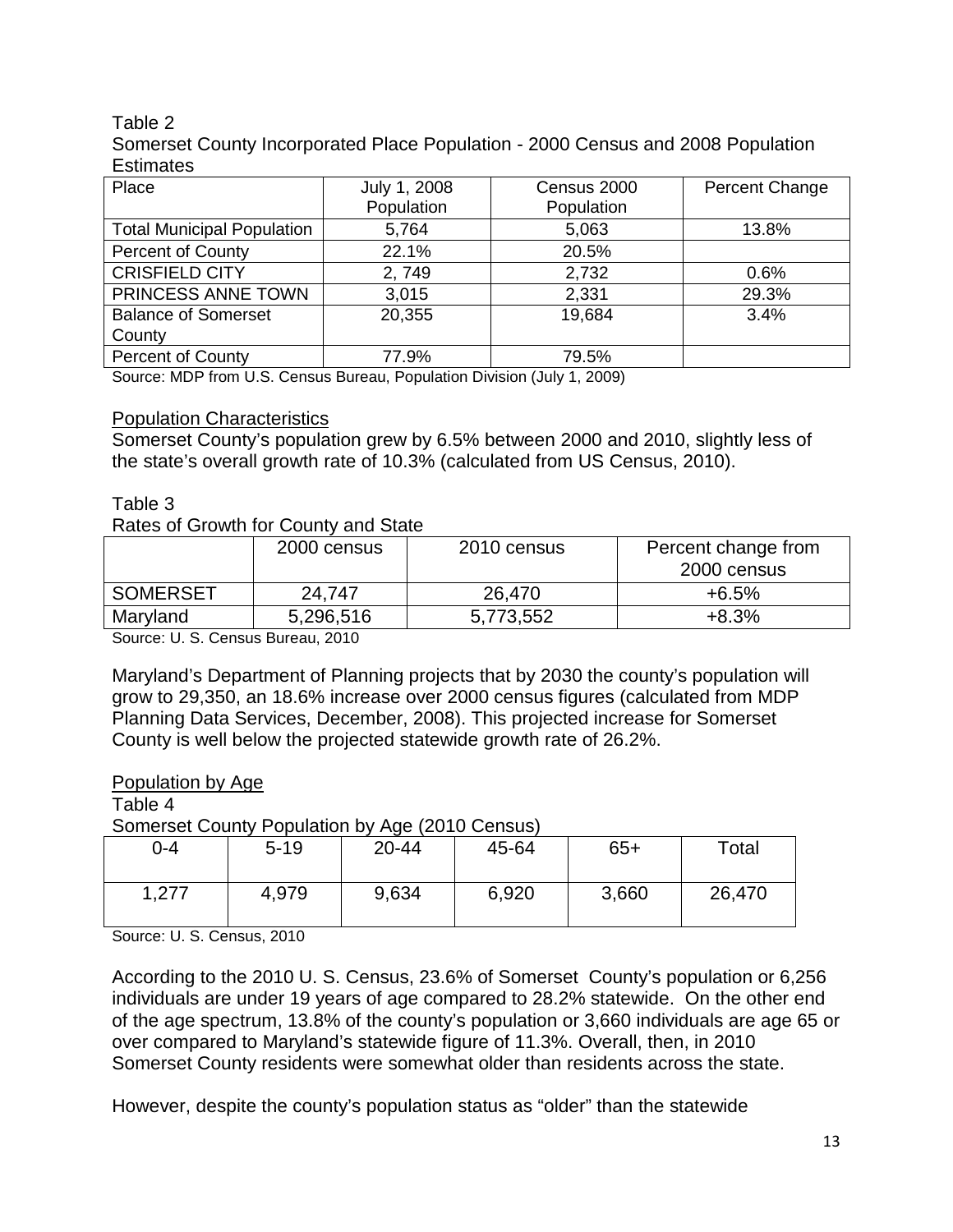Table 2

Somerset County Incorporated Place Population - 2000 Census and 2008 Population Estimates

| Place | July 1, 2008 Population | Census 2000 Population | Percent Change |
|---|---|---|---|
| Total Municipal Population | 5,764 | 5,063 | 13.8% |
| Percent of County | 22.1% | 20.5% | |
| CRISFIELD CITY | 2, 749 | 2,732 | 0.6% |
| PRINCESS ANNE TOWN | 3,015 | 2,331 | 29.3% |
| Balance of Somerset County | 20,355 | 19,684 | 3.4% |
| Percent of County | 77.9% | 79.5% | |

Source: MDP from U.S. Census Bureau, Population Division (July 1, 2009)

Population Characteristics

Somerset County's population grew by 6.5% between 2000 and 2010, slightly less of the state's overall growth rate of 10.3% (calculated from US Census, 2010).

Table 3

Rates of Growth for County and State

| | 2000 census | 2010 census | Percent change from 2000 census |
|---|---|---|---|
| SOMERSET | 24,747 | 26,470 | +6.5% |
| Maryland | 5,296,516 | 5,773,552 | +8.3% |

Source: U. S. Census Bureau, 2010

Maryland's Department of Planning projects that by 2030 the county's population will grow to 29,350, an 18.6% increase over 2000 census figures (calculated from MDP Planning Data Services, December, 2008). This projected increase for Somerset County is well below the projected statewide growth rate of 26.2%.

Population by Age

Table 4

Somerset County Population by Age (2010 Census)

| 0-4 | 5-19 | 20-44 | 45-64 | 65+ | Total |
|---|---|---|---|---|---|
| 1,277 | 4,979 | 9,634 | 6,920 | 3,660 | 26,470 |

Source: U. S. Census, 2010

According to the 2010 U. S. Census, 23.6% of Somerset County's population or 6,256 individuals are under 19 years of age compared to 28.2% statewide. On the other end of the age spectrum, 13.8% of the county's population or 3,660 individuals are age 65 or over compared to Maryland's statewide figure of 11.3%. Overall, then, in 2010 Somerset County residents were somewhat older than residents across the state.

However, despite the county's population status as "older" than the statewide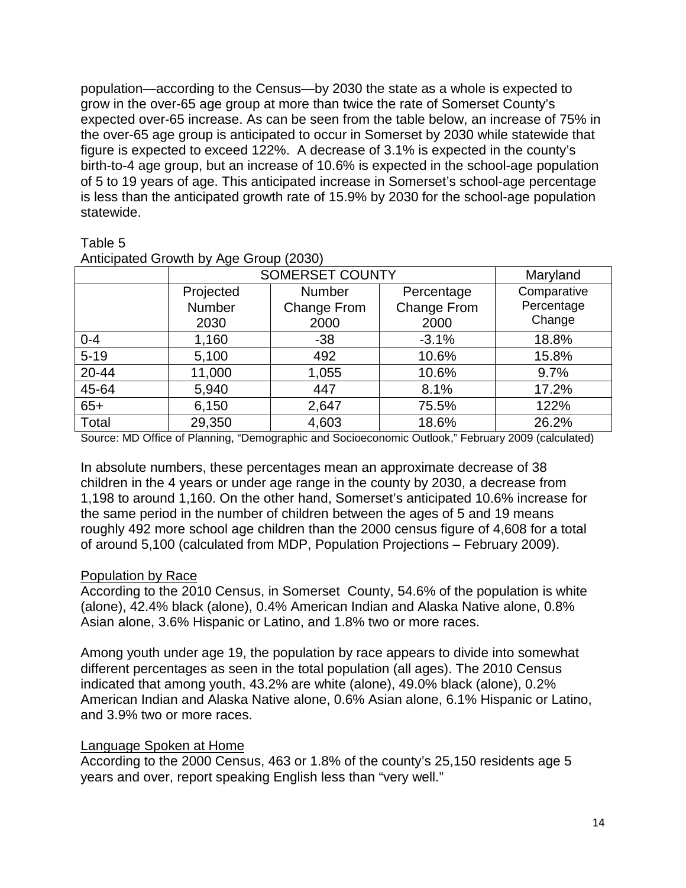population—according to the Census—by 2030 the state as a whole is expected to grow in the over-65 age group at more than twice the rate of Somerset County's expected over-65 increase. As can be seen from the table below, an increase of 75% in the over-65 age group is anticipated to occur in Somerset by 2030 while statewide that figure is expected to exceed 122%. A decrease of 3.1% is expected in the county's birth-to-4 age group, but an increase of 10.6% is expected in the school-age population of 5 to 19 years of age. This anticipated increase in Somerset's school-age percentage is less than the anticipated growth rate of 15.9% by 2030 for the school-age population statewide.

Table 5
Anticipated Growth by Age Group (2030)

| | SOMERSET COUNTY | | | Maryland |
|---|---|---|---|---|
| | Projected Number 2030 | Number Change From 2000 | Percentage Change From 2000 | Comparative Percentage Change |
| 0-4 | 1,160 | -38 | -3.1% | 18.8% |
| 5-19 | 5,100 | 492 | 10.6% | 15.8% |
| 20-44 | 11,000 | 1,055 | 10.6% | 9.7% |
| 45-64 | 5,940 | 447 | 8.1% | 17.2% |
| 65+ | 6,150 | 2,647 | 75.5% | 122% |
| Total | 29,350 | 4,603 | 18.6% | 26.2% |

Source: MD Office of Planning, "Demographic and Socioeconomic Outlook," February 2009 (calculated)

In absolute numbers, these percentages mean an approximate decrease of 38 children in the 4 years or under age range in the county by 2030, a decrease from 1,198 to around 1,160. On the other hand, Somerset's anticipated 10.6% increase for the same period in the number of children between the ages of 5 and 19 means roughly 492 more school age children than the 2000 census figure of 4,608 for a total of around 5,100 (calculated from MDP, Population Projections – February 2009).

Population by Race

According to the 2010 Census, in Somerset County, 54.6% of the population is white (alone), 42.4% black (alone), 0.4% American Indian and Alaska Native alone, 0.8% Asian alone, 3.6% Hispanic or Latino, and 1.8% two or more races.

Among youth under age 19, the population by race appears to divide into somewhat different percentages as seen in the total population (all ages). The 2010 Census indicated that among youth, 43.2% are white (alone), 49.0% black (alone), 0.2% American Indian and Alaska Native alone, 0.6% Asian alone, 6.1% Hispanic or Latino, and 3.9% two or more races.

Language Spoken at Home

According to the 2000 Census, 463 or 1.8% of the county's 25,150 residents age 5 years and over, report speaking English less than "very well."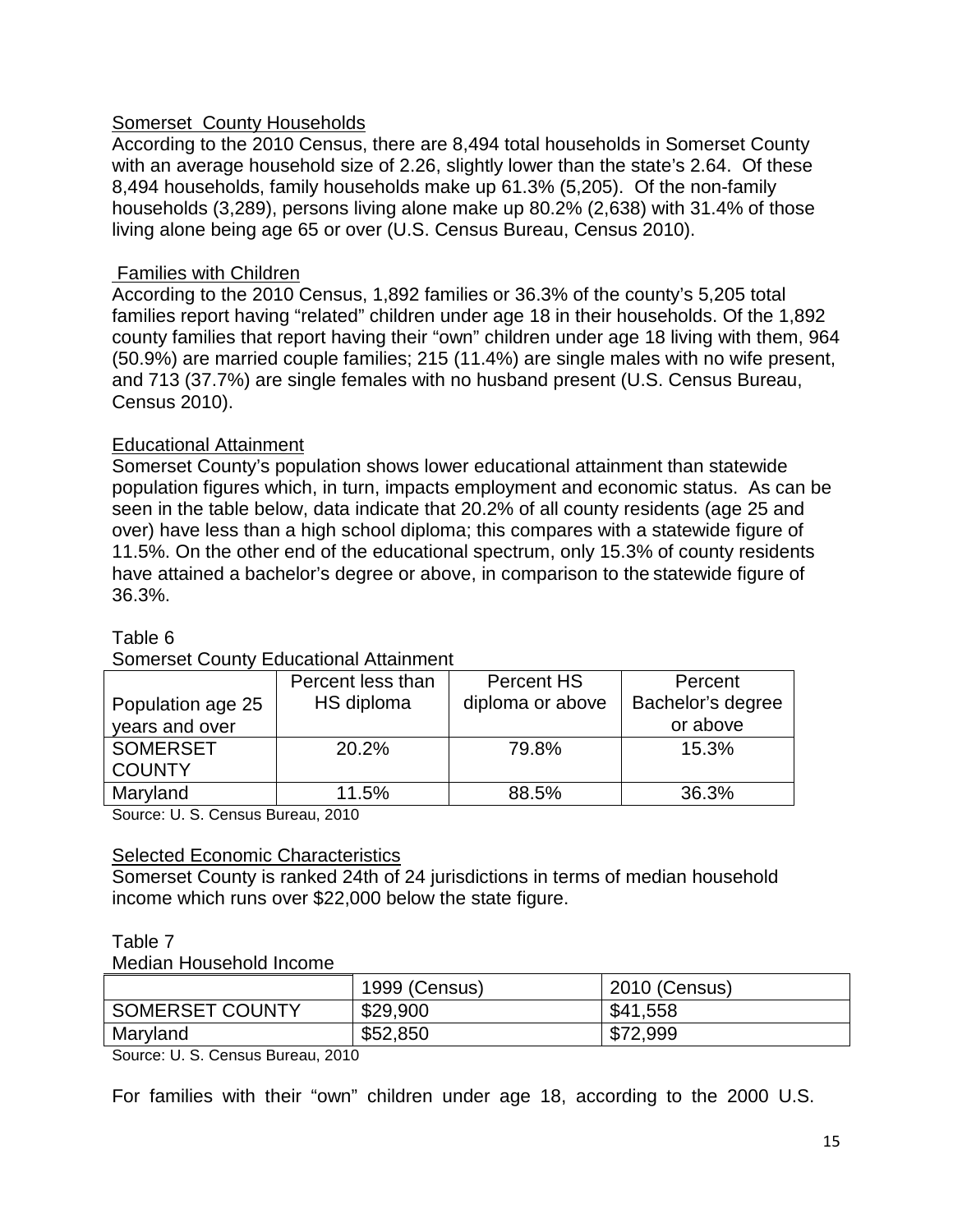## Somerset County Households

According to the 2010 Census, there are 8,494 total households in Somerset County with an average household size of 2.26, slightly lower than the state's 2.64. Of these 8,494 households, family households make up 61.3% (5,205). Of the non-family households (3,289), persons living alone make up 80.2% (2,638) with 31.4% of those living alone being age 65 or over (U.S. Census Bureau, Census 2010).

## Families with Children

According to the 2010 Census, 1,892 families or 36.3% of the county's 5,205 total families report having "related" children under age 18 in their households. Of the 1,892 county families that report having their "own" children under age 18 living with them, 964 (50.9%) are married couple families; 215 (11.4%) are single males with no wife present, and 713 (37.7%) are single females with no husband present (U.S. Census Bureau, Census 2010).

## Educational Attainment

Somerset County's population shows lower educational attainment than statewide population figures which, in turn, impacts employment and economic status. As can be seen in the table below, data indicate that 20.2% of all county residents (age 25 and over) have less than a high school diploma; this compares with a statewide figure of 11.5%. On the other end of the educational spectrum, only 15.3% of county residents have attained a bachelor's degree or above, in comparison to the statewide figure of 36.3%.

Table 6

Somerset County Educational Attainment

| Population age 25 years and over | Percent less than HS diploma | Percent HS diploma or above | Percent Bachelor's degree or above |
|---|---|---|---|
| SOMERSET COUNTY | 20.2% | 79.8% | 15.3% |
| Maryland | 11.5% | 88.5% | 36.3% |

Source: U. S. Census Bureau, 2010

## Selected Economic Characteristics

Somerset County is ranked 24th of 24 jurisdictions in terms of median household income which runs over $22,000 below the state figure.

Table 7

Median Household Income

| | 1999 (Census) | 2010 (Census) |
|---|---|---|
| SOMERSET COUNTY | $29,900 | $41,558 |
| Maryland | $52,850 | $72,999 |

Source: U. S. Census Bureau, 2010

For families with their "own" children under age 18, according to the 2000 U.S.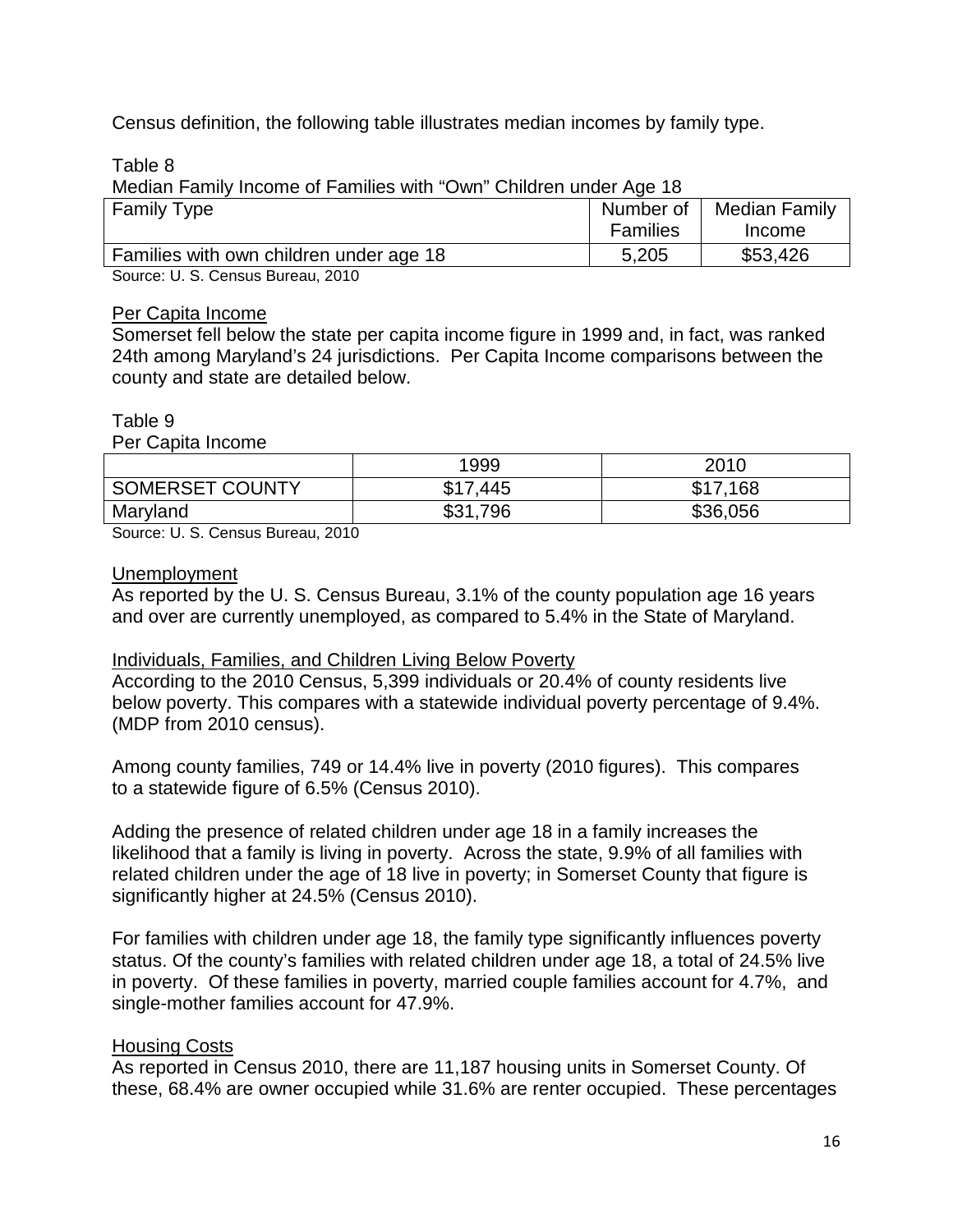Census definition, the following table illustrates median incomes by family type.

Table 8

Median Family Income of Families with "Own" Children under Age 18

| Family Type | Number of Families | Median Family Income |
|---|---|---|
| Families with own children under age 18 | 5,205 | $53,426 |

Source: U. S. Census Bureau, 2010

Per Capita Income

Somerset fell below the state per capita income figure in 1999 and, in fact, was ranked 24th among Maryland's 24 jurisdictions. Per Capita Income comparisons between the county and state are detailed below.

Table 9

Per Capita Income

| | 1999 | 2010 |
|---|---|---|
| SOMERSET COUNTY | $17,445 | $17,168 |
| Maryland | $31,796 | $36,056 |

Source: U. S. Census Bureau, 2010

Unemployment

As reported by the U. S. Census Bureau, 3.1% of the county population age 16 years and over are currently unemployed, as compared to 5.4% in the State of Maryland.

Individuals, Families, and Children Living Below Poverty

According to the 2010 Census, 5,399 individuals or 20.4% of county residents live below poverty. This compares with a statewide individual poverty percentage of 9.4%. (MDP from 2010 census).

Among county families, 749 or 14.4% live in poverty (2010 figures). This compares to a statewide figure of 6.5% (Census 2010).

Adding the presence of related children under age 18 in a family increases the likelihood that a family is living in poverty. Across the state, 9.9% of all families with related children under the age of 18 live in poverty; in Somerset County that figure is significantly higher at 24.5% (Census 2010).

For families with children under age 18, the family type significantly influences poverty status. Of the county's families with related children under age 18, a total of 24.5% live in poverty. Of these families in poverty, married couple families account for 4.7%, and single-mother families account for 47.9%.

Housing Costs

As reported in Census 2010, there are 11,187 housing units in Somerset County. Of these, 68.4% are owner occupied while 31.6% are renter occupied. These percentages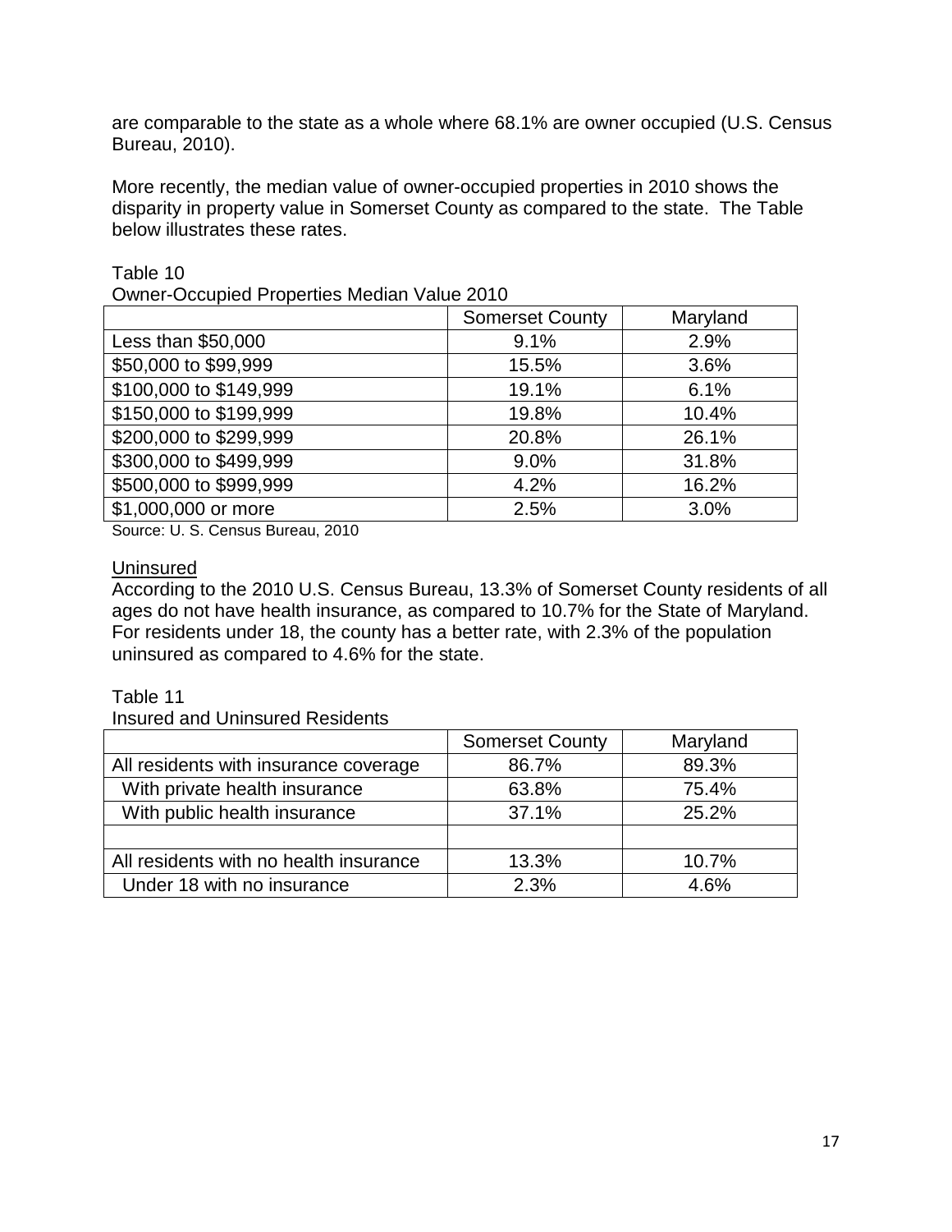are comparable to the state as a whole where 68.1% are owner occupied (U.S. Census Bureau, 2010).

More recently, the median value of owner-occupied properties in 2010 shows the disparity in property value in Somerset County as compared to the state. The Table below illustrates these rates.

Table 10
Owner-Occupied Properties Median Value 2010

| | Somerset County | Maryland |
|---|---|---|
| Less than $50,000 | 9.1% | 2.9% |
| $50,000 to $99,999 | 15.5% | 3.6% |
| $100,000 to $149,999 | 19.1% | 6.1% |
| $150,000 to $199,999 | 19.8% | 10.4% |
| $200,000 to $299,999 | 20.8% | 26.1% |
| $300,000 to $499,999 | 9.0% | 31.8% |
| $500,000 to $999,999 | 4.2% | 16.2% |
| $1,000,000 or more | 2.5% | 3.0% |

Source: U. S. Census Bureau, 2010

<u>Uninsured</u>

According to the 2010 U.S. Census Bureau, 13.3% of Somerset County residents of all ages do not have health insurance, as compared to 10.7% for the State of Maryland. For residents under 18, the county has a better rate, with 2.3% of the population uninsured as compared to 4.6% for the state.

Table 11
Insured and Uninsured Residents

| | Somerset County | Maryland |
|---|---|---|
| All residents with insurance coverage | 86.7% | 89.3% |
| With private health insurance | 63.8% | 75.4% |
| With public health insurance | 37.1% | 25.2% |
| | | |
| All residents with no health insurance | 13.3% | 10.7% |
| Under 18 with no insurance | 2.3% | 4.6% |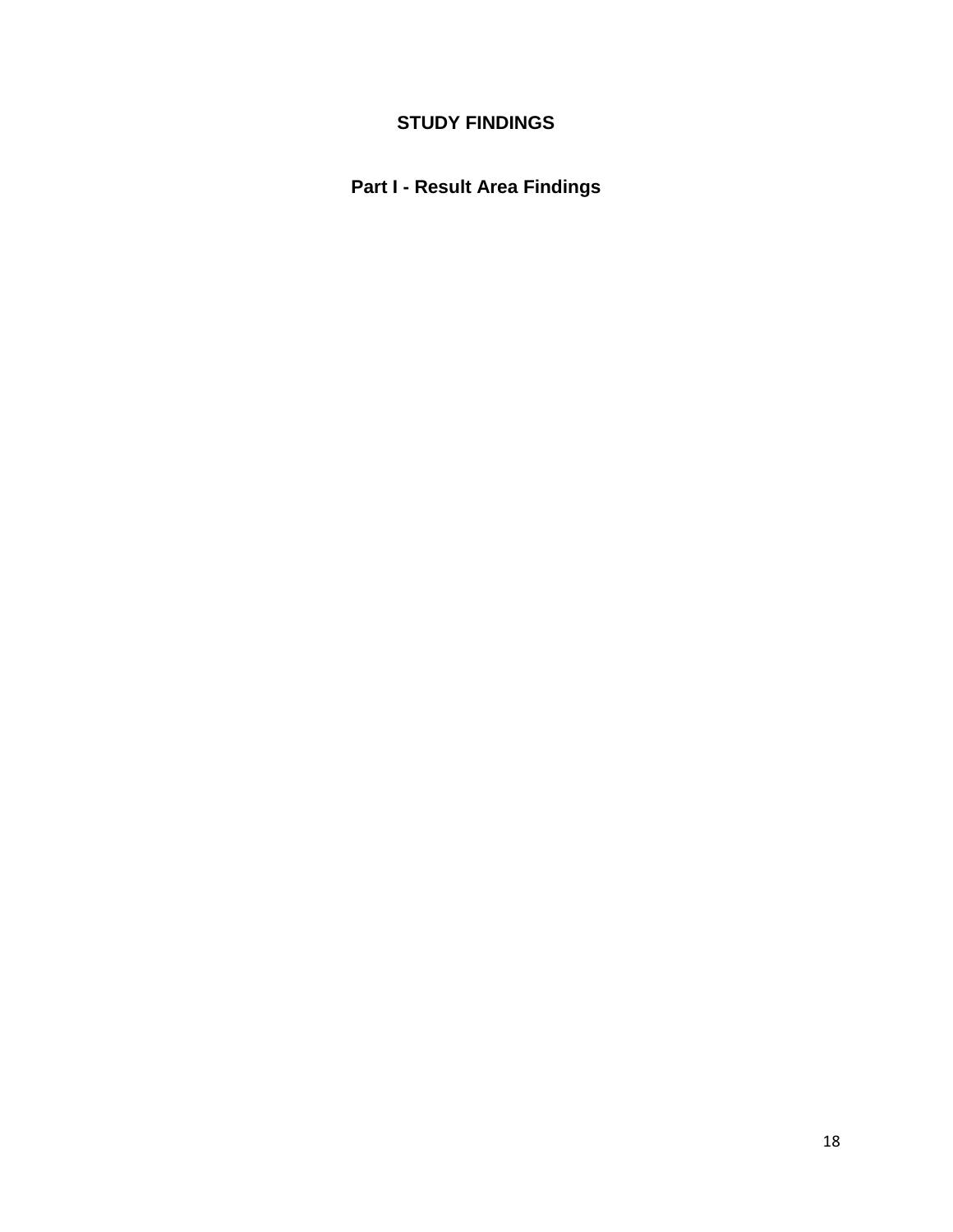# STUDY FINDINGS

## Part I - Result Area Findings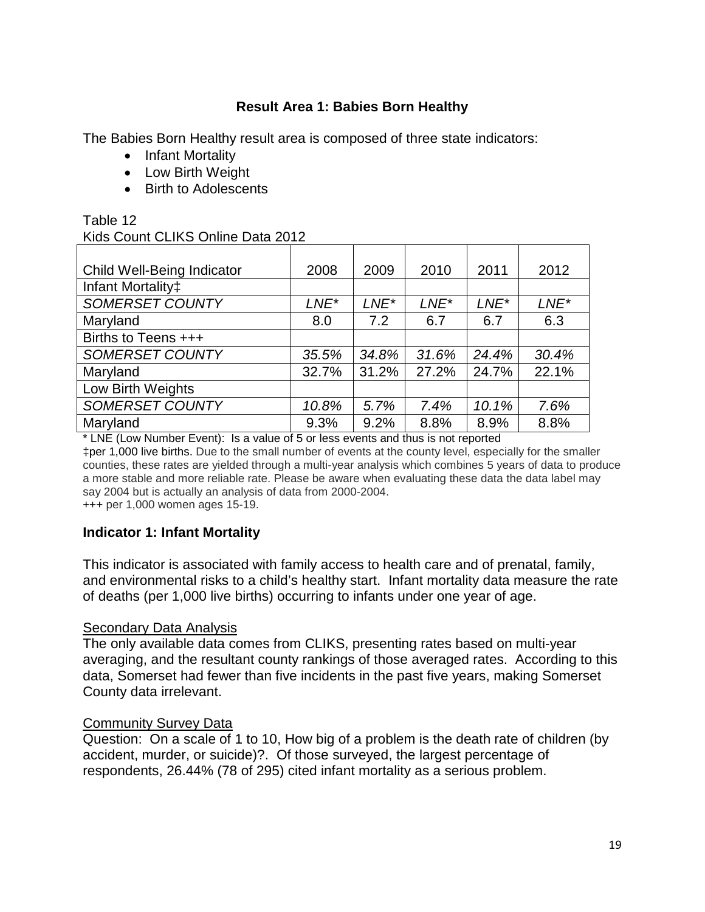## Result Area 1: Babies Born Healthy

The Babies Born Healthy result area is composed of three state indicators:

- Infant Mortality
- Low Birth Weight
- Birth to Adolescents

Table 12
Kids Count CLIKS Online Data 2012

| Child Well-Being Indicator | 2008 | 2009 | 2010 | 2011 | 2012 |
|---|---|---|---|---|---|
| Infant Mortality‡ | | | | | |
| *SOMERSET COUNTY* | *LNE** | *LNE** | *LNE** | *LNE** | *LNE** |
| Maryland | 8.0 | 7.2 | 6.7 | 6.7 | 6.3 |
| Births to Teens +++ | | | | | |
| *SOMERSET COUNTY* | *35.5%* | *34.8%* | *31.6%* | *24.4%* | *30.4%* |
| Maryland | 32.7% | 31.2% | 27.2% | 24.7% | 22.1% |
| Low Birth Weights | | | | | |
| *SOMERSET COUNTY* | *10.8%* | *5.7%* | *7.4%* | *10.1%* | *7.6%* |
| Maryland | 9.3% | 9.2% | 8.8% | 8.9% | 8.8% |

\* LNE (Low Number Event): Is a value of 5 or less events and thus is not reported

‡per 1,000 live births. Due to the small number of events at the county level, especially for the smaller counties, these rates are yielded through a multi-year analysis which combines 5 years of data to produce a more stable and more reliable rate. Please be aware when evaluating these data the data label may say 2004 but is actually an analysis of data from 2000-2004.

+++ per 1,000 women ages 15-19.

### Indicator 1: Infant Mortality

This indicator is associated with family access to health care and of prenatal, family, and environmental risks to a child's healthy start. Infant mortality data measure the rate of deaths (per 1,000 live births) occurring to infants under one year of age.

<u>Secondary Data Analysis</u>

The only available data comes from CLIKS, presenting rates based on multi-year averaging, and the resultant county rankings of those averaged rates. According to this data, Somerset had fewer than five incidents in the past five years, making Somerset County data irrelevant.

<u>Community Survey Data</u>

Question: On a scale of 1 to 10, How big of a problem is the death rate of children (by accident, murder, or suicide)?. Of those surveyed, the largest percentage of respondents, 26.44% (78 of 295) cited infant mortality as a serious problem.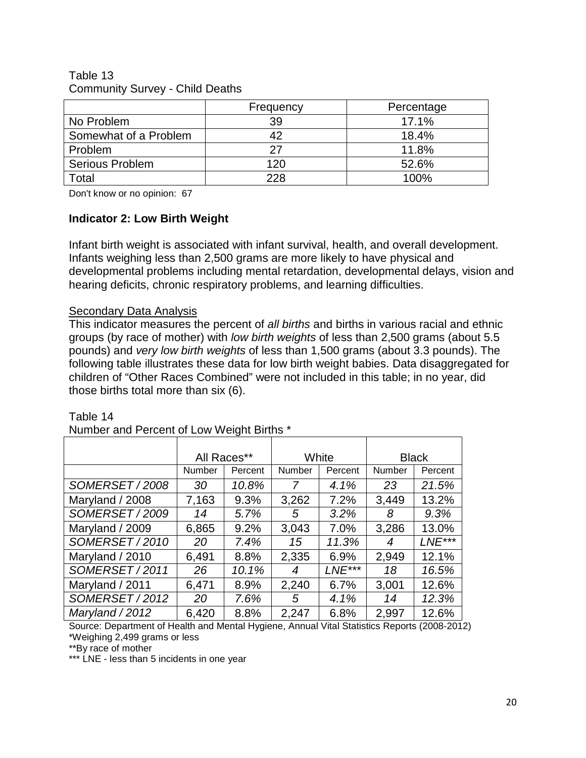Table 13
Community Survey - Child Deaths

| | Frequency | Percentage |
|---|---|---|
| No Problem | 39 | 17.1% |
| Somewhat of a Problem | 42 | 18.4% |
| Problem | 27 | 11.8% |
| Serious Problem | 120 | 52.6% |
| Total | 228 | 100% |

Don't know or no opinion: 67

**Indicator 2: Low Birth Weight**

Infant birth weight is associated with infant survival, health, and overall development. Infants weighing less than 2,500 grams are more likely to have physical and developmental problems including mental retardation, developmental delays, vision and hearing deficits, chronic respiratory problems, and learning difficulties.

Secondary Data Analysis

This indicator measures the percent of *all births* and births in various racial and ethnic groups (by race of mother) with *low birth weights* of less than 2,500 grams (about 5.5 pounds) and *very low birth weights* of less than 1,500 grams (about 3.3 pounds). The following table illustrates these data for low birth weight babies. Data disaggregated for children of "Other Races Combined" were not included in this table; in no year, did those births total more than six (6).

Table 14
Number and Percent of Low Weight Births *

| | All Races** | | White | | Black | |
|---|---|---|---|---|---|---|
| | Number | Percent | Number | Percent | Number | Percent |
| *SOMERSET / 2008* | *30* | *10.8%* | *7* | *4.1%* | *23* | *21.5%* |
| Maryland / 2008 | 7,163 | 9.3% | 3,262 | 7.2% | 3,449 | 13.2% |
| *SOMERSET / 2009* | *14* | *5.7%* | *5* | *3.2%* | *8* | *9.3%* |
| Maryland / 2009 | 6,865 | 9.2% | 3,043 | 7.0% | 3,286 | 13.0% |
| *SOMERSET / 2010* | *20* | *7.4%* | *15* | *11.3%* | *4* | *LNE**** |
| Maryland / 2010 | 6,491 | 8.8% | 2,335 | 6.9% | 2,949 | 12.1% |
| *SOMERSET / 2011* | *26* | *10.1%* | *4* | *LNE**** | *18* | *16.5%* |
| Maryland / 2011 | 6,471 | 8.9% | 2,240 | 6.7% | 3,001 | 12.6% |
| *SOMERSET / 2012* | *20* | *7.6%* | *5* | *4.1%* | *14* | *12.3%* |
| *Maryland / 2012* | 6,420 | 8.8% | 2,247 | 6.8% | 2,997 | 12.6% |

Source: Department of Health and Mental Hygiene, Annual Vital Statistics Reports (2008-2012)
*Weighing 2,499 grams or less
**By race of mother
*** LNE - less than 5 incidents in one year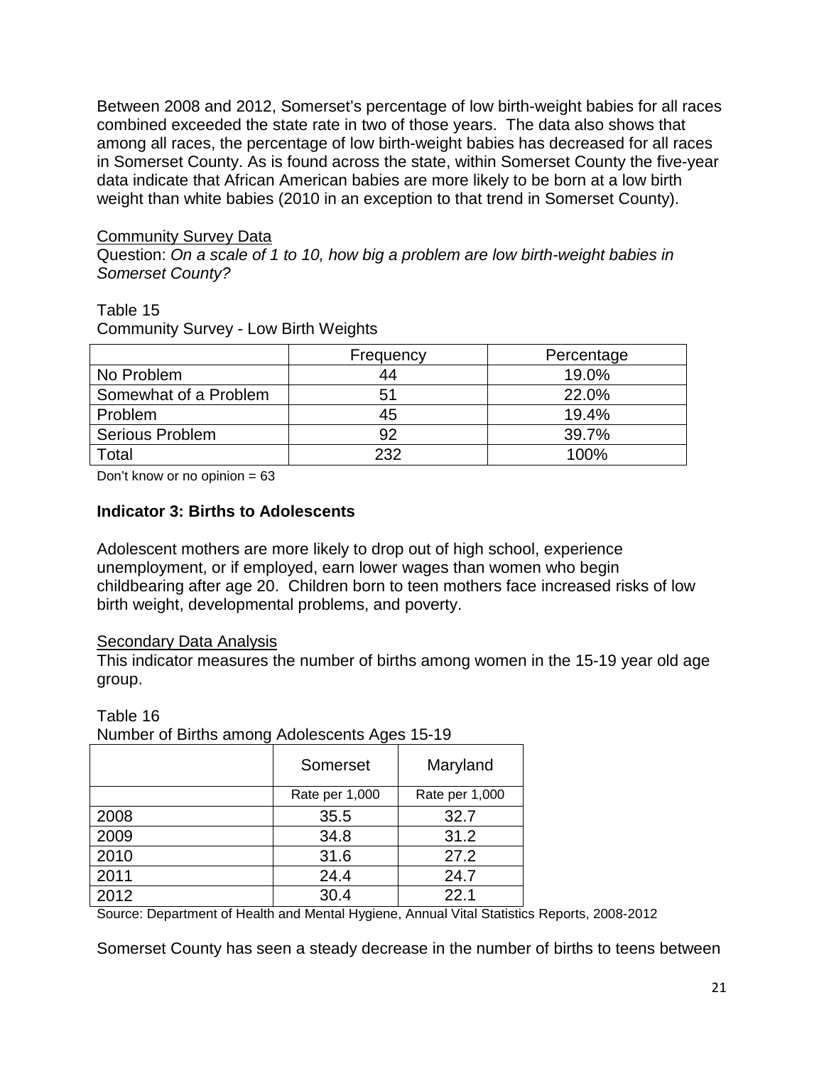Between 2008 and 2012, Somerset's percentage of low birth-weight babies for all races combined exceeded the state rate in two of those years. The data also shows that among all races, the percentage of low birth-weight babies has decreased for all races in Somerset County. As is found across the state, within Somerset County the five-year data indicate that African American babies are more likely to be born at a low birth weight than white babies (2010 in an exception to that trend in Somerset County).

Community Survey Data

Question: *On a scale of 1 to 10, how big a problem are low birth-weight babies in Somerset County?*

Table 15

Community Survey - Low Birth Weights

| | Frequency | Percentage |
|---|---|---|
| No Problem | 44 | 19.0% |
| Somewhat of a Problem | 51 | 22.0% |
| Problem | 45 | 19.4% |
| Serious Problem | 92 | 39.7% |
| Total | 232 | 100% |

Don't know or no opinion = 63

**Indicator 3: Births to Adolescents**

Adolescent mothers are more likely to drop out of high school, experience unemployment, or if employed, earn lower wages than women who begin childbearing after age 20. Children born to teen mothers face increased risks of low birth weight, developmental problems, and poverty.

Secondary Data Analysis

This indicator measures the number of births among women in the 15-19 year old age group.

Table 16

Number of Births among Adolescents Ages 15-19

| | Somerset | Maryland |
|---|---|---|
| | Rate per 1,000 | Rate per 1,000 |
| 2008 | 35.5 | 32.7 |
| 2009 | 34.8 | 31.2 |
| 2010 | 31.6 | 27.2 |
| 2011 | 24.4 | 24.7 |
| 2012 | 30.4 | 22.1 |

Source: Department of Health and Mental Hygiene, Annual Vital Statistics Reports, 2008-2012

Somerset County has seen a steady decrease in the number of births to teens between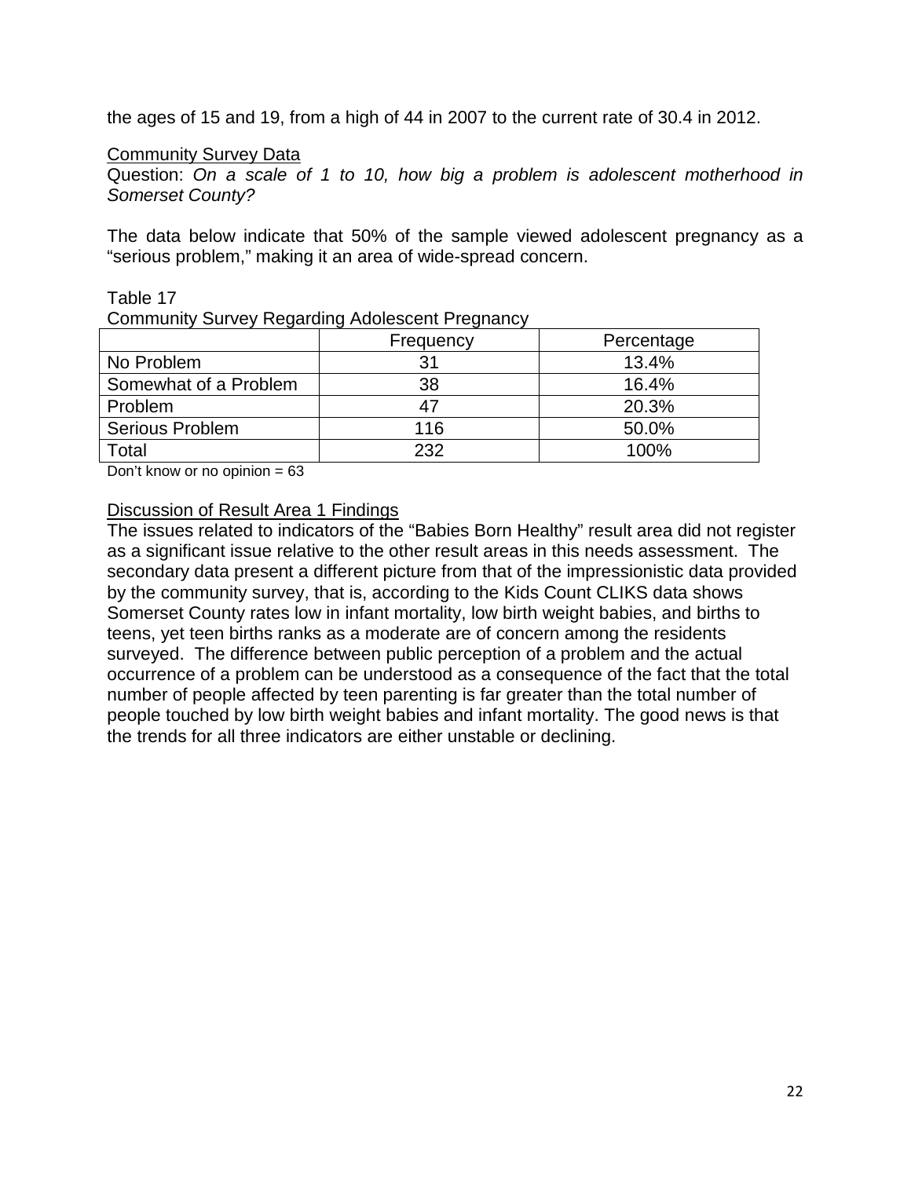the ages of 15 and 19, from a high of 44 in 2007 to the current rate of 30.4 in 2012.

Community Survey Data

Question: *On a scale of 1 to 10, how big a problem is adolescent motherhood in Somerset County?*

The data below indicate that 50% of the sample viewed adolescent pregnancy as a "serious problem," making it an area of wide-spread concern.

Table 17

Community Survey Regarding Adolescent Pregnancy

| | Frequency | Percentage |
|---|---|---|
| No Problem | 31 | 13.4% |
| Somewhat of a Problem | 38 | 16.4% |
| Problem | 47 | 20.3% |
| Serious Problem | 116 | 50.0% |
| Total | 232 | 100% |

Don't know or no opinion = 63

Discussion of Result Area 1 Findings

The issues related to indicators of the "Babies Born Healthy" result area did not register as a significant issue relative to the other result areas in this needs assessment. The secondary data present a different picture from that of the impressionistic data provided by the community survey, that is, according to the Kids Count CLIKS data shows Somerset County rates low in infant mortality, low birth weight babies, and births to teens, yet teen births ranks as a moderate are of concern among the residents surveyed. The difference between public perception of a problem and the actual occurrence of a problem can be understood as a consequence of the fact that the total number of people affected by teen parenting is far greater than the total number of people touched by low birth weight babies and infant mortality. The good news is that the trends for all three indicators are either unstable or declining.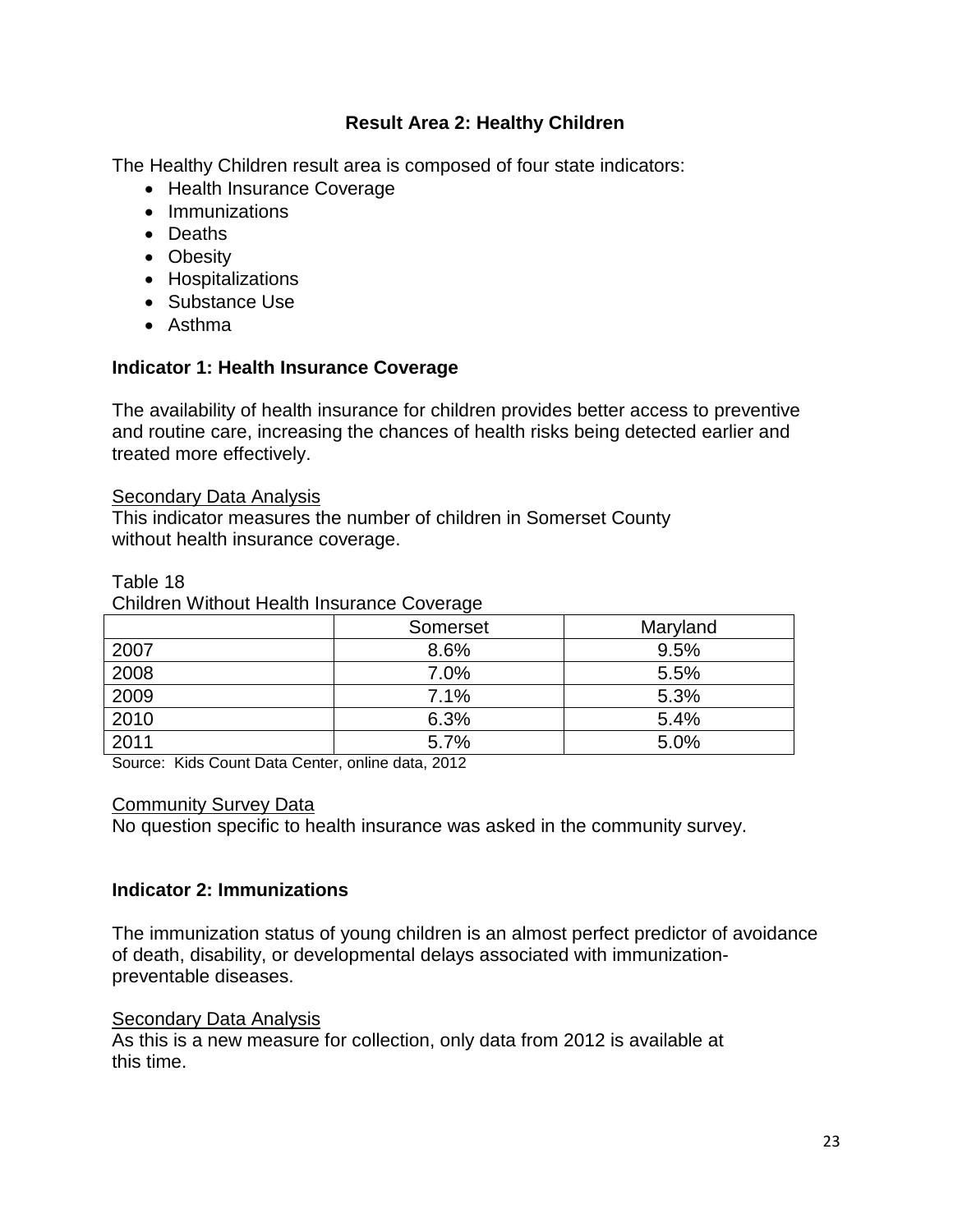## Result Area 2: Healthy Children

The Healthy Children result area is composed of four state indicators:

- Health Insurance Coverage
- Immunizations
- Deaths
- Obesity
- Hospitalizations
- Substance Use
- Asthma

### Indicator 1: Health Insurance Coverage

The availability of health insurance for children provides better access to preventive and routine care, increasing the chances of health risks being detected earlier and treated more effectively.

Secondary Data Analysis

This indicator measures the number of children in Somerset County without health insurance coverage.

Table 18

Children Without Health Insurance Coverage

| | Somerset | Maryland |
|---|---|---|
| 2007 | 8.6% | 9.5% |
| 2008 | 7.0% | 5.5% |
| 2009 | 7.1% | 5.3% |
| 2010 | 6.3% | 5.4% |
| 2011 | 5.7% | 5.0% |

Source: Kids Count Data Center, online data, 2012

Community Survey Data

No question specific to health insurance was asked in the community survey.

### Indicator 2: Immunizations

The immunization status of young children is an almost perfect predictor of avoidance of death, disability, or developmental delays associated with immunization-preventable diseases.

Secondary Data Analysis

As this is a new measure for collection, only data from 2012 is available at this time.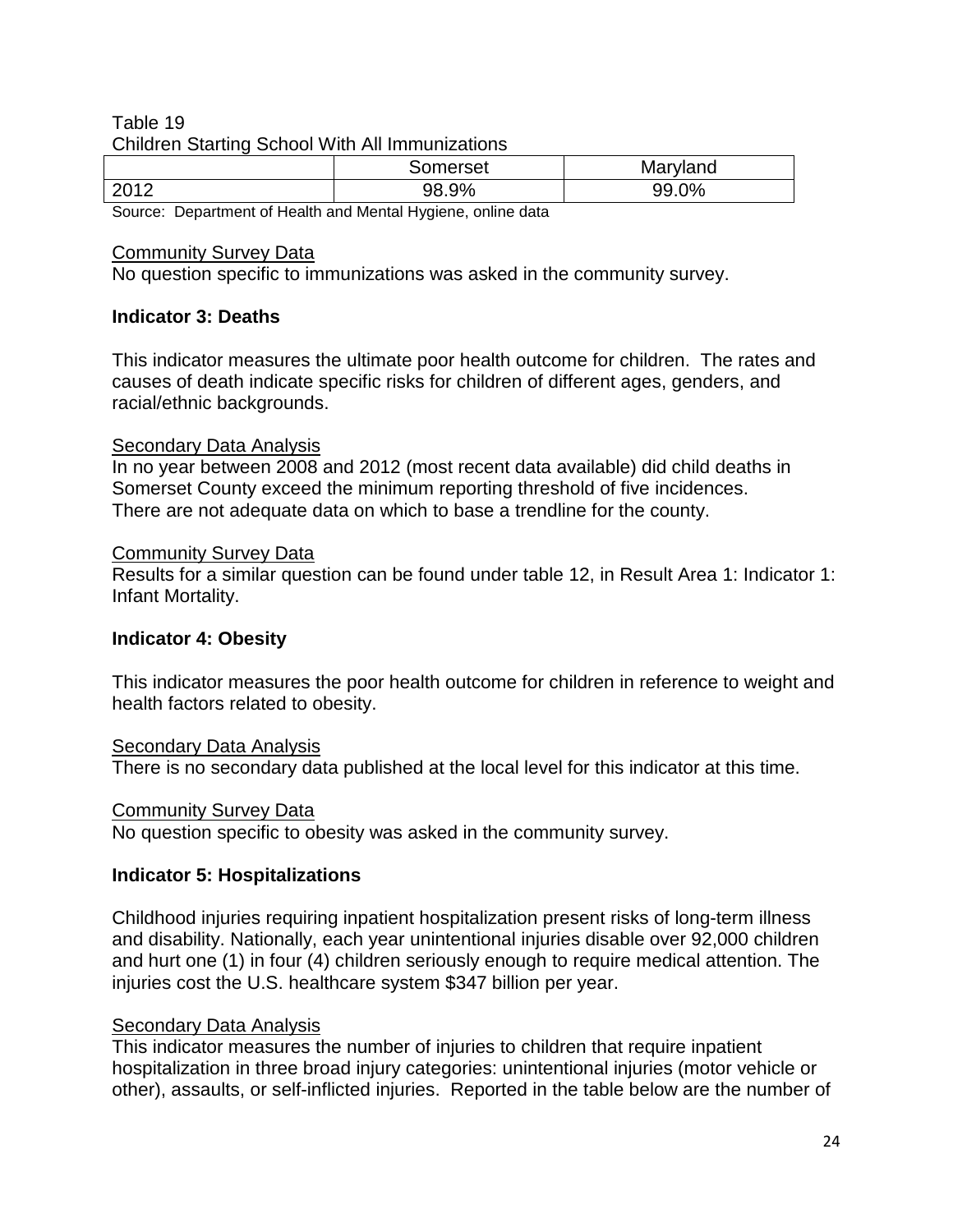Table 19
Children Starting School With All Immunizations

| | Somerset | Maryland |
|---|---|---|
| 2012 | 98.9% | 99.0% |

Source: Department of Health and Mental Hygiene, online data

Community Survey Data
No question specific to immunizations was asked in the community survey.

**Indicator 3: Deaths**

This indicator measures the ultimate poor health outcome for children. The rates and causes of death indicate specific risks for children of different ages, genders, and racial/ethnic backgrounds.

Secondary Data Analysis
In no year between 2008 and 2012 (most recent data available) did child deaths in Somerset County exceed the minimum reporting threshold of five incidences. There are not adequate data on which to base a trendline for the county.

Community Survey Data
Results for a similar question can be found under table 12, in Result Area 1: Indicator 1: Infant Mortality.

**Indicator 4: Obesity**

This indicator measures the poor health outcome for children in reference to weight and health factors related to obesity.

Secondary Data Analysis
There is no secondary data published at the local level for this indicator at this time.

Community Survey Data
No question specific to obesity was asked in the community survey.

**Indicator 5: Hospitalizations**

Childhood injuries requiring inpatient hospitalization present risks of long-term illness and disability. Nationally, each year unintentional injuries disable over 92,000 children and hurt one (1) in four (4) children seriously enough to require medical attention. The injuries cost the U.S. healthcare system $347 billion per year.

Secondary Data Analysis
This indicator measures the number of injuries to children that require inpatient hospitalization in three broad injury categories: unintentional injuries (motor vehicle or other), assaults, or self-inflicted injuries. Reported in the table below are the number of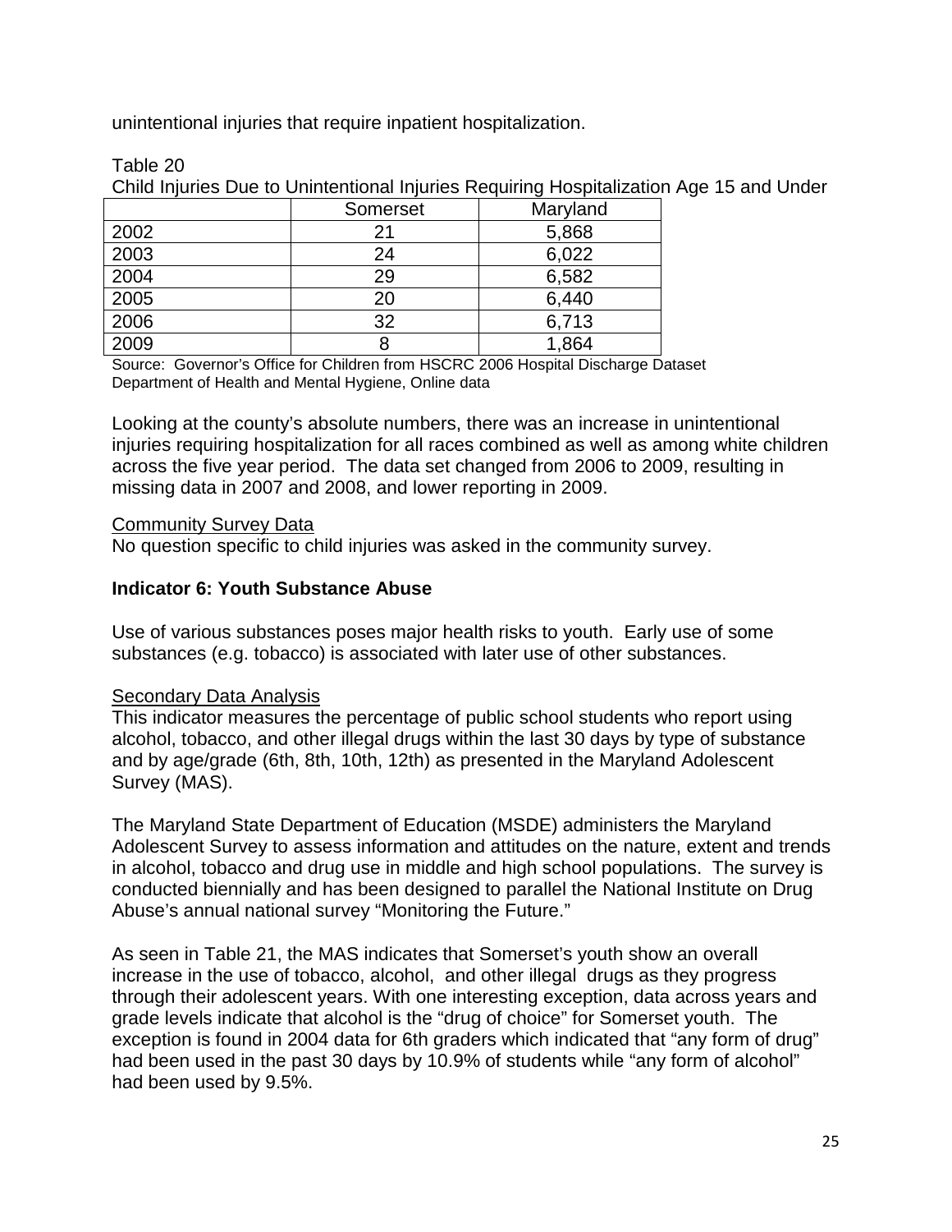unintentional injuries that require inpatient hospitalization.

Table 20

Child Injuries Due to Unintentional Injuries Requiring Hospitalization Age 15 and Under

| | Somerset | Maryland |
|---|---|---|
| 2002 | 21 | 5,868 |
| 2003 | 24 | 6,022 |
| 2004 | 29 | 6,582 |
| 2005 | 20 | 6,440 |
| 2006 | 32 | 6,713 |
| 2009 | 8 | 1,864 |

Source: Governor's Office for Children from HSCRC 2006 Hospital Discharge Dataset
Department of Health and Mental Hygiene, Online data

Looking at the county's absolute numbers, there was an increase in unintentional injuries requiring hospitalization for all races combined as well as among white children across the five year period. The data set changed from 2006 to 2009, resulting in missing data in 2007 and 2008, and lower reporting in 2009.

Community Survey Data

No question specific to child injuries was asked in the community survey.

**Indicator 6: Youth Substance Abuse**

Use of various substances poses major health risks to youth. Early use of some substances (e.g. tobacco) is associated with later use of other substances.

Secondary Data Analysis

This indicator measures the percentage of public school students who report using alcohol, tobacco, and other illegal drugs within the last 30 days by type of substance and by age/grade (6th, 8th, 10th, 12th) as presented in the Maryland Adolescent Survey (MAS).

The Maryland State Department of Education (MSDE) administers the Maryland Adolescent Survey to assess information and attitudes on the nature, extent and trends in alcohol, tobacco and drug use in middle and high school populations. The survey is conducted biennially and has been designed to parallel the National Institute on Drug Abuse's annual national survey "Monitoring the Future."

As seen in Table 21, the MAS indicates that Somerset's youth show an overall increase in the use of tobacco, alcohol, and other illegal drugs as they progress through their adolescent years. With one interesting exception, data across years and grade levels indicate that alcohol is the "drug of choice" for Somerset youth. The exception is found in 2004 data for 6th graders which indicated that "any form of drug" had been used in the past 30 days by 10.9% of students while "any form of alcohol" had been used by 9.5%.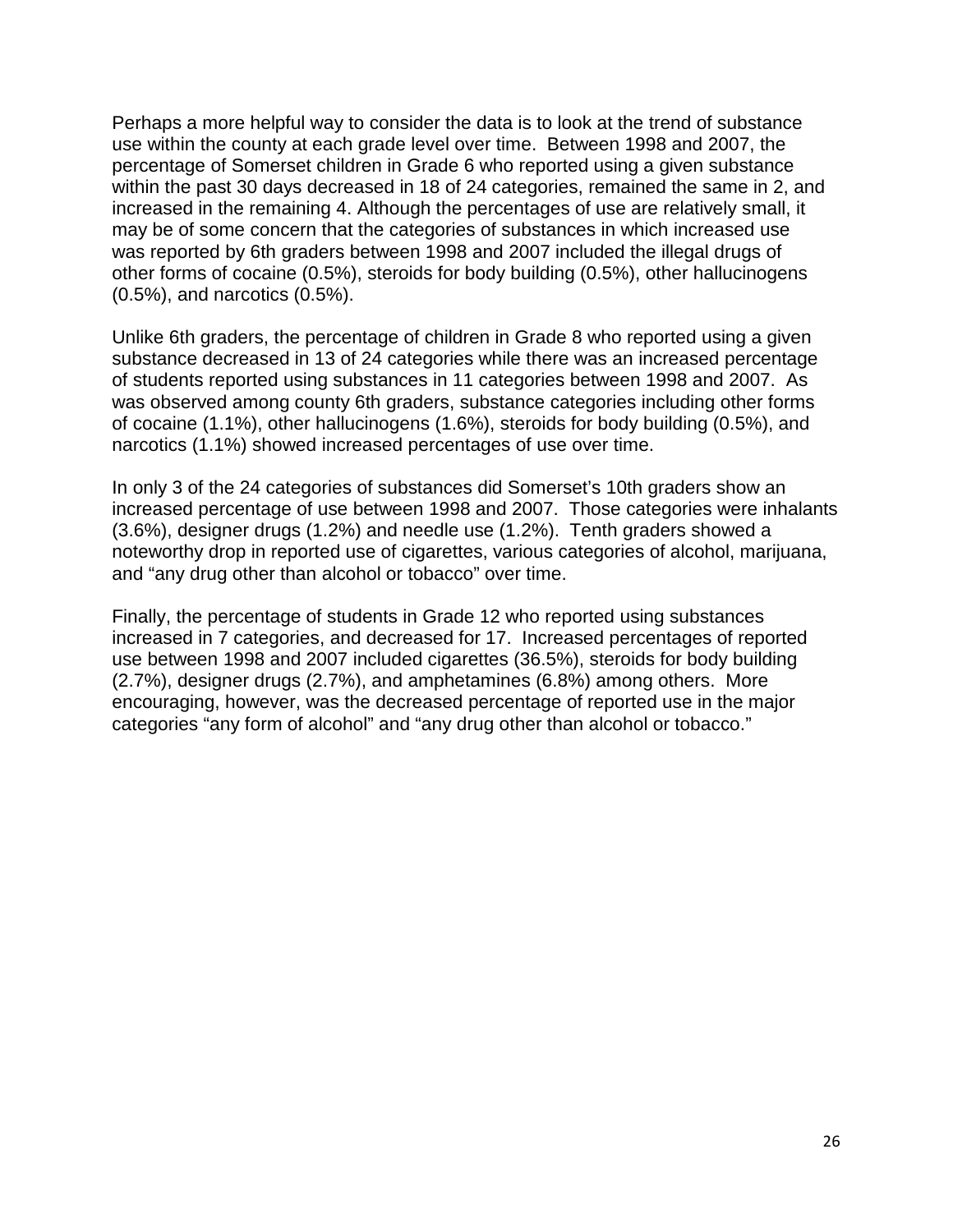Perhaps a more helpful way to consider the data is to look at the trend of substance use within the county at each grade level over time. Between 1998 and 2007, the percentage of Somerset children in Grade 6 who reported using a given substance within the past 30 days decreased in 18 of 24 categories, remained the same in 2, and increased in the remaining 4. Although the percentages of use are relatively small, it may be of some concern that the categories of substances in which increased use was reported by 6th graders between 1998 and 2007 included the illegal drugs of other forms of cocaine (0.5%), steroids for body building (0.5%), other hallucinogens (0.5%), and narcotics (0.5%).

Unlike 6th graders, the percentage of children in Grade 8 who reported using a given substance decreased in 13 of 24 categories while there was an increased percentage of students reported using substances in 11 categories between 1998 and 2007. As was observed among county 6th graders, substance categories including other forms of cocaine (1.1%), other hallucinogens (1.6%), steroids for body building (0.5%), and narcotics (1.1%) showed increased percentages of use over time.

In only 3 of the 24 categories of substances did Somerset's 10th graders show an increased percentage of use between 1998 and 2007. Those categories were inhalants (3.6%), designer drugs (1.2%) and needle use (1.2%). Tenth graders showed a noteworthy drop in reported use of cigarettes, various categories of alcohol, marijuana, and "any drug other than alcohol or tobacco" over time.

Finally, the percentage of students in Grade 12 who reported using substances increased in 7 categories, and decreased for 17. Increased percentages of reported use between 1998 and 2007 included cigarettes (36.5%), steroids for body building (2.7%), designer drugs (2.7%), and amphetamines (6.8%) among others. More encouraging, however, was the decreased percentage of reported use in the major categories "any form of alcohol" and "any drug other than alcohol or tobacco."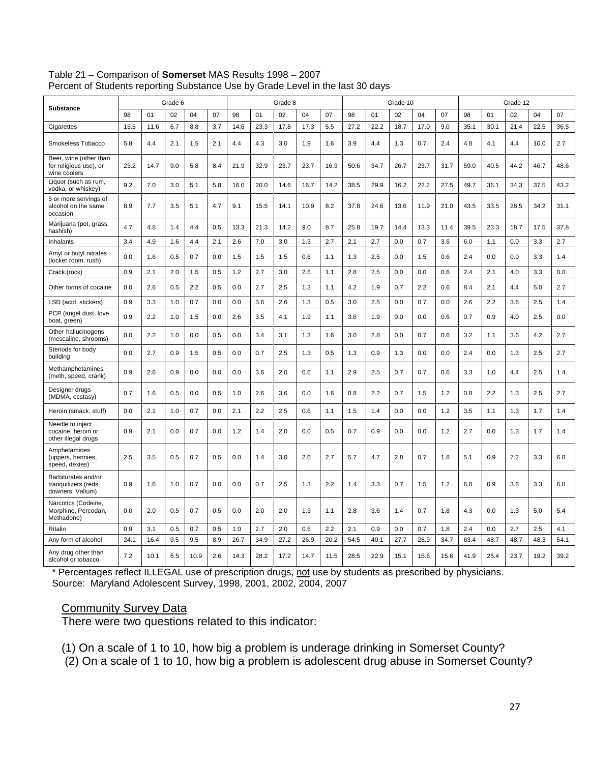Table 21 – Comparison of **Somerset** MAS Results 1998 – 2007
Percent of Students reporting Substance Use by Grade Level in the last 30 days

| Substance | Grade 6 | | | | | Grade 8 | | | | | Grade 10 | | | | | Grade 12 | | | | |
|---|---|---|---|---|---|---|---|---|---|---|---|---|---|---|---|---|---|---|---|---|
| | 98 | 01 | 02 | 04 | 07 | 98 | 01 | 02 | 04 | 07 | 98 | 01 | 02 | 04 | 07 | 98 | 01 | 02 | 04 | 07 |
| Cigarettes | 15.5 | 11.6 | 6.7 | 8.8 | 3.7 | 14.6 | 23.3 | 17.8 | 17.3 | 5.5 | 27.2 | 22.2 | 18.7 | 17.0 | 9.0 | 35.1 | 30.1 | 21.4 | 22.5 | 36.5 |
| Smokeless Tobacco | 5.8 | 4.4 | 2.1 | 1.5 | 2.1 | 4.4 | 4.3 | 3.0 | 1.9 | 1.6 | 3.9 | 4.4 | 1.3 | 0.7 | 2.4 | 4.8 | 4.1 | 4.4 | 10.0 | 2.7 |
| Beer, wine (other than for religious use), or wine coolers | 23.2 | 14.7 | 9.0 | 5.8 | 8.4 | 21.9 | 32.9 | 23.7 | 23.7 | 16.9 | 50.6 | 34.7 | 26.7 | 23.7 | 31.7 | 59.0 | 40.5 | 44.2 | 46.7 | 48.6 |
| Liquor (such as rum, vodka, or whiskey) | 9.2 | 7.0 | 3.0 | 5.1 | 5.8 | 16.0 | 20.0 | 14.6 | 16.7 | 14.2 | 38.5 | 29.9 | 16.2 | 22.2 | 27.5 | 49.7 | 36.1 | 34.3 | 37.5 | 43.2 |
| 5 or more servings of alcohol on the same occasion | 8.9 | 7.7 | 3.5 | 5.1 | 4.7 | 9.1 | 15.5 | 14.1 | 10.9 | 8.2 | 37.8 | 24.6 | 13.6 | 11.9 | 21.0 | 43.5 | 33.5 | 28.5 | 34.2 | 31.1 |
| Marijuana (pot, grass, hashish) | 4.7 | 4.8 | 1.4 | 4.4 | 0.5 | 13.3 | 21.3 | 14.2 | 9.0 | 8.7 | 25.8 | 19.7 | 14.4 | 13.3 | 11.4 | 39.5 | 23.3 | 18.7 | 17.5 | 37.8 |
| Inhalants | 3.4 | 4.9 | 1.6 | 4.4 | 2.1 | 2.6 | 7.0 | 3.0 | 1.3 | 2.7 | 2.1 | 2.7 | 0.0 | 0.7 | 3.6 | 6.0 | 1.1 | 0.0 | 3.3 | 2.7 |
| Amyl or butyl nitrates (locker room, rush) | 0.0 | 1.6 | 0.5 | 0.7 | 0.0 | 1.5 | 1.5 | 1.5 | 0.6 | 1.1 | 1.3 | 2.5 | 0.0 | 1.5 | 0.6 | 2.4 | 0.0 | 0.0 | 3.3 | 1.4 |
| Crack (rock) | 0.9 | 2.1 | 2.0 | 1.5 | 0.5 | 1.2 | 2.7 | 3.0 | 2.6 | 1.1 | 2.8 | 2.5 | 0.0 | 0.0 | 0.6 | 2.4 | 2.1 | 4.0 | 3.3 | 0.0 |
| Other forms of cocaine | 0.0 | 2.6 | 0.5 | 2.2 | 0.5 | 0.0 | 2.7 | 2.5 | 1.3 | 1.1 | 4.2 | 1.9 | 0.7 | 2.2 | 0.6 | 8.4 | 2.1 | 4.4 | 5.0 | 2.7 |
| LSD (acid, stickers) | 0.9 | 3.3 | 1.0 | 0.7 | 0.0 | 0.0 | 3.6 | 2.6 | 1.3 | 0.5 | 3.0 | 2.5 | 0.0 | 0.7 | 0.0 | 2.6 | 2.2 | 3.6 | 2.5 | 1.4 |
| PCP (angel dust, love boat, green) | 0.9 | 2.2 | 1.0 | 1.5 | 0.0 | 2.6 | 3.5 | 4.1 | 1.9 | 1.1 | 3.6 | 1.9 | 0.0 | 0.0 | 0.6 | 0.7 | 0.9 | 4.0 | 2.5 | 0.0 |
| Other hallucinogens (mescaline, shrooms) | 0.0 | 2.2 | 1.0 | 0.0 | 0.5 | 0.0 | 3.4 | 3.1 | 1.3 | 1.6 | 3.0 | 2.8 | 0.0 | 0.7 | 0.6 | 3.2 | 1.1 | 3.6 | 4.2 | 2.7 |
| Steriods for body building | 0.0 | 2.7 | 0.9 | 1.5 | 0.5 | 0.0 | 0.7 | 2.5 | 1.3 | 0.5 | 1.3 | 0.9 | 1.3 | 0.0 | 0.0 | 2.4 | 0.0 | 1.3 | 2.5 | 2.7 |
| Methamphetamines (meth, speed, crank) | 0.9 | 2.6 | 0.9 | 0.0 | 0.0 | 0.0 | 3.6 | 2.0 | 0.6 | 1.1 | 2.9 | 2.5 | 0.7 | 0.7 | 0.6 | 3.3 | 1.0 | 4.4 | 2.5 | 1.4 |
| Designer drugs (MDMA, ecstasy) | 0.7 | 1.6 | 0.5 | 0.0 | 0.5 | 1.0 | 2.6 | 3.6 | 0.0 | 1.6 | 0.8 | 2.2 | 0.7 | 1.5 | 1.2 | 0.8 | 2.2 | 1.3 | 2.5 | 2.7 |
| Heroin (smack, stuff) | 0.0 | 2.1 | 1.0 | 0.7 | 0.0 | 2.1 | 2.2 | 2.5 | 0.6 | 1.1 | 1.5 | 1.4 | 0.0 | 0.0 | 1.2 | 3.5 | 1.1 | 1.3 | 1.7 | 1.4 |
| Needle to inject cocaine, heroin or other illegal drugs | 0.9 | 2.1 | 0.0 | 0.7 | 0.0 | 1.2 | 1.4 | 2.0 | 0.0 | 0.5 | 0.7 | 0.9 | 0.0 | 0.0 | 1.2 | 2.7 | 0.0 | 1.3 | 1.7 | 1.4 |
| Amphetamines (uppers, bennies, speed, dexies) | 2.5 | 3.5 | 0.5 | 0.7 | 0.5 | 0.0 | 1.4 | 3.0 | 2.6 | 2.7 | 5.7 | 4.7 | 2.8 | 0.7 | 1.8 | 5.1 | 0.9 | 7.2 | 3.3 | 6.8 |
| Barbiturates and/or tranquilizers (reds, downers, Valium) | 0.9 | 1.6 | 1.0 | 0.7 | 0.0 | 0.0 | 0.7 | 2.5 | 1.3 | 2.2 | 1.4 | 3.3 | 0.7 | 1.5 | 1.2 | 6.0 | 0.9 | 3.6 | 3.3 | 6.8 |
| Narcotics (Codeine, Morphine, Percodan, Methadone) | 0.0 | 2.0 | 0.5 | 0.7 | 0.5 | 0.0 | 2.0 | 2.0 | 1.3 | 1.1 | 2.8 | 3.6 | 1.4 | 0.7 | 1.8 | 4.3 | 0.0 | 1.3 | 5.0 | 5.4 |
| Ritalin | 0.9 | 3.1 | 0.5 | 0.7 | 0.5 | 1.0 | 2.7 | 2.0 | 0.6 | 2.2 | 2.1 | 0.9 | 0.0 | 0.7 | 1.8 | 2.4 | 0.0 | 2.7 | 2.5 | 4.1 |
| Any form of alcohol | 24.1 | 16.4 | 9.5 | 9.5 | 8.9 | 26.7 | 34.9 | 27.2 | 26.9 | 20.2 | 54.5 | 40.1 | 27.7 | 28.9 | 34.7 | 63.4 | 48.7 | 48.7 | 48.3 | 54.1 |
| Any drug other than alcohol or tobacco | 7.2 | 10.1 | 6.5 | 10.9 | 2.6 | 14.3 | 28.2 | 17.2 | 14.7 | 11.5 | 28.5 | 22.9 | 15.1 | 15.6 | 15.6 | 41.9 | 25.4 | 23.7 | 19.2 | 39.2 |

* Percentages reflect ILLEGAL use of prescription drugs, not use by students as prescribed by physicians.
Source: Maryland Adolescent Survey, 1998, 2001, 2002, 2004, 2007

Community Survey Data

There were two questions related to this indicator:

(1) On a scale of 1 to 10, how big a problem is underage drinking in Somerset County?
(2) On a scale of 1 to 10, how big a problem is adolescent drug abuse in Somerset County?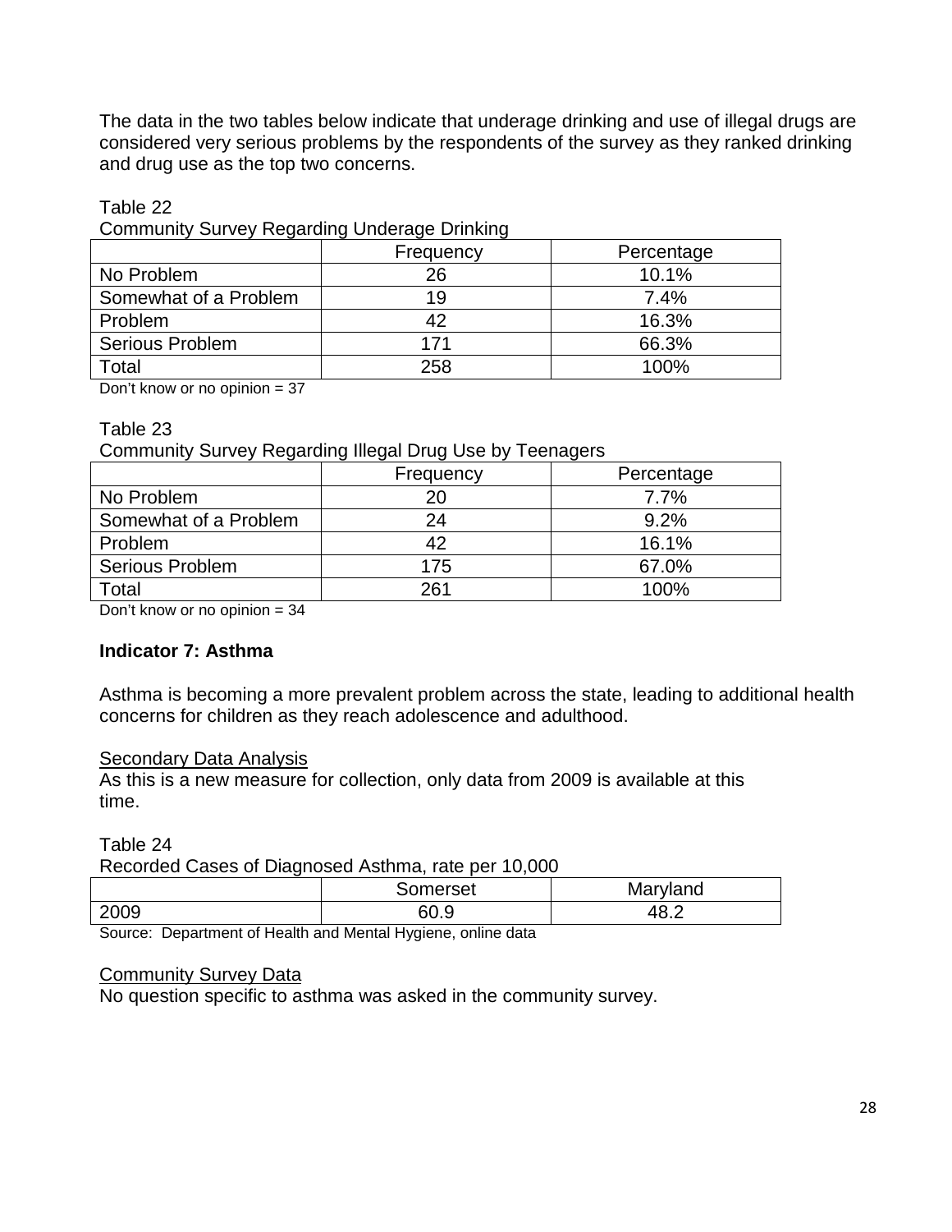The data in the two tables below indicate that underage drinking and use of illegal drugs are considered very serious problems by the respondents of the survey as they ranked drinking and drug use as the top two concerns.

Table 22
Community Survey Regarding Underage Drinking

| | Frequency | Percentage |
|---|---|---|
| No Problem | 26 | 10.1% |
| Somewhat of a Problem | 19 | 7.4% |
| Problem | 42 | 16.3% |
| Serious Problem | 171 | 66.3% |
| Total | 258 | 100% |

Don't know or no opinion = 37

Table 23
Community Survey Regarding Illegal Drug Use by Teenagers

| | Frequency | Percentage |
|---|---|---|
| No Problem | 20 | 7.7% |
| Somewhat of a Problem | 24 | 9.2% |
| Problem | 42 | 16.1% |
| Serious Problem | 175 | 67.0% |
| Total | 261 | 100% |

Don't know or no opinion = 34

**Indicator 7: Asthma**

Asthma is becoming a more prevalent problem across the state, leading to additional health concerns for children as they reach adolescence and adulthood.

Secondary Data Analysis
As this is a new measure for collection, only data from 2009 is available at this time.

Table 24
Recorded Cases of Diagnosed Asthma, rate per 10,000

| | Somerset | Maryland |
|---|---|---|
| 2009 | 60.9 | 48.2 |

Source: Department of Health and Mental Hygiene, online data

Community Survey Data
No question specific to asthma was asked in the community survey.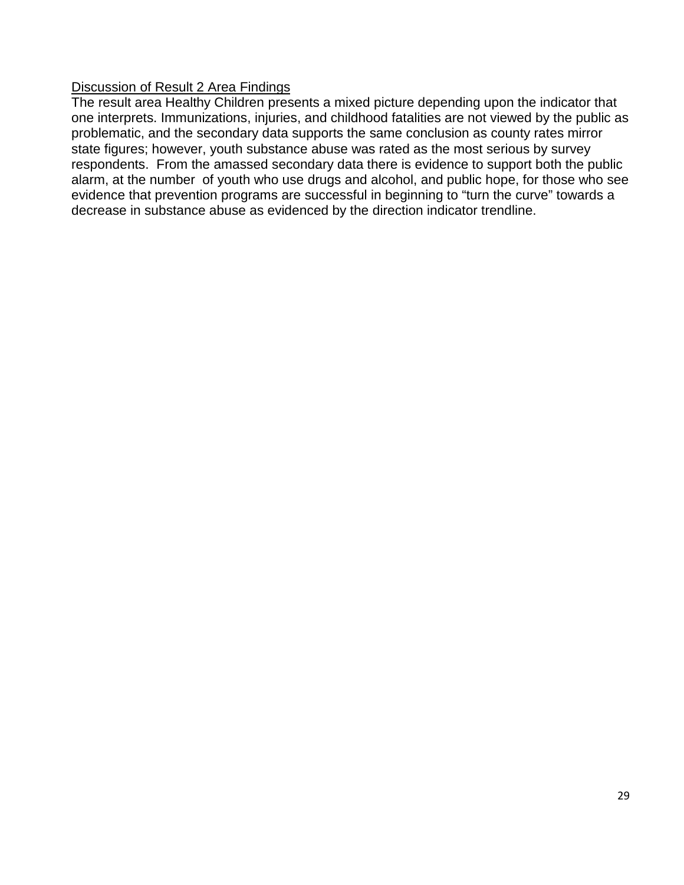<u>Discussion of Result 2 Area Findings</u>

The result area Healthy Children presents a mixed picture depending upon the indicator that one interprets. Immunizations, injuries, and childhood fatalities are not viewed by the public as problematic, and the secondary data supports the same conclusion as county rates mirror state figures; however, youth substance abuse was rated as the most serious by survey respondents. From the amassed secondary data there is evidence to support both the public alarm, at the number of youth who use drugs and alcohol, and public hope, for those who see evidence that prevention programs are successful in beginning to "turn the curve" towards a decrease in substance abuse as evidenced by the direction indicator trendline.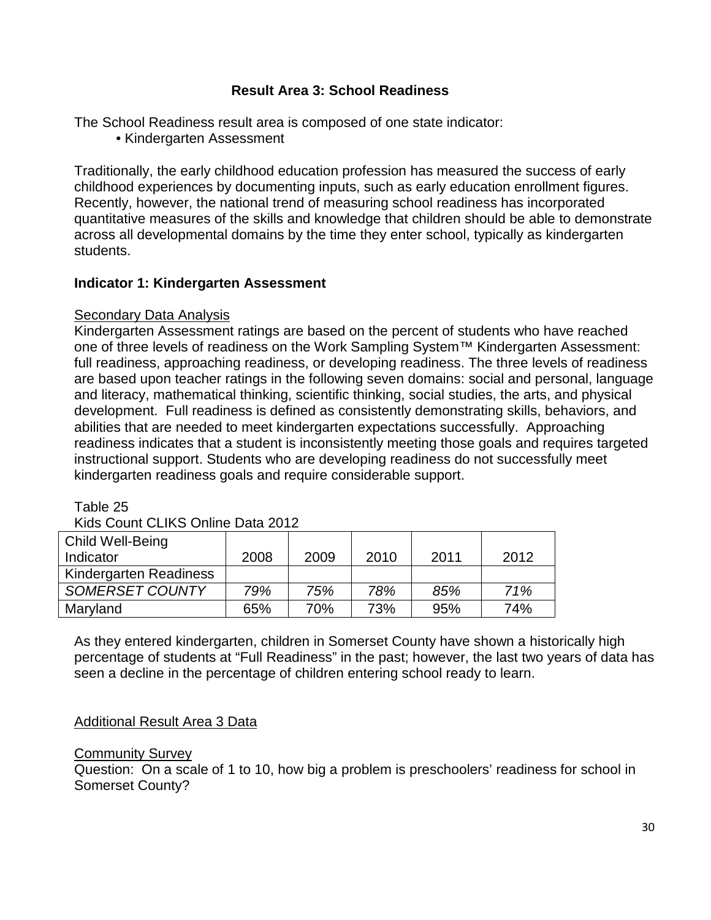## Result Area 3: School Readiness

The School Readiness result area is composed of one state indicator:

- Kindergarten Assessment

Traditionally, the early childhood education profession has measured the success of early childhood experiences by documenting inputs, such as early education enrollment figures. Recently, however, the national trend of measuring school readiness has incorporated quantitative measures of the skills and knowledge that children should be able to demonstrate across all developmental domains by the time they enter school, typically as kindergarten students.

### Indicator 1: Kindergarten Assessment

Secondary Data Analysis

Kindergarten Assessment ratings are based on the percent of students who have reached one of three levels of readiness on the Work Sampling System™ Kindergarten Assessment: full readiness, approaching readiness, or developing readiness. The three levels of readiness are based upon teacher ratings in the following seven domains: social and personal, language and literacy, mathematical thinking, scientific thinking, social studies, the arts, and physical development. Full readiness is defined as consistently demonstrating skills, behaviors, and abilities that are needed to meet kindergarten expectations successfully. Approaching readiness indicates that a student is inconsistently meeting those goals and requires targeted instructional support. Students who are developing readiness do not successfully meet kindergarten readiness goals and require considerable support.

Table 25
Kids Count CLIKS Online Data 2012

| Child Well-Being Indicator | 2008 | 2009 | 2010 | 2011 | 2012 |
|---|---|---|---|---|---|
| Kindergarten Readiness | | | | | |
| *SOMERSET COUNTY* | *79%* | *75%* | *78%* | *85%* | *71%* |
| Maryland | 65% | 70% | 73% | 95% | 74% |

As they entered kindergarten, children in Somerset County have shown a historically high percentage of students at "Full Readiness" in the past; however, the last two years of data has seen a decline in the percentage of children entering school ready to learn.

Additional Result Area 3 Data

Community Survey

Question: On a scale of 1 to 10, how big a problem is preschoolers' readiness for school in Somerset County?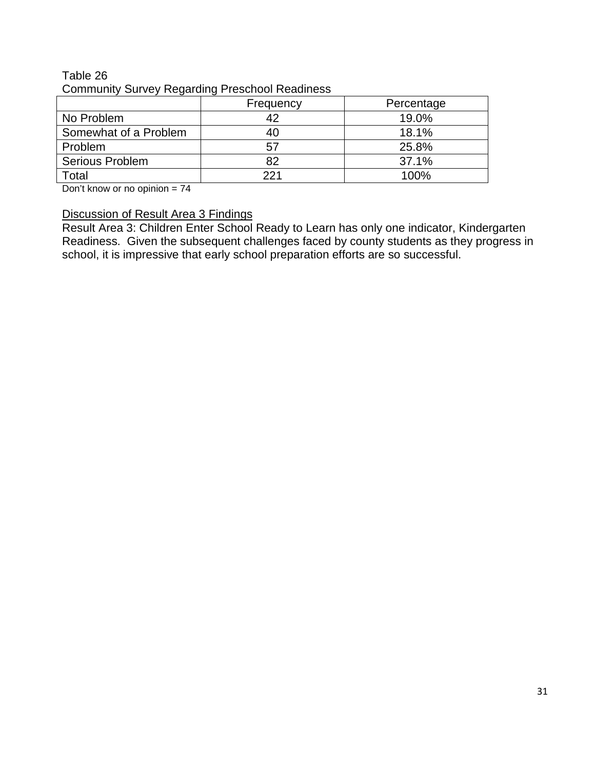Table 26
Community Survey Regarding Preschool Readiness

| | Frequency | Percentage |
|---|---|---|
| No Problem | 42 | 19.0% |
| Somewhat of a Problem | 40 | 18.1% |
| Problem | 57 | 25.8% |
| Serious Problem | 82 | 37.1% |
| Total | 221 | 100% |

Don't know or no opinion = 74

<u>Discussion of Result Area 3 Findings</u>

Result Area 3: Children Enter School Ready to Learn has only one indicator, Kindergarten Readiness. Given the subsequent challenges faced by county students as they progress in school, it is impressive that early school preparation efforts are so successful.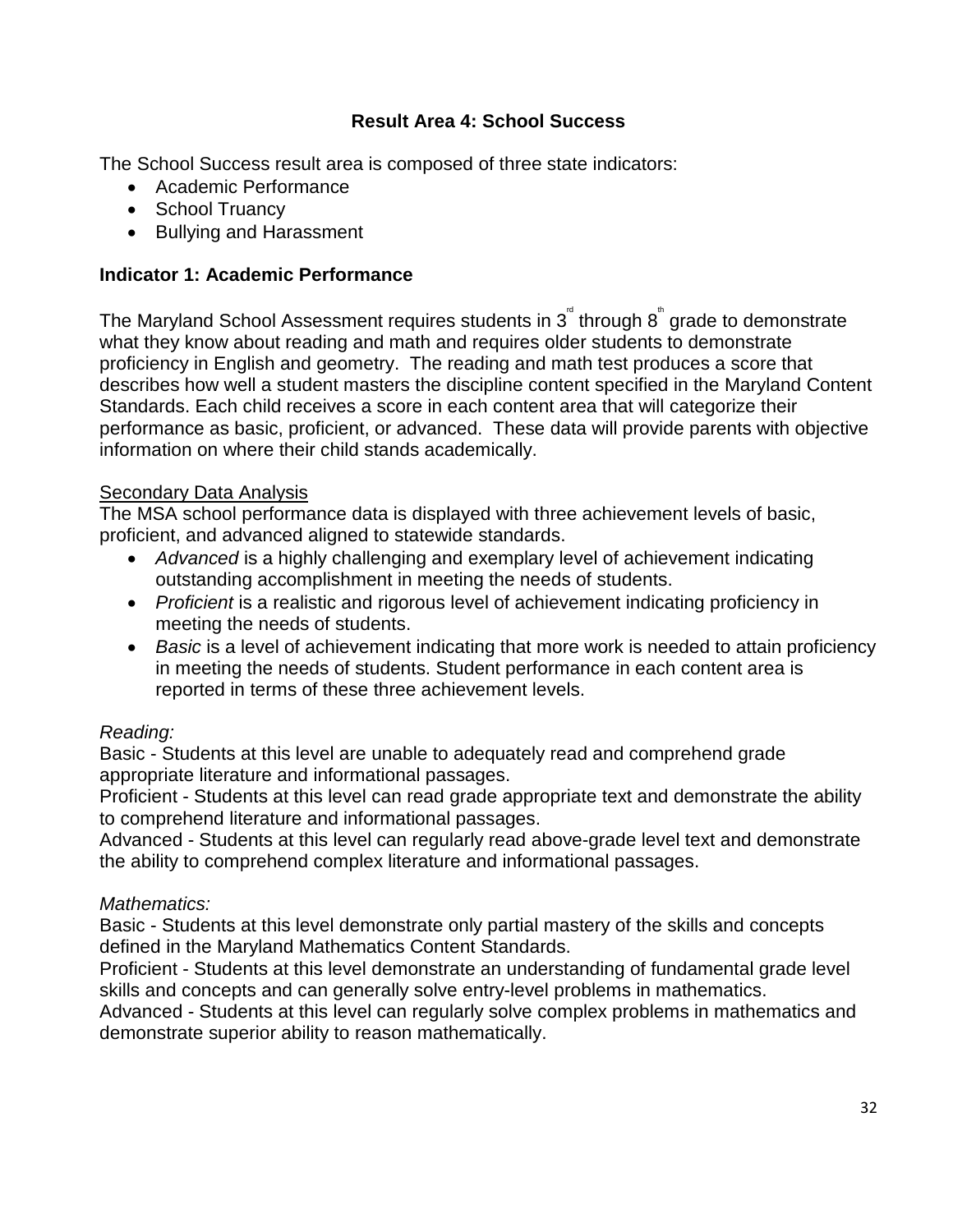## Result Area 4: School Success

The School Success result area is composed of three state indicators:

- Academic Performance
- School Truancy
- Bullying and Harassment

### Indicator 1: Academic Performance

The Maryland School Assessment requires students in 3rd through 8th grade to demonstrate what they know about reading and math and requires older students to demonstrate proficiency in English and geometry. The reading and math test produces a score that describes how well a student masters the discipline content specified in the Maryland Content Standards. Each child receives a score in each content area that will categorize their performance as basic, proficient, or advanced. These data will provide parents with objective information on where their child stands academically.

<u>Secondary Data Analysis</u>

The MSA school performance data is displayed with three achievement levels of basic, proficient, and advanced aligned to statewide standards.

- *Advanced* is a highly challenging and exemplary level of achievement indicating outstanding accomplishment in meeting the needs of students.
- *Proficient* is a realistic and rigorous level of achievement indicating proficiency in meeting the needs of students.
- *Basic* is a level of achievement indicating that more work is needed to attain proficiency in meeting the needs of students. Student performance in each content area is reported in terms of these three achievement levels.

*Reading:*

Basic - Students at this level are unable to adequately read and comprehend grade appropriate literature and informational passages.

Proficient - Students at this level can read grade appropriate text and demonstrate the ability to comprehend literature and informational passages.

Advanced - Students at this level can regularly read above-grade level text and demonstrate the ability to comprehend complex literature and informational passages.

*Mathematics:*

Basic - Students at this level demonstrate only partial mastery of the skills and concepts defined in the Maryland Mathematics Content Standards.

Proficient - Students at this level demonstrate an understanding of fundamental grade level skills and concepts and can generally solve entry-level problems in mathematics.

Advanced - Students at this level can regularly solve complex problems in mathematics and demonstrate superior ability to reason mathematically.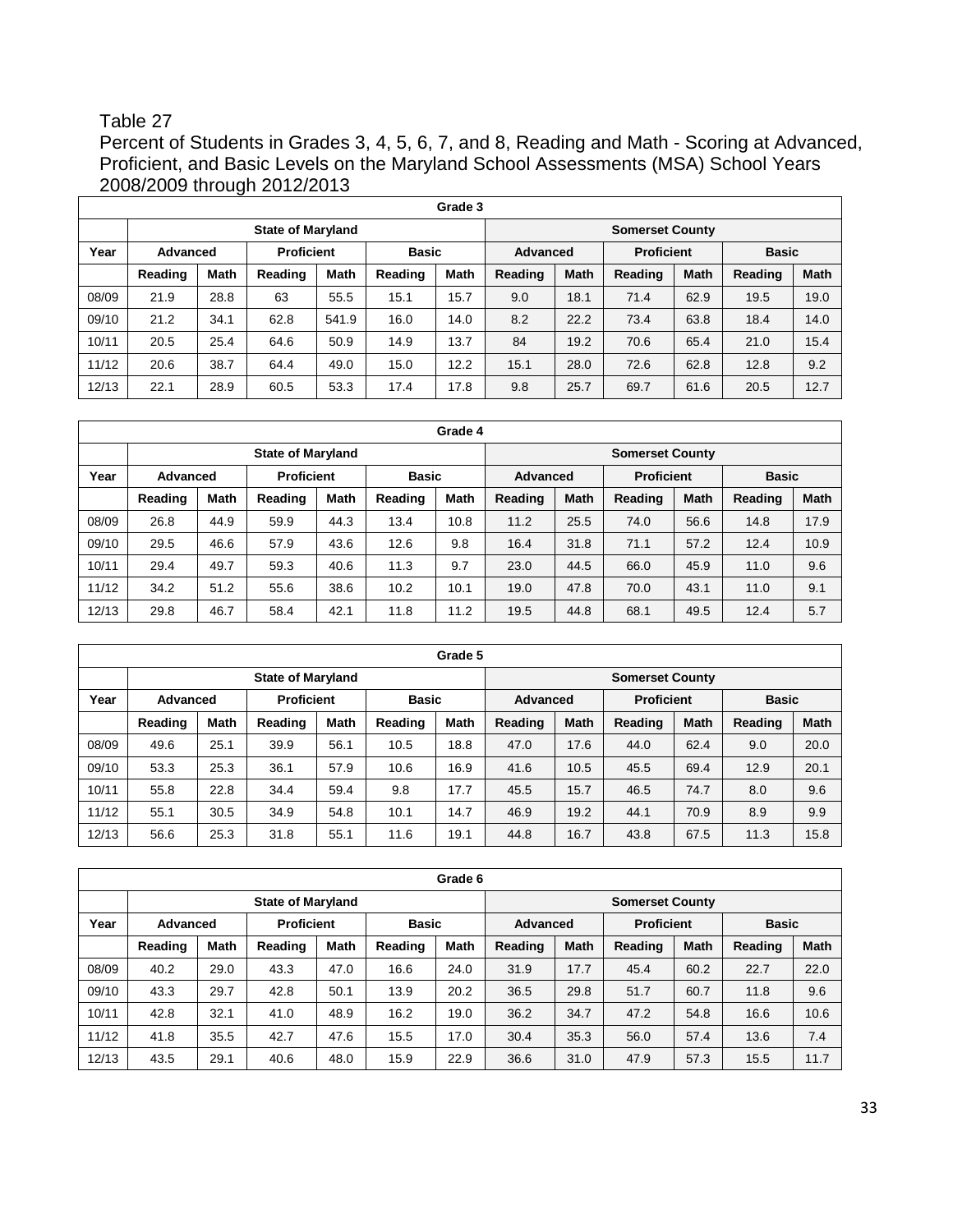Table 27

Percent of Students in Grades 3, 4, 5, 6, 7, and 8, Reading and Math - Scoring at Advanced, Proficient, and Basic Levels on the Maryland School Assessments (MSA) School Years 2008/2009 through 2012/2013

| Grade 3 | | | | | | | | | | | | |
|---|---|---|---|---|---|---|---|---|---|---|---|---|
| | State of Maryland | | | | | | Somerset County | | | | | |
| Year | Advanced | | Proficient | | Basic | | Advanced | | Proficient | | Basic | |
| | Reading | Math | Reading | Math | Reading | Math | Reading | Math | Reading | Math | Reading | Math |
| 08/09 | 21.9 | 28.8 | 63 | 55.5 | 15.1 | 15.7 | 9.0 | 18.1 | 71.4 | 62.9 | 19.5 | 19.0 |
| 09/10 | 21.2 | 34.1 | 62.8 | 541.9 | 16.0 | 14.0 | 8.2 | 22.2 | 73.4 | 63.8 | 18.4 | 14.0 |
| 10/11 | 20.5 | 25.4 | 64.6 | 50.9 | 14.9 | 13.7 | 84 | 19.2 | 70.6 | 65.4 | 21.0 | 15.4 |
| 11/12 | 20.6 | 38.7 | 64.4 | 49.0 | 15.0 | 12.2 | 15.1 | 28.0 | 72.6 | 62.8 | 12.8 | 9.2 |
| 12/13 | 22.1 | 28.9 | 60.5 | 53.3 | 17.4 | 17.8 | 9.8 | 25.7 | 69.7 | 61.6 | 20.5 | 12.7 |

| Grade 4 | | | | | | | | | | | | |
|---|---|---|---|---|---|---|---|---|---|---|---|---|
| | State of Maryland | | | | | | Somerset County | | | | | |
| Year | Advanced | | Proficient | | Basic | | Advanced | | Proficient | | Basic | |
| | Reading | Math | Reading | Math | Reading | Math | Reading | Math | Reading | Math | Reading | Math |
| 08/09 | 26.8 | 44.9 | 59.9 | 44.3 | 13.4 | 10.8 | 11.2 | 25.5 | 74.0 | 56.6 | 14.8 | 17.9 |
| 09/10 | 29.5 | 46.6 | 57.9 | 43.6 | 12.6 | 9.8 | 16.4 | 31.8 | 71.1 | 57.2 | 12.4 | 10.9 |
| 10/11 | 29.4 | 49.7 | 59.3 | 40.6 | 11.3 | 9.7 | 23.0 | 44.5 | 66.0 | 45.9 | 11.0 | 9.6 |
| 11/12 | 34.2 | 51.2 | 55.6 | 38.6 | 10.2 | 10.1 | 19.0 | 47.8 | 70.0 | 43.1 | 11.0 | 9.1 |
| 12/13 | 29.8 | 46.7 | 58.4 | 42.1 | 11.8 | 11.2 | 19.5 | 44.8 | 68.1 | 49.5 | 12.4 | 5.7 |

| Grade 5 | | | | | | | | | | | | |
|---|---|---|---|---|---|---|---|---|---|---|---|---|
| | State of Maryland | | | | | | Somerset County | | | | | |
| Year | Advanced | | Proficient | | Basic | | Advanced | | Proficient | | Basic | |
| | Reading | Math | Reading | Math | Reading | Math | Reading | Math | Reading | Math | Reading | Math |
| 08/09 | 49.6 | 25.1 | 39.9 | 56.1 | 10.5 | 18.8 | 47.0 | 17.6 | 44.0 | 62.4 | 9.0 | 20.0 |
| 09/10 | 53.3 | 25.3 | 36.1 | 57.9 | 10.6 | 16.9 | 41.6 | 10.5 | 45.5 | 69.4 | 12.9 | 20.1 |
| 10/11 | 55.8 | 22.8 | 34.4 | 59.4 | 9.8 | 17.7 | 45.5 | 15.7 | 46.5 | 74.7 | 8.0 | 9.6 |
| 11/12 | 55.1 | 30.5 | 34.9 | 54.8 | 10.1 | 14.7 | 46.9 | 19.2 | 44.1 | 70.9 | 8.9 | 9.9 |
| 12/13 | 56.6 | 25.3 | 31.8 | 55.1 | 11.6 | 19.1 | 44.8 | 16.7 | 43.8 | 67.5 | 11.3 | 15.8 |

| Grade 6 | | | | | | | | | | | | |
|---|---|---|---|---|---|---|---|---|---|---|---|---|
| | State of Maryland | | | | | | Somerset County | | | | | |
| Year | Advanced | | Proficient | | Basic | | Advanced | | Proficient | | Basic | |
| | Reading | Math | Reading | Math | Reading | Math | Reading | Math | Reading | Math | Reading | Math |
| 08/09 | 40.2 | 29.0 | 43.3 | 47.0 | 16.6 | 24.0 | 31.9 | 17.7 | 45.4 | 60.2 | 22.7 | 22.0 |
| 09/10 | 43.3 | 29.7 | 42.8 | 50.1 | 13.9 | 20.2 | 36.5 | 29.8 | 51.7 | 60.7 | 11.8 | 9.6 |
| 10/11 | 42.8 | 32.1 | 41.0 | 48.9 | 16.2 | 19.0 | 36.2 | 34.7 | 47.2 | 54.8 | 16.6 | 10.6 |
| 11/12 | 41.8 | 35.5 | 42.7 | 47.6 | 15.5 | 17.0 | 30.4 | 35.3 | 56.0 | 57.4 | 13.6 | 7.4 |
| 12/13 | 43.5 | 29.1 | 40.6 | 48.0 | 15.9 | 22.9 | 36.6 | 31.0 | 47.9 | 57.3 | 15.5 | 11.7 |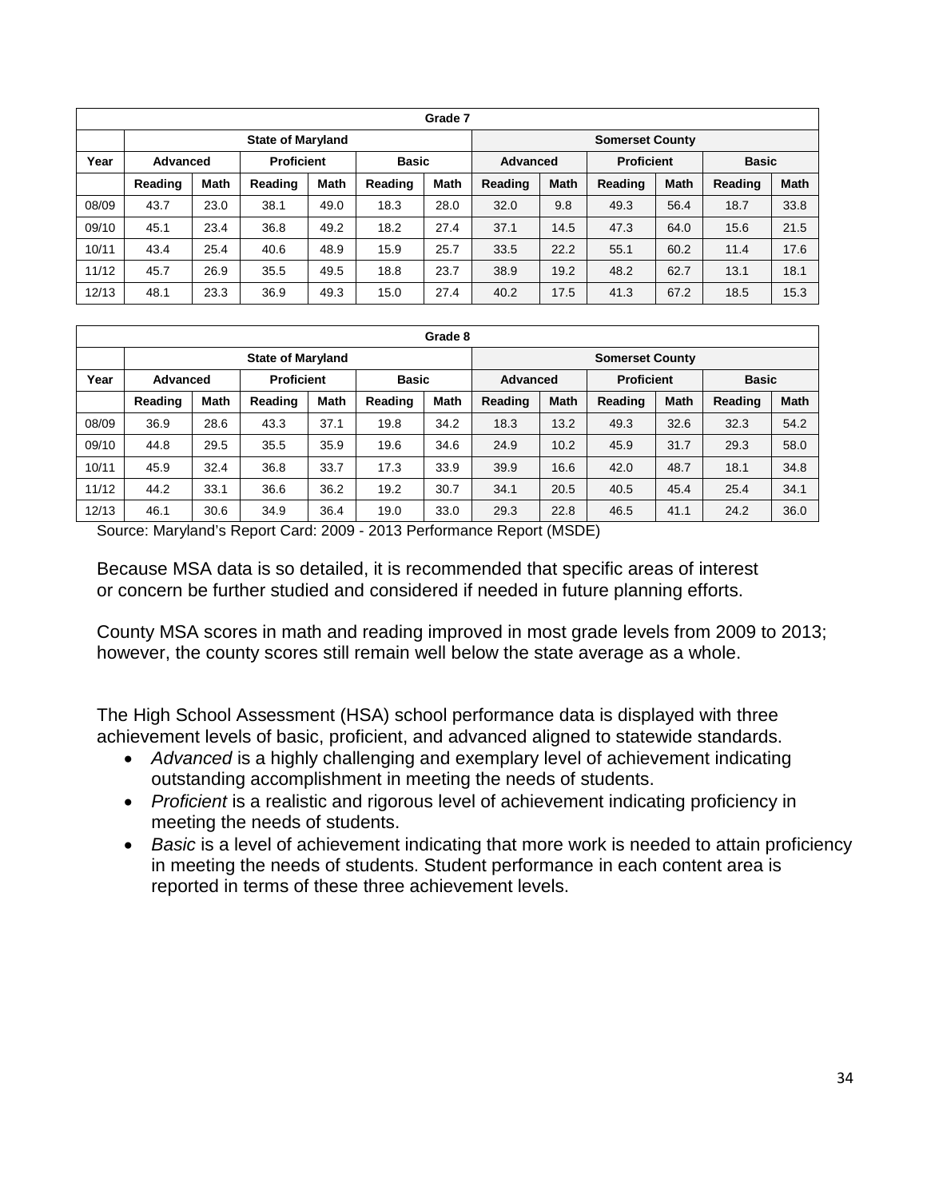| Grade 7 | | | | | | | | | | | | |
|---|---|---|---|---|---|---|---|---|---|---|---|---|
| | State of Maryland | | | | | | Somerset County | | | | | |
| Year | Advanced | | Proficient | | Basic | | Advanced | | Proficient | | Basic | |
| | Reading | Math | Reading | Math | Reading | Math | Reading | Math | Reading | Math | Reading | Math |
| 08/09 | 43.7 | 23.0 | 38.1 | 49.0 | 18.3 | 28.0 | 32.0 | 9.8 | 49.3 | 56.4 | 18.7 | 33.8 |
| 09/10 | 45.1 | 23.4 | 36.8 | 49.2 | 18.2 | 27.4 | 37.1 | 14.5 | 47.3 | 64.0 | 15.6 | 21.5 |
| 10/11 | 43.4 | 25.4 | 40.6 | 48.9 | 15.9 | 25.7 | 33.5 | 22.2 | 55.1 | 60.2 | 11.4 | 17.6 |
| 11/12 | 45.7 | 26.9 | 35.5 | 49.5 | 18.8 | 23.7 | 38.9 | 19.2 | 48.2 | 62.7 | 13.1 | 18.1 |
| 12/13 | 48.1 | 23.3 | 36.9 | 49.3 | 15.0 | 27.4 | 40.2 | 17.5 | 41.3 | 67.2 | 18.5 | 15.3 |

| Grade 8 | | | | | | | | | | | | |
|---|---|---|---|---|---|---|---|---|---|---|---|---|
| | State of Maryland | | | | | | Somerset County | | | | | |
| Year | Advanced | | Proficient | | Basic | | Advanced | | Proficient | | Basic | |
| | Reading | Math | Reading | Math | Reading | Math | Reading | Math | Reading | Math | Reading | Math |
| 08/09 | 36.9 | 28.6 | 43.3 | 37.1 | 19.8 | 34.2 | 18.3 | 13.2 | 49.3 | 32.6 | 32.3 | 54.2 |
| 09/10 | 44.8 | 29.5 | 35.5 | 35.9 | 19.6 | 34.6 | 24.9 | 10.2 | 45.9 | 31.7 | 29.3 | 58.0 |
| 10/11 | 45.9 | 32.4 | 36.8 | 33.7 | 17.3 | 33.9 | 39.9 | 16.6 | 42.0 | 48.7 | 18.1 | 34.8 |
| 11/12 | 44.2 | 33.1 | 36.6 | 36.2 | 19.2 | 30.7 | 34.1 | 20.5 | 40.5 | 45.4 | 25.4 | 34.1 |
| 12/13 | 46.1 | 30.6 | 34.9 | 36.4 | 19.0 | 33.0 | 29.3 | 22.8 | 46.5 | 41.1 | 24.2 | 36.0 |

Source: Maryland's Report Card: 2009 - 2013 Performance Report (MSDE)

Because MSA data is so detailed, it is recommended that specific areas of interest or concern be further studied and considered if needed in future planning efforts.

County MSA scores in math and reading improved in most grade levels from 2009 to 2013; however, the county scores still remain well below the state average as a whole.

The High School Assessment (HSA) school performance data is displayed with three achievement levels of basic, proficient, and advanced aligned to statewide standards.

- *Advanced* is a highly challenging and exemplary level of achievement indicating outstanding accomplishment in meeting the needs of students.
- *Proficient* is a realistic and rigorous level of achievement indicating proficiency in meeting the needs of students.
- *Basic* is a level of achievement indicating that more work is needed to attain proficiency in meeting the needs of students. Student performance in each content area is reported in terms of these three achievement levels.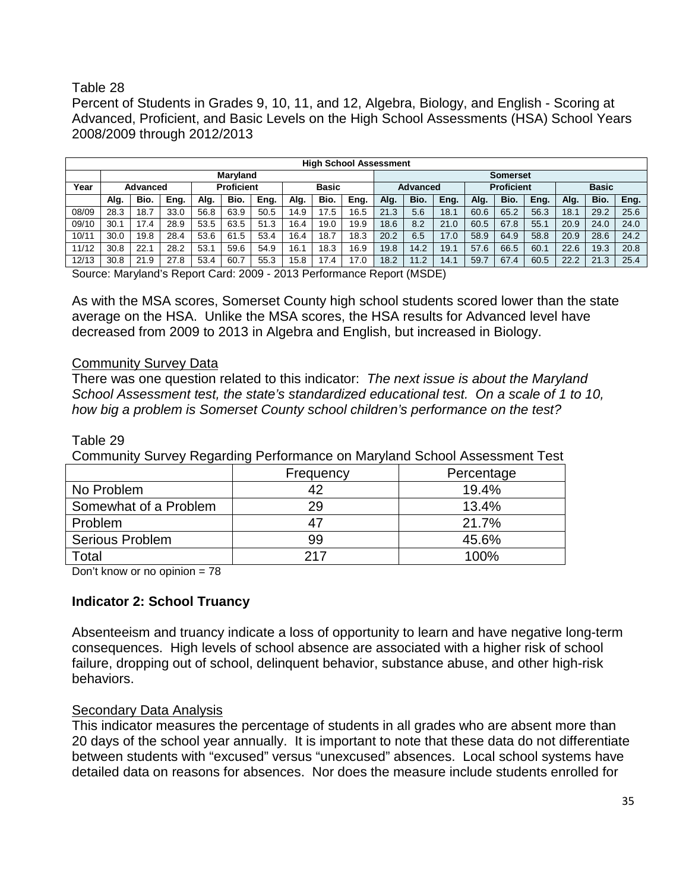Table 28

Percent of Students in Grades 9, 10, 11, and 12, Algebra, Biology, and English - Scoring at Advanced, Proficient, and Basic Levels on the High School Assessments (HSA) School Years 2008/2009 through 2012/2013

| High School Assessment | | | | | | | | | | | | | | | | | | |
|---|---|---|---|---|---|---|---|---|---|---|---|---|---|---|---|---|---|---|
| | Maryland | | | | | | | | | Somerset | | | | | | | | |
| Year | Advanced | | | Proficient | | | Basic | | | Advanced | | | Proficient | | | Basic | | |
| | Alg. | Bio. | Eng. | Alg. | Bio. | Eng. | Alg. | Bio. | Eng. | Alg. | Bio. | Eng. | Alg. | Bio. | Eng. | Alg. | Bio. | Eng. |
| 08/09 | 28.3 | 18.7 | 33.0 | 56.8 | 63.9 | 50.5 | 14.9 | 17.5 | 16.5 | 21.3 | 5.6 | 18.1 | 60.6 | 65.2 | 56.3 | 18.1 | 29.2 | 25.6 |
| 09/10 | 30.1 | 17.4 | 28.9 | 53.5 | 63.5 | 51.3 | 16.4 | 19.0 | 19.9 | 18.6 | 8.2 | 21.0 | 60.5 | 67.8 | 55.1 | 20.9 | 24.0 | 24.0 |
| 10/11 | 30.0 | 19.8 | 28.4 | 53.6 | 61.5 | 53.4 | 16.4 | 18.7 | 18.3 | 20.2 | 6.5 | 17.0 | 58.9 | 64.9 | 58.8 | 20.9 | 28.6 | 24.2 |
| 11/12 | 30.8 | 22.1 | 28.2 | 53.1 | 59.6 | 54.9 | 16.1 | 18.3 | 16.9 | 19.8 | 14.2 | 19.1 | 57.6 | 66.5 | 60.1 | 22.6 | 19.3 | 20.8 |
| 12/13 | 30.8 | 21.9 | 27.8 | 53.4 | 60.7 | 55.3 | 15.8 | 17.4 | 17.0 | 18.2 | 11.2 | 14.1 | 59.7 | 67.4 | 60.5 | 22.2 | 21.3 | 25.4 |

Source: Maryland's Report Card: 2009 - 2013 Performance Report (MSDE)

As with the MSA scores, Somerset County high school students scored lower than the state average on the HSA. Unlike the MSA scores, the HSA results for Advanced level have decreased from 2009 to 2013 in Algebra and English, but increased in Biology.

<u>Community Survey Data</u>

There was one question related to this indicator: *The next issue is about the Maryland School Assessment test, the state's standardized educational test. On a scale of 1 to 10, how big a problem is Somerset County school children's performance on the test?*

Table 29

Community Survey Regarding Performance on Maryland School Assessment Test

| | Frequency | Percentage |
|---|---|---|
| No Problem | 42 | 19.4% |
| Somewhat of a Problem | 29 | 13.4% |
| Problem | 47 | 21.7% |
| Serious Problem | 99 | 45.6% |
| Total | 217 | 100% |

Don't know or no opinion = 78

**Indicator 2: School Truancy**

Absenteeism and truancy indicate a loss of opportunity to learn and have negative long-term consequences. High levels of school absence are associated with a higher risk of school failure, dropping out of school, delinquent behavior, substance abuse, and other high-risk behaviors.

<u>Secondary Data Analysis</u>

This indicator measures the percentage of students in all grades who are absent more than 20 days of the school year annually. It is important to note that these data do not differentiate between students with "excused" versus "unexcused" absences. Local school systems have detailed data on reasons for absences. Nor does the measure include students enrolled for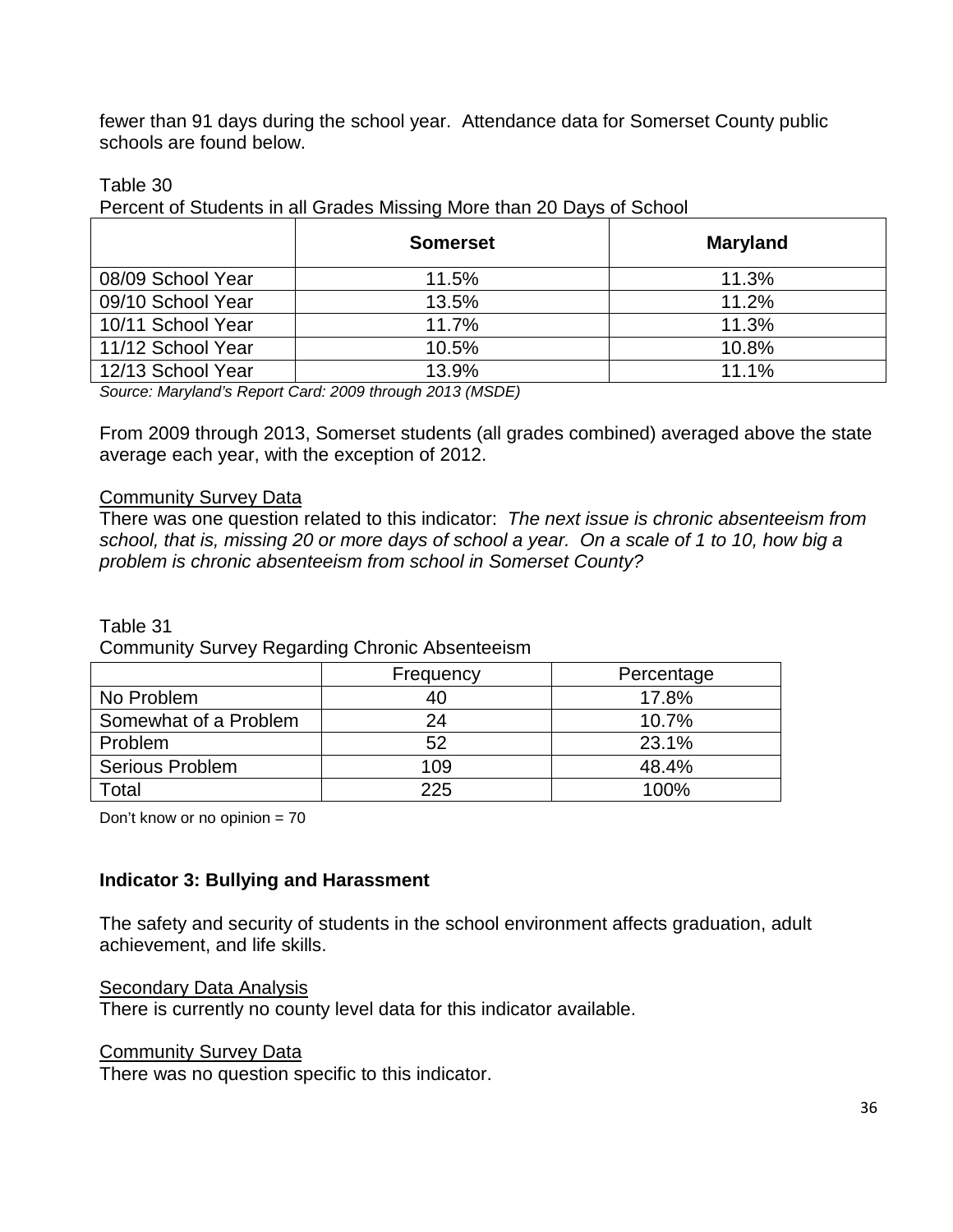fewer than 91 days during the school year. Attendance data for Somerset County public schools are found below.

Table 30
Percent of Students in all Grades Missing More than 20 Days of School

| | **Somerset** | **Maryland** |
|---|---|---|
| 08/09 School Year | 11.5% | 11.3% |
| 09/10 School Year | 13.5% | 11.2% |
| 10/11 School Year | 11.7% | 11.3% |
| 11/12 School Year | 10.5% | 10.8% |
| 12/13 School Year | 13.9% | 11.1% |

*Source: Maryland's Report Card: 2009 through 2013 (MSDE)*

From 2009 through 2013, Somerset students (all grades combined) averaged above the state average each year, with the exception of 2012.

Community Survey Data

There was one question related to this indicator: *The next issue is chronic absenteeism from school, that is, missing 20 or more days of school a year. On a scale of 1 to 10, how big a problem is chronic absenteeism from school in Somerset County?*

Table 31
Community Survey Regarding Chronic Absenteeism

| | Frequency | Percentage |
|---|---|---|
| No Problem | 40 | 17.8% |
| Somewhat of a Problem | 24 | 10.7% |
| Problem | 52 | 23.1% |
| Serious Problem | 109 | 48.4% |
| Total | 225 | 100% |

Don't know or no opinion = 70

**Indicator 3: Bullying and Harassment**

The safety and security of students in the school environment affects graduation, adult achievement, and life skills.

Secondary Data Analysis

There is currently no county level data for this indicator available.

Community Survey Data

There was no question specific to this indicator.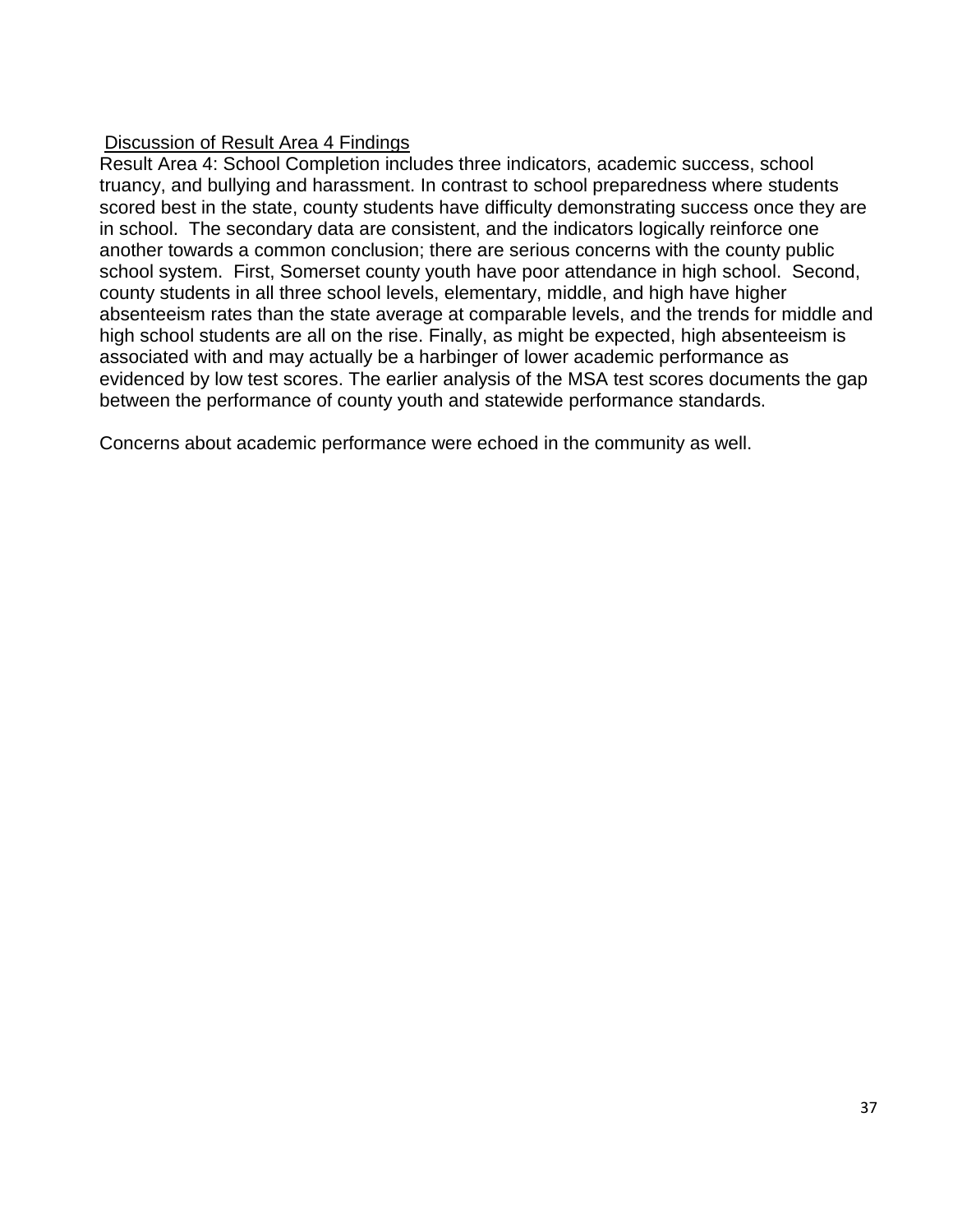Discussion of Result Area 4 Findings

Result Area 4: School Completion includes three indicators, academic success, school truancy, and bullying and harassment. In contrast to school preparedness where students scored best in the state, county students have difficulty demonstrating success once they are in school. The secondary data are consistent, and the indicators logically reinforce one another towards a common conclusion; there are serious concerns with the county public school system. First, Somerset county youth have poor attendance in high school. Second, county students in all three school levels, elementary, middle, and high have higher absenteeism rates than the state average at comparable levels, and the trends for middle and high school students are all on the rise. Finally, as might be expected, high absenteeism is associated with and may actually be a harbinger of lower academic performance as evidenced by low test scores. The earlier analysis of the MSA test scores documents the gap between the performance of county youth and statewide performance standards.

Concerns about academic performance were echoed in the community as well.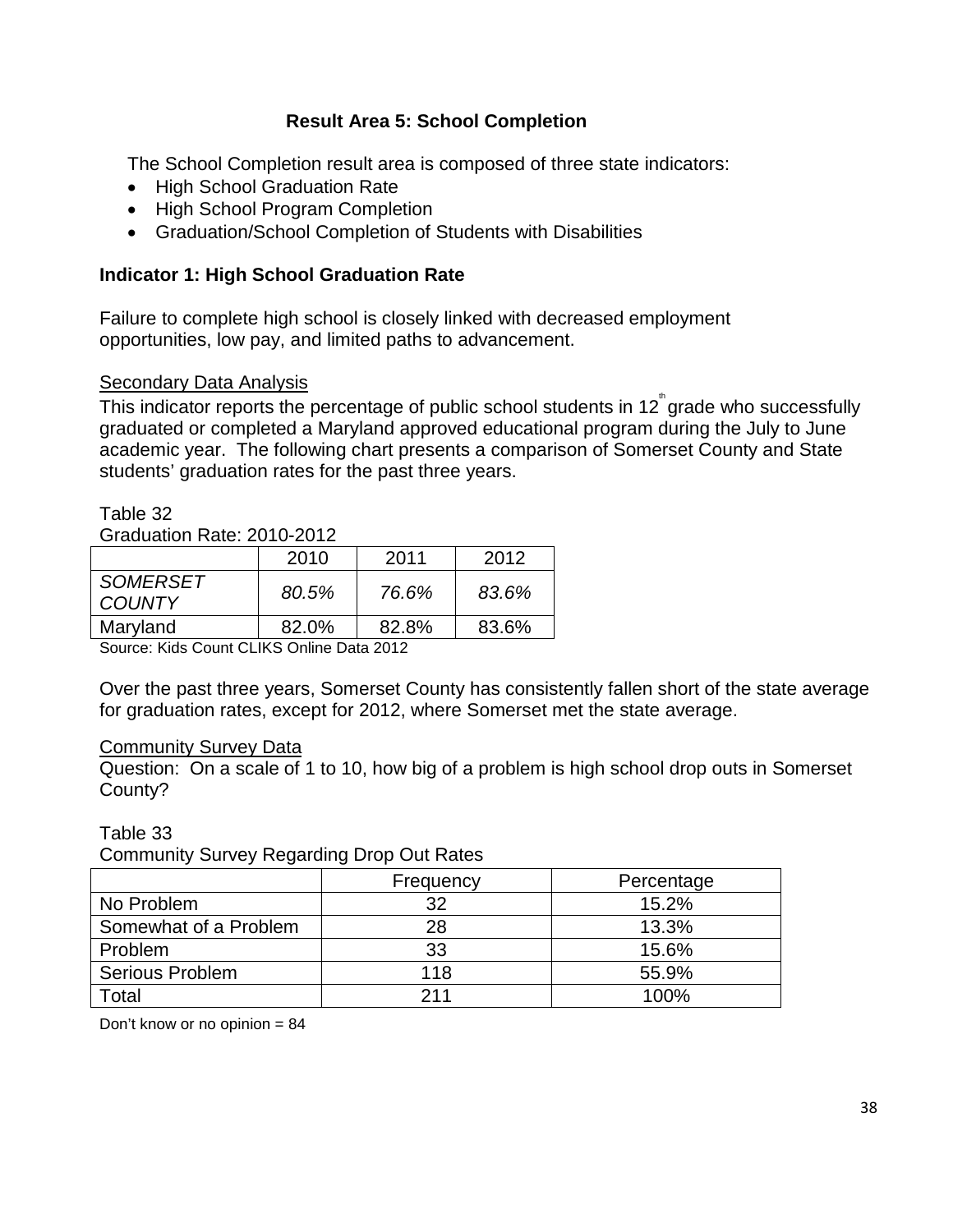## Result Area 5: School Completion

The School Completion result area is composed of three state indicators:

- High School Graduation Rate
- High School Program Completion
- Graduation/School Completion of Students with Disabilities

### Indicator 1: High School Graduation Rate

Failure to complete high school is closely linked with decreased employment opportunities, low pay, and limited paths to advancement.

<u>Secondary Data Analysis</u>

This indicator reports the percentage of public school students in 12th grade who successfully graduated or completed a Maryland approved educational program during the July to June academic year. The following chart presents a comparison of Somerset County and State students' graduation rates for the past three years.

Table 32
Graduation Rate: 2010-2012

| | 2010 | 2011 | 2012 |
|---|---|---|---|
| *SOMERSET COUNTY* | *80.5%* | *76.6%* | *83.6%* |
| Maryland | 82.0% | 82.8% | 83.6% |

Source: Kids Count CLIKS Online Data 2012

Over the past three years, Somerset County has consistently fallen short of the state average for graduation rates, except for 2012, where Somerset met the state average.

<u>Community Survey Data</u>

Question: On a scale of 1 to 10, how big of a problem is high school drop outs in Somerset County?

Table 33
Community Survey Regarding Drop Out Rates

| | Frequency | Percentage |
|---|---|---|
| No Problem | 32 | 15.2% |
| Somewhat of a Problem | 28 | 13.3% |
| Problem | 33 | 15.6% |
| Serious Problem | 118 | 55.9% |
| Total | 211 | 100% |

Don't know or no opinion = 84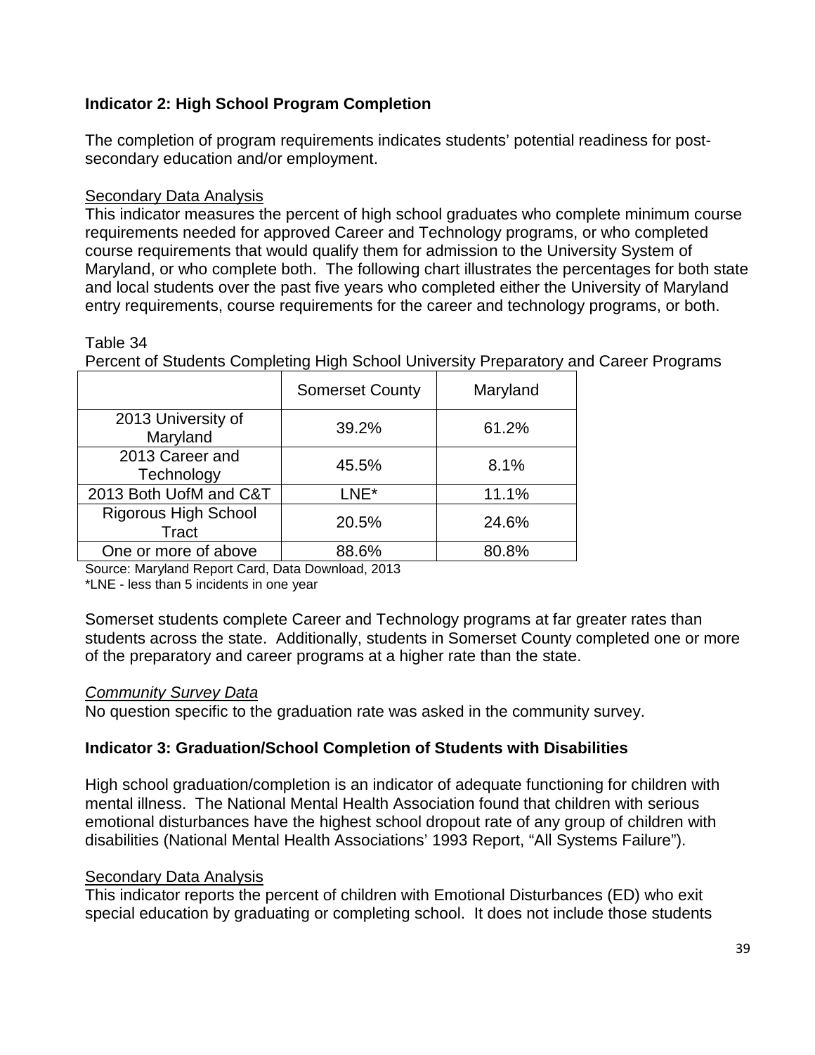### Indicator 2: High School Program Completion

The completion of program requirements indicates students' potential readiness for post-secondary education and/or employment.

Secondary Data Analysis

This indicator measures the percent of high school graduates who complete minimum course requirements needed for approved Career and Technology programs, or who completed course requirements that would qualify them for admission to the University System of Maryland, or who complete both. The following chart illustrates the percentages for both state and local students over the past five years who completed either the University of Maryland entry requirements, course requirements for the career and technology programs, or both.

Table 34

Percent of Students Completing High School University Preparatory and Career Programs

| | Somerset County | Maryland |
|---|---|---|
| 2013 University of Maryland | 39.2% | 61.2% |
| 2013 Career and Technology | 45.5% | 8.1% |
| 2013 Both UofM and C&T | LNE* | 11.1% |
| Rigorous High School Tract | 20.5% | 24.6% |
| One or more of above | 88.6% | 80.8% |

Source: Maryland Report Card, Data Download, 2013

*LNE - less than 5 incidents in one year

Somerset students complete Career and Technology programs at far greater rates than students across the state. Additionally, students in Somerset County completed one or more of the preparatory and career programs at a higher rate than the state.

*Community Survey Data*

No question specific to the graduation rate was asked in the community survey.

### Indicator 3: Graduation/School Completion of Students with Disabilities

High school graduation/completion is an indicator of adequate functioning for children with mental illness. The National Mental Health Association found that children with serious emotional disturbances have the highest school dropout rate of any group of children with disabilities (National Mental Health Associations' 1993 Report, "All Systems Failure").

Secondary Data Analysis

This indicator reports the percent of children with Emotional Disturbances (ED) who exit special education by graduating or completing school. It does not include those students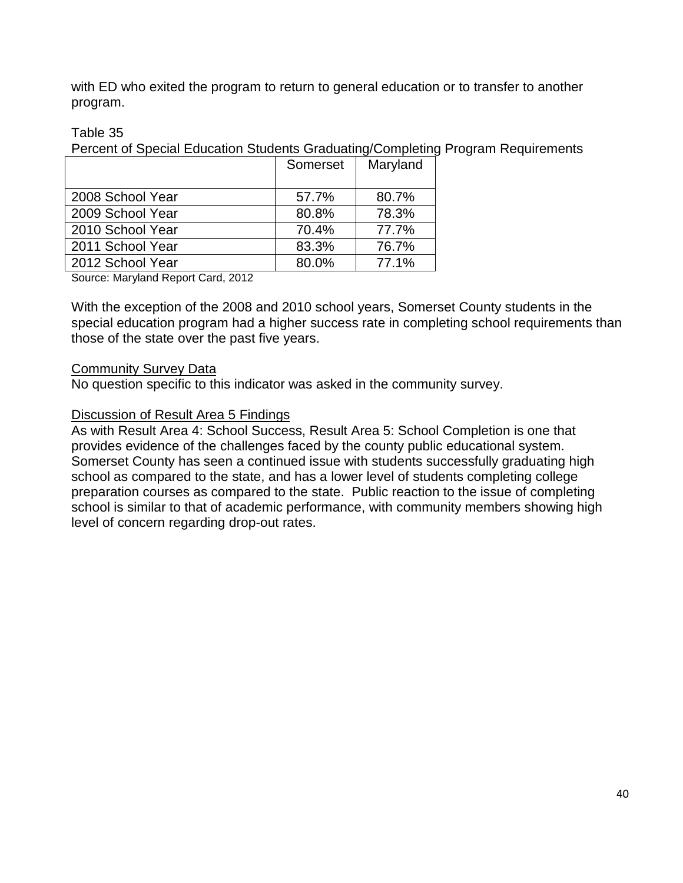with ED who exited the program to return to general education or to transfer to another program.

Table 35
Percent of Special Education Students Graduating/Completing Program Requirements

| | Somerset | Maryland |
|---|---|---|
| 2008 School Year | 57.7% | 80.7% |
| 2009 School Year | 80.8% | 78.3% |
| 2010 School Year | 70.4% | 77.7% |
| 2011 School Year | 83.3% | 76.7% |
| 2012 School Year | 80.0% | 77.1% |

Source: Maryland Report Card, 2012

With the exception of the 2008 and 2010 school years, Somerset County students in the special education program had a higher success rate in completing school requirements than those of the state over the past five years.

Community Survey Data

No question specific to this indicator was asked in the community survey.

Discussion of Result Area 5 Findings

As with Result Area 4: School Success, Result Area 5: School Completion is one that provides evidence of the challenges faced by the county public educational system. Somerset County has seen a continued issue with students successfully graduating high school as compared to the state, and has a lower level of students completing college preparation courses as compared to the state. Public reaction to the issue of completing school is similar to that of academic performance, with community members showing high level of concern regarding drop-out rates.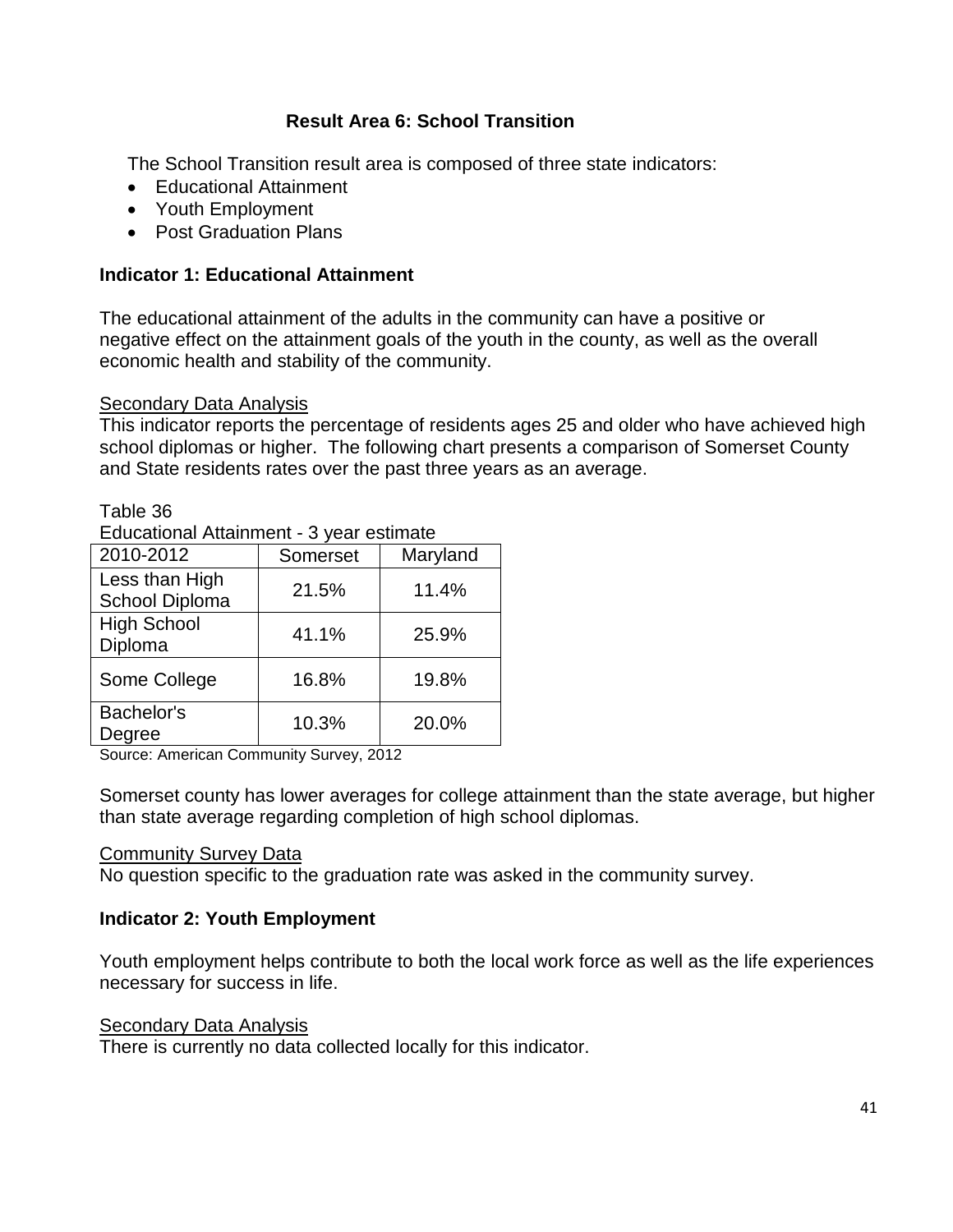## Result Area 6: School Transition

The School Transition result area is composed of three state indicators:

- Educational Attainment
- Youth Employment
- Post Graduation Plans

### Indicator 1: Educational Attainment

The educational attainment of the adults in the community can have a positive or negative effect on the attainment goals of the youth in the county, as well as the overall economic health and stability of the community.

Secondary Data Analysis

This indicator reports the percentage of residents ages 25 and older who have achieved high school diplomas or higher. The following chart presents a comparison of Somerset County and State residents rates over the past three years as an average.

Table 36

Educational Attainment - 3 year estimate

| 2010-2012 | Somerset | Maryland |
| --- | --- | --- |
| Less than High School Diploma | 21.5% | 11.4% |
| High School Diploma | 41.1% | 25.9% |
| Some College | 16.8% | 19.8% |
| Bachelor's Degree | 10.3% | 20.0% |

Source: American Community Survey, 2012

Somerset county has lower averages for college attainment than the state average, but higher than state average regarding completion of high school diplomas.

Community Survey Data

No question specific to the graduation rate was asked in the community survey.

### Indicator 2: Youth Employment

Youth employment helps contribute to both the local work force as well as the life experiences necessary for success in life.

Secondary Data Analysis

There is currently no data collected locally for this indicator.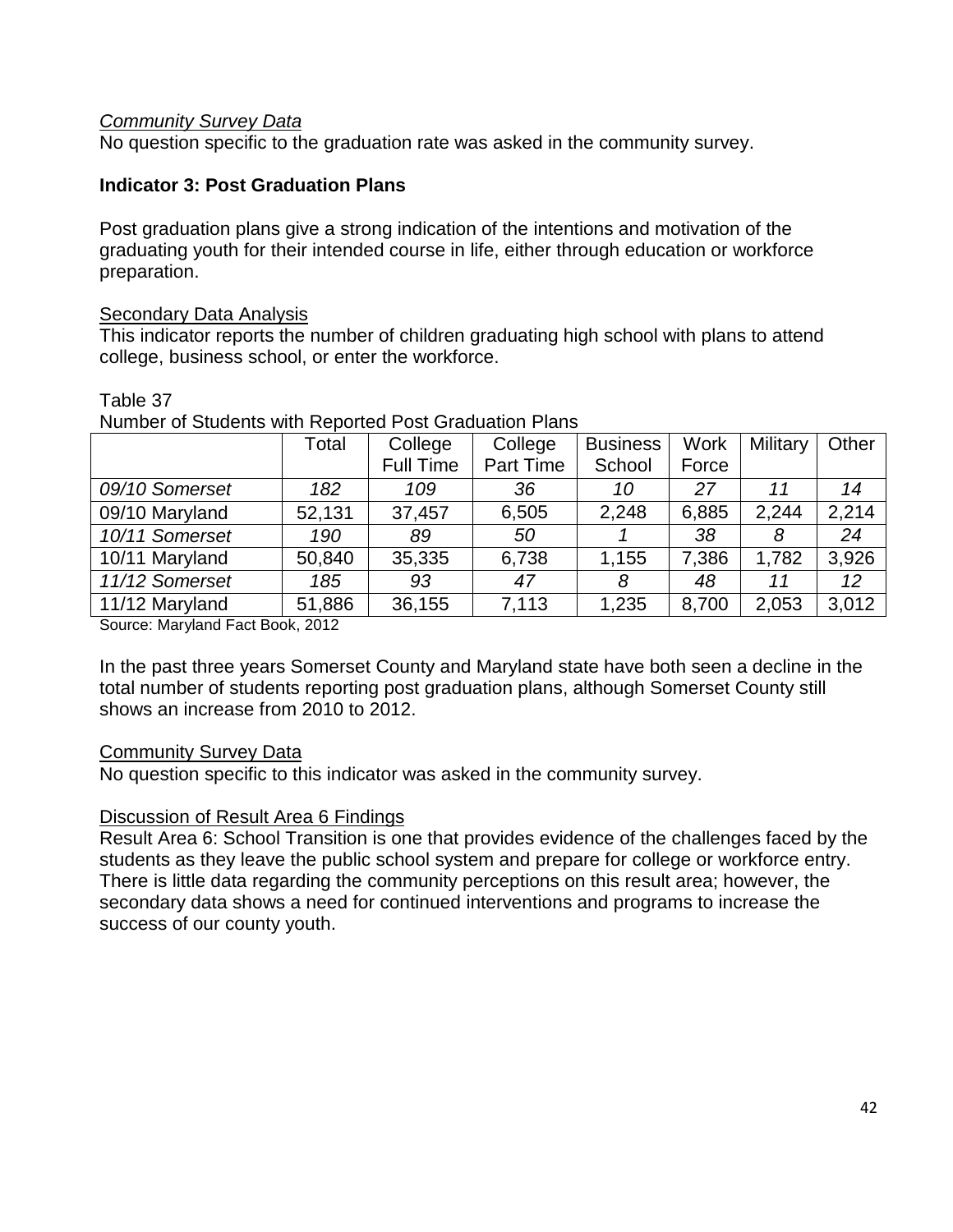*Community Survey Data*

No question specific to the graduation rate was asked in the community survey.

**Indicator 3: Post Graduation Plans**

Post graduation plans give a strong indication of the intentions and motivation of the graduating youth for their intended course in life, either through education or workforce preparation.

Secondary Data Analysis

This indicator reports the number of children graduating high school with plans to attend college, business school, or enter the workforce.

Table 37

Number of Students with Reported Post Graduation Plans

| | Total | College Full Time | College Part Time | Business School | Work Force | Military | Other |
|---|---|---|---|---|---|---|---|
| *09/10 Somerset* | *182* | *109* | *36* | *10* | *27* | *11* | *14* |
| 09/10 Maryland | 52,131 | 37,457 | 6,505 | 2,248 | 6,885 | 2,244 | 2,214 |
| *10/11 Somerset* | *190* | *89* | *50* | *1* | *38* | *8* | *24* |
| 10/11 Maryland | 50,840 | 35,335 | 6,738 | 1,155 | 7,386 | 1,782 | 3,926 |
| *11/12 Somerset* | *185* | *93* | *47* | *8* | *48* | *11* | *12* |
| 11/12 Maryland | 51,886 | 36,155 | 7,113 | 1,235 | 8,700 | 2,053 | 3,012 |

Source: Maryland Fact Book, 2012

In the past three years Somerset County and Maryland state have both seen a decline in the total number of students reporting post graduation plans, although Somerset County still shows an increase from 2010 to 2012.

Community Survey Data

No question specific to this indicator was asked in the community survey.

Discussion of Result Area 6 Findings

Result Area 6: School Transition is one that provides evidence of the challenges faced by the students as they leave the public school system and prepare for college or workforce entry. There is little data regarding the community perceptions on this result area; however, the secondary data shows a need for continued interventions and programs to increase the success of our county youth.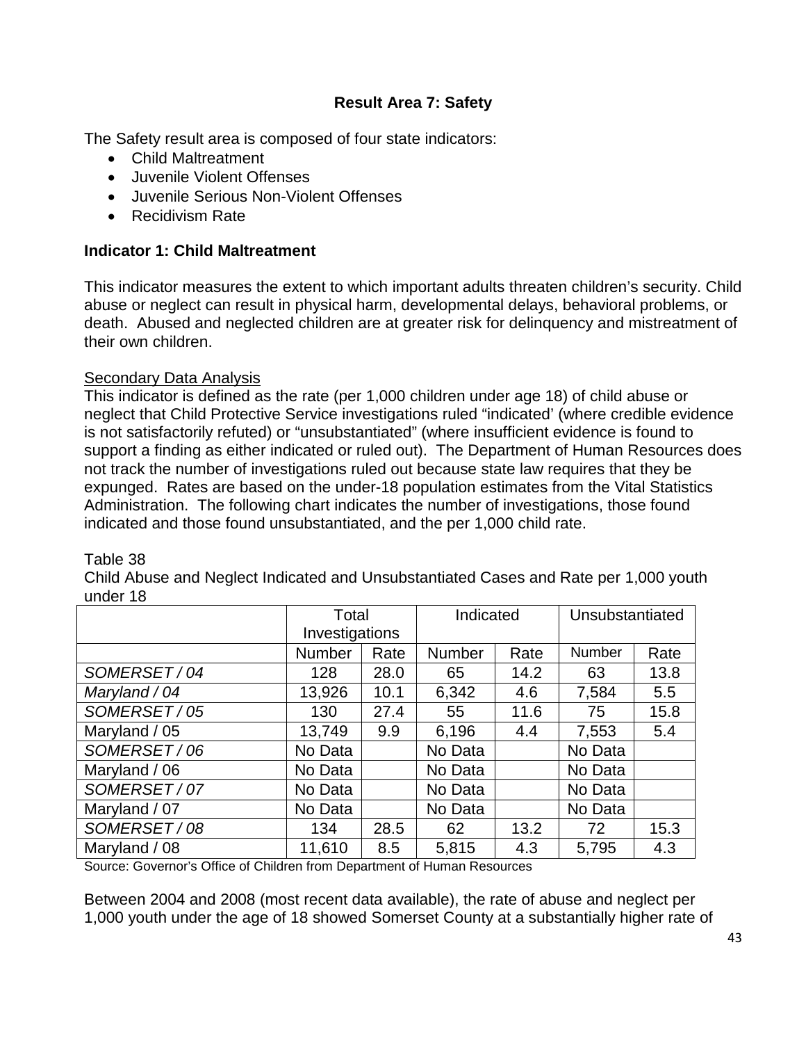**Result Area 7: Safety**

The Safety result area is composed of four state indicators:

- Child Maltreatment
- Juvenile Violent Offenses
- Juvenile Serious Non-Violent Offenses
- Recidivism Rate

**Indicator 1: Child Maltreatment**

This indicator measures the extent to which important adults threaten children's security. Child abuse or neglect can result in physical harm, developmental delays, behavioral problems, or death. Abused and neglected children are at greater risk for delinquency and mistreatment of their own children.

Secondary Data Analysis

This indicator is defined as the rate (per 1,000 children under age 18) of child abuse or neglect that Child Protective Service investigations ruled "indicated' (where credible evidence is not satisfactorily refuted) or "unsubstantiated" (where insufficient evidence is found to support a finding as either indicated or ruled out). The Department of Human Resources does not track the number of investigations ruled out because state law requires that they be expunged. Rates are based on the under-18 population estimates from the Vital Statistics Administration. The following chart indicates the number of investigations, those found indicated and those found unsubstantiated, and the per 1,000 child rate.

Table 38

Child Abuse and Neglect Indicated and Unsubstantiated Cases and Rate per 1,000 youth under 18

| | Total Investigations | | Indicated | | Unsubstantiated | |
|---|---|---|---|---|---|---|
| | Number | Rate | Number | Rate | Number | Rate |
| *SOMERSET / 04* | 128 | 28.0 | 65 | 14.2 | 63 | 13.8 |
| *Maryland / 04* | 13,926 | 10.1 | 6,342 | 4.6 | 7,584 | 5.5 |
| *SOMERSET / 05* | 130 | 27.4 | 55 | 11.6 | 75 | 15.8 |
| Maryland / 05 | 13,749 | 9.9 | 6,196 | 4.4 | 7,553 | 5.4 |
| *SOMERSET / 06* | No Data | | No Data | | No Data | |
| Maryland / 06 | No Data | | No Data | | No Data | |
| *SOMERSET / 07* | No Data | | No Data | | No Data | |
| Maryland / 07 | No Data | | No Data | | No Data | |
| *SOMERSET / 08* | 134 | 28.5 | 62 | 13.2 | 72 | 15.3 |
| Maryland / 08 | 11,610 | 8.5 | 5,815 | 4.3 | 5,795 | 4.3 |

Source: Governor's Office of Children from Department of Human Resources

Between 2004 and 2008 (most recent data available), the rate of abuse and neglect per 1,000 youth under the age of 18 showed Somerset County at a substantially higher rate of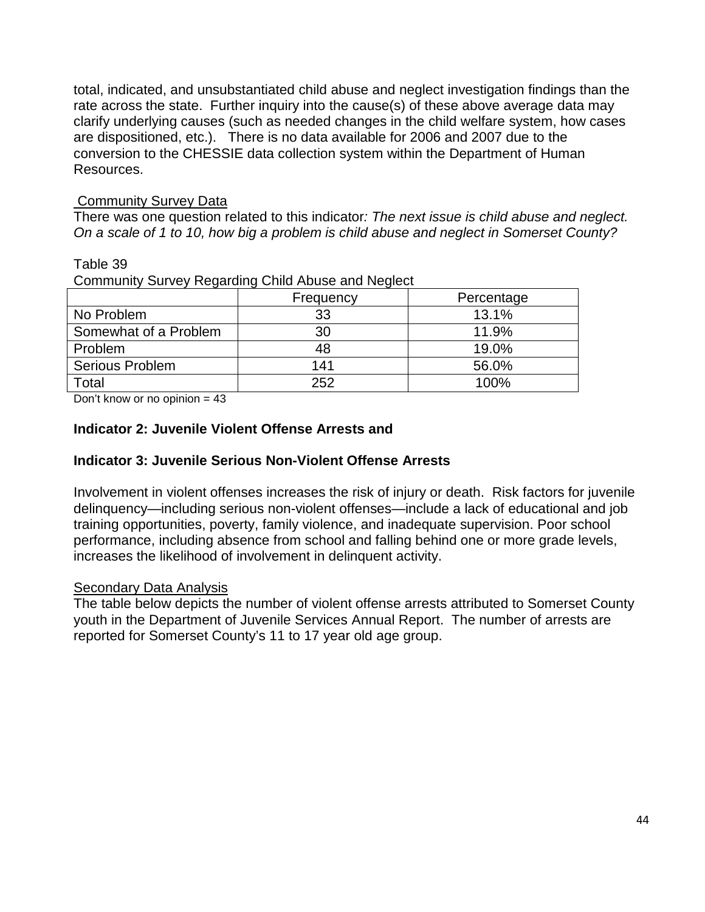total, indicated, and unsubstantiated child abuse and neglect investigation findings than the rate across the state. Further inquiry into the cause(s) of these above average data may clarify underlying causes (such as needed changes in the child welfare system, how cases are dispositioned, etc.). There is no data available for 2006 and 2007 due to the conversion to the CHESSIE data collection system within the Department of Human Resources.

Community Survey Data

There was one question related to this indicator*: The next issue is child abuse and neglect. On a scale of 1 to 10, how big a problem is child abuse and neglect in Somerset County?*

Table 39

Community Survey Regarding Child Abuse and Neglect

| | Frequency | Percentage |
|---|---|---|
| No Problem | 33 | 13.1% |
| Somewhat of a Problem | 30 | 11.9% |
| Problem | 48 | 19.0% |
| Serious Problem | 141 | 56.0% |
| Total | 252 | 100% |

Don't know or no opinion = 43

**Indicator 2: Juvenile Violent Offense Arrests and**

**Indicator 3: Juvenile Serious Non-Violent Offense Arrests**

Involvement in violent offenses increases the risk of injury or death. Risk factors for juvenile delinquency—including serious non-violent offenses—include a lack of educational and job training opportunities, poverty, family violence, and inadequate supervision. Poor school performance, including absence from school and falling behind one or more grade levels, increases the likelihood of involvement in delinquent activity.

Secondary Data Analysis

The table below depicts the number of violent offense arrests attributed to Somerset County youth in the Department of Juvenile Services Annual Report. The number of arrests are reported for Somerset County's 11 to 17 year old age group.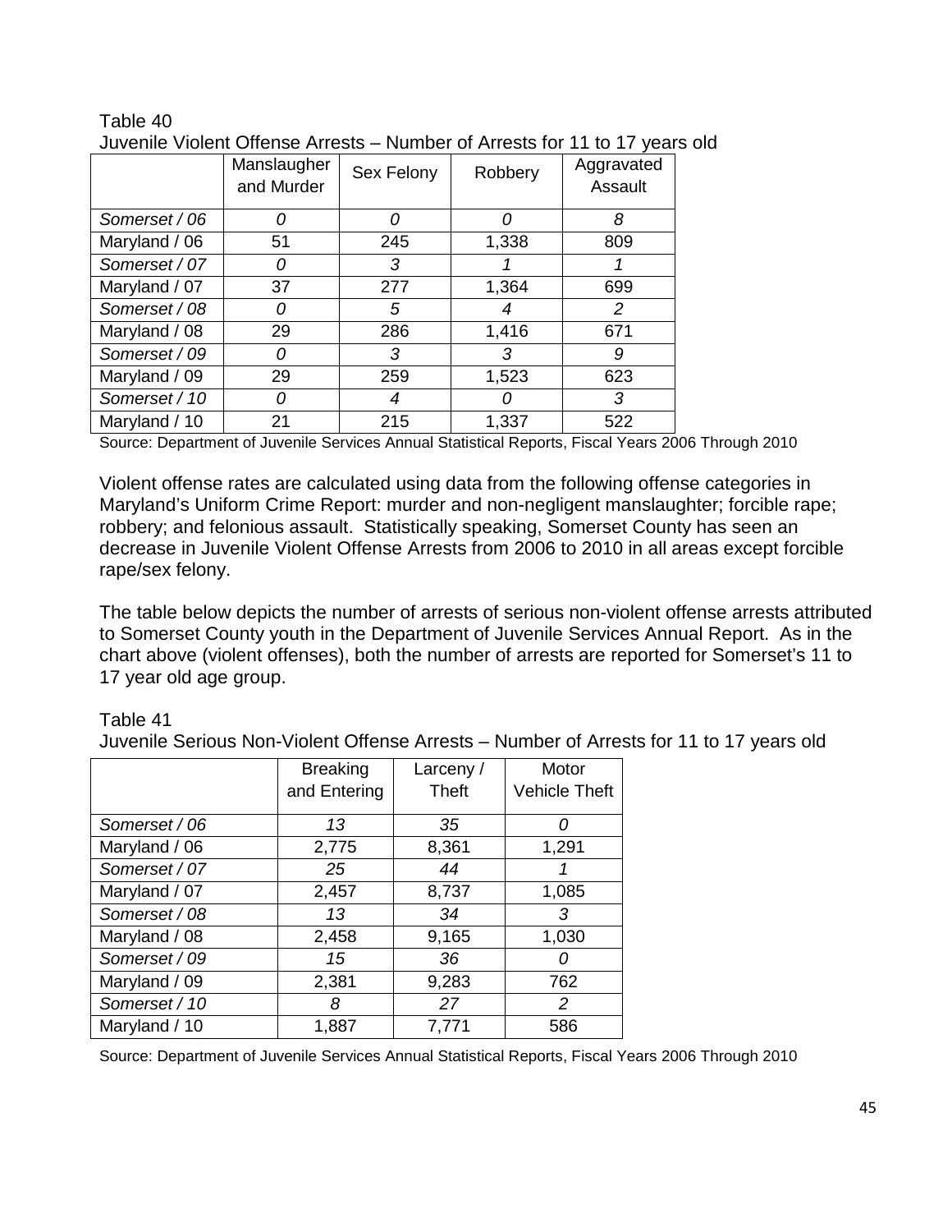Table 40
Juvenile Violent Offense Arrests – Number of Arrests for 11 to 17 years old

| | Manslaugher and Murder | Sex Felony | Robbery | Aggravated Assault |
|---|---|---|---|---|
| *Somerset / 06* | *0* | *0* | *0* | *8* |
| Maryland / 06 | 51 | 245 | 1,338 | 809 |
| *Somerset / 07* | *0* | *3* | *1* | *1* |
| Maryland / 07 | 37 | 277 | 1,364 | 699 |
| *Somerset / 08* | *0* | *5* | *4* | *2* |
| Maryland / 08 | 29 | 286 | 1,416 | 671 |
| *Somerset / 09* | *0* | *3* | *3* | *9* |
| Maryland / 09 | 29 | 259 | 1,523 | 623 |
| *Somerset / 10* | *0* | *4* | *0* | *3* |
| Maryland / 10 | 21 | 215 | 1,337 | 522 |

Source: Department of Juvenile Services Annual Statistical Reports, Fiscal Years 2006 Through 2010

Violent offense rates are calculated using data from the following offense categories in Maryland's Uniform Crime Report: murder and non-negligent manslaughter; forcible rape; robbery; and felonious assault. Statistically speaking, Somerset County has seen an decrease in Juvenile Violent Offense Arrests from 2006 to 2010 in all areas except forcible rape/sex felony.

The table below depicts the number of arrests of serious non-violent offense arrests attributed to Somerset County youth in the Department of Juvenile Services Annual Report. As in the chart above (violent offenses), both the number of arrests are reported for Somerset's 11 to 17 year old age group.

Table 41
Juvenile Serious Non-Violent Offense Arrests – Number of Arrests for 11 to 17 years old

| | Breaking and Entering | Larceny / Theft | Motor Vehicle Theft |
|---|---|---|---|
| *Somerset / 06* | *13* | *35* | *0* |
| Maryland / 06 | 2,775 | 8,361 | 1,291 |
| *Somerset / 07* | *25* | *44* | *1* |
| Maryland / 07 | 2,457 | 8,737 | 1,085 |
| *Somerset / 08* | *13* | *34* | *3* |
| Maryland / 08 | 2,458 | 9,165 | 1,030 |
| *Somerset / 09* | *15* | *36* | *0* |
| Maryland / 09 | 2,381 | 9,283 | 762 |
| *Somerset / 10* | *8* | *27* | *2* |
| Maryland / 10 | 1,887 | 7,771 | 586 |

Source: Department of Juvenile Services Annual Statistical Reports, Fiscal Years 2006 Through 2010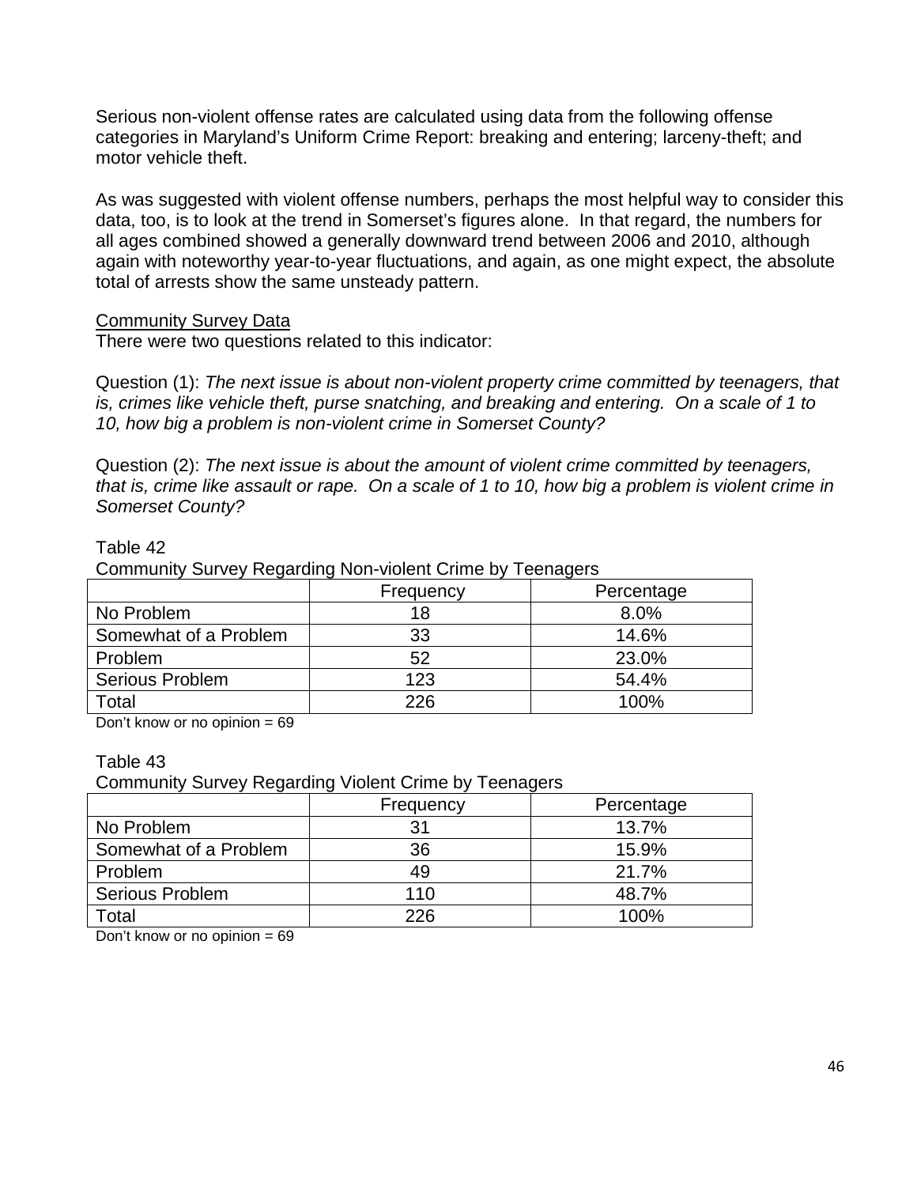Serious non-violent offense rates are calculated using data from the following offense categories in Maryland's Uniform Crime Report: breaking and entering; larceny-theft; and motor vehicle theft.

As was suggested with violent offense numbers, perhaps the most helpful way to consider this data, too, is to look at the trend in Somerset's figures alone. In that regard, the numbers for all ages combined showed a generally downward trend between 2006 and 2010, although again with noteworthy year-to-year fluctuations, and again, as one might expect, the absolute total of arrests show the same unsteady pattern.

<u>Community Survey Data</u>

There were two questions related to this indicator:

Question (1): *The next issue is about non-violent property crime committed by teenagers, that is, crimes like vehicle theft, purse snatching, and breaking and entering. On a scale of 1 to 10, how big a problem is non-violent crime in Somerset County?*

Question (2): *The next issue is about the amount of violent crime committed by teenagers, that is, crime like assault or rape. On a scale of 1 to 10, how big a problem is violent crime in Somerset County?*

Table 42

Community Survey Regarding Non-violent Crime by Teenagers

| | Frequency | Percentage |
|---|---|---|
| No Problem | 18 | 8.0% |
| Somewhat of a Problem | 33 | 14.6% |
| Problem | 52 | 23.0% |
| Serious Problem | 123 | 54.4% |
| Total | 226 | 100% |

Don't know or no opinion = 69

Table 43

Community Survey Regarding Violent Crime by Teenagers

| | Frequency | Percentage |
|---|---|---|
| No Problem | 31 | 13.7% |
| Somewhat of a Problem | 36 | 15.9% |
| Problem | 49 | 21.7% |
| Serious Problem | 110 | 48.7% |
| Total | 226 | 100% |

Don't know or no opinion = 69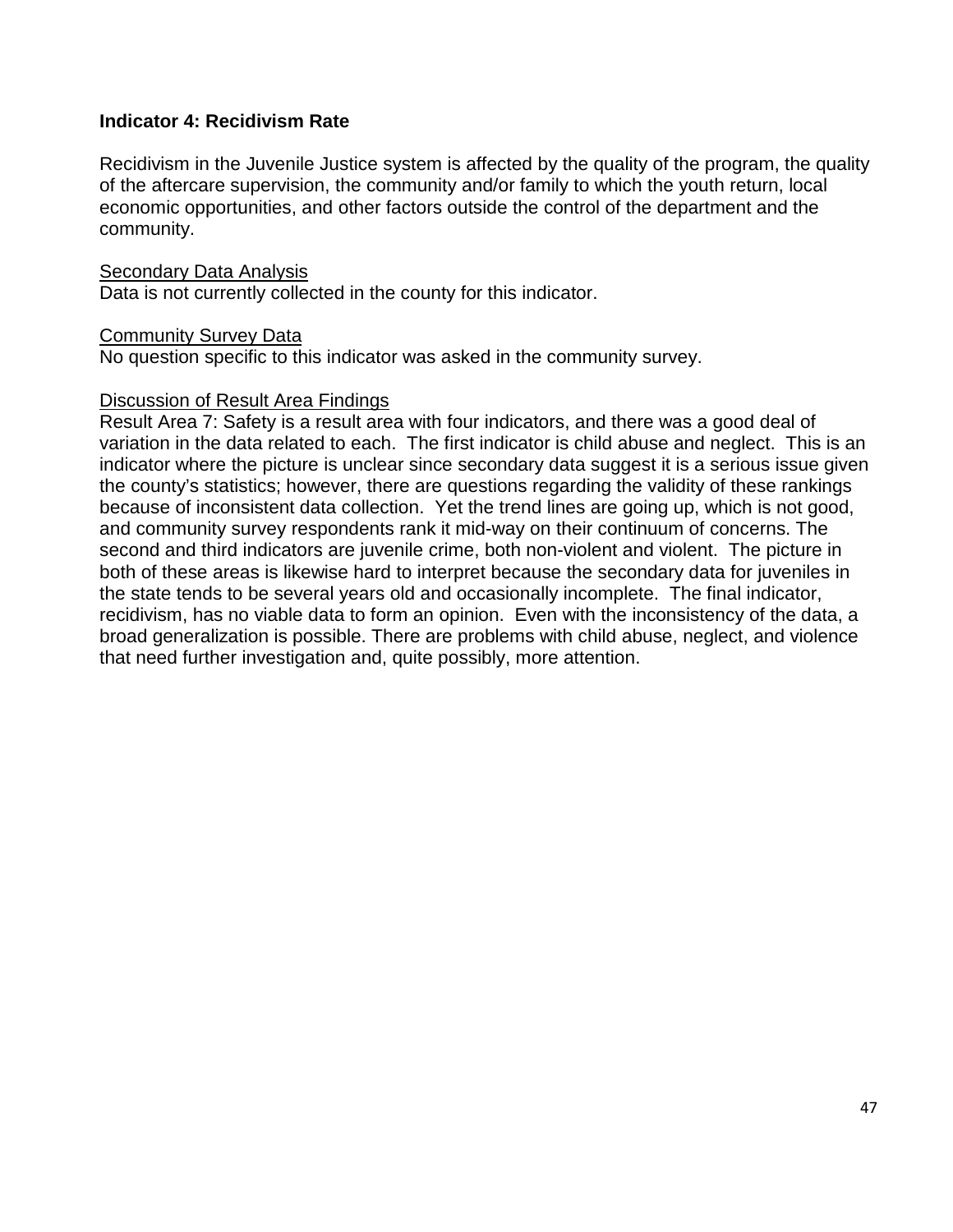**Indicator 4: Recidivism Rate**

Recidivism in the Juvenile Justice system is affected by the quality of the program, the quality of the aftercare supervision, the community and/or family to which the youth return, local economic opportunities, and other factors outside the control of the department and the community.

<u>Secondary Data Analysis</u>
Data is not currently collected in the county for this indicator.

<u>Community Survey Data</u>
No question specific to this indicator was asked in the community survey.

<u>Discussion of Result Area Findings</u>
Result Area 7: Safety is a result area with four indicators, and there was a good deal of variation in the data related to each. The first indicator is child abuse and neglect. This is an indicator where the picture is unclear since secondary data suggest it is a serious issue given the county's statistics; however, there are questions regarding the validity of these rankings because of inconsistent data collection. Yet the trend lines are going up, which is not good, and community survey respondents rank it mid-way on their continuum of concerns. The second and third indicators are juvenile crime, both non-violent and violent. The picture in both of these areas is likewise hard to interpret because the secondary data for juveniles in the state tends to be several years old and occasionally incomplete. The final indicator, recidivism, has no viable data to form an opinion. Even with the inconsistency of the data, a broad generalization is possible. There are problems with child abuse, neglect, and violence that need further investigation and, quite possibly, more attention.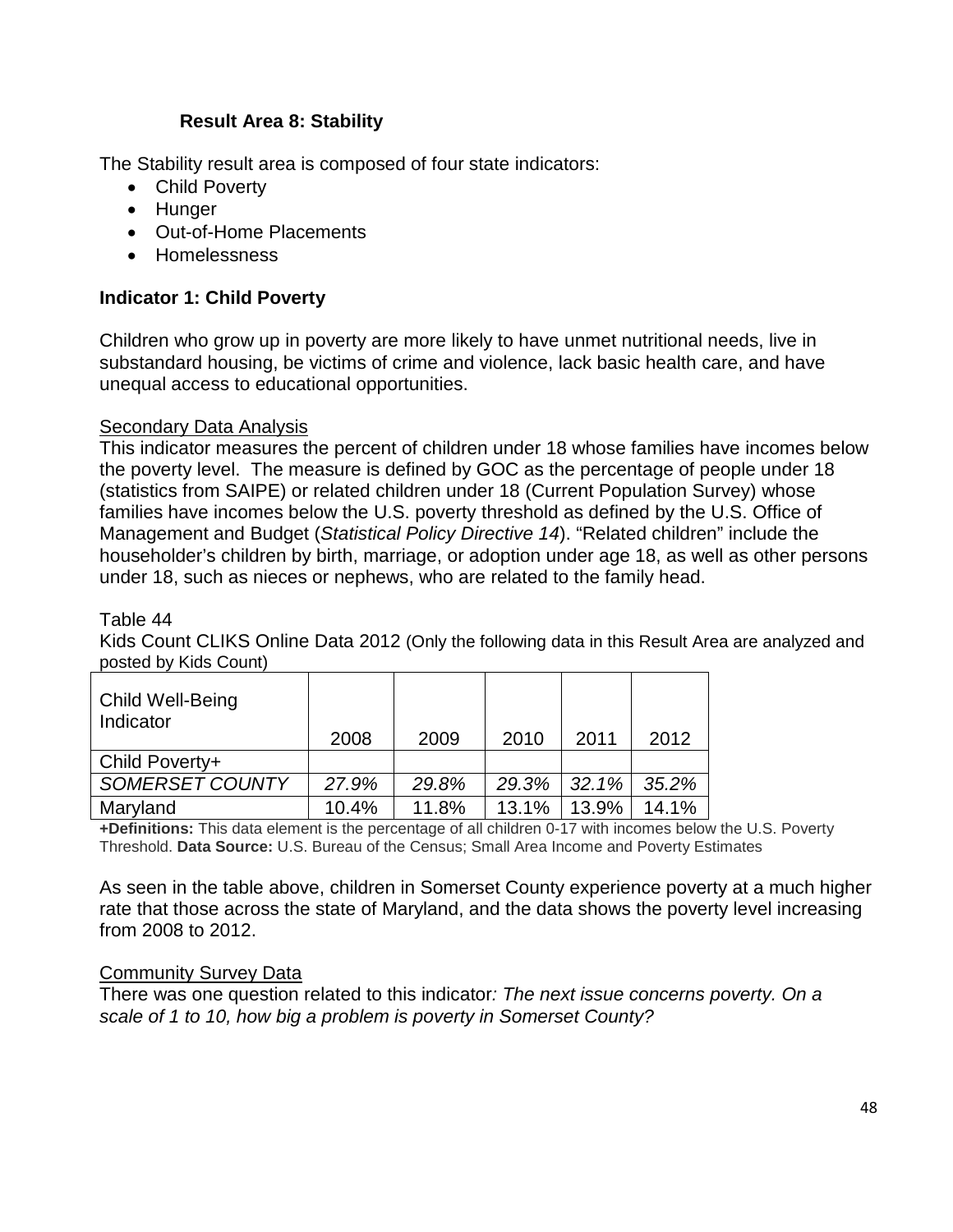### Result Area 8: Stability

The Stability result area is composed of four state indicators:

- Child Poverty
- Hunger
- Out-of-Home Placements
- Homelessness

**Indicator 1: Child Poverty**

Children who grow up in poverty are more likely to have unmet nutritional needs, live in substandard housing, be victims of crime and violence, lack basic health care, and have unequal access to educational opportunities.

Secondary Data Analysis

This indicator measures the percent of children under 18 whose families have incomes below the poverty level. The measure is defined by GOC as the percentage of people under 18 (statistics from SAIPE) or related children under 18 (Current Population Survey) whose families have incomes below the U.S. poverty threshold as defined by the U.S. Office of Management and Budget (*Statistical Policy Directive 14*). "Related children" include the householder's children by birth, marriage, or adoption under age 18, as well as other persons under 18, such as nieces or nephews, who are related to the family head.

Table 44

Kids Count CLIKS Online Data 2012 (Only the following data in this Result Area are analyzed and posted by Kids Count)

| Child Well-Being Indicator | 2008 | 2009 | 2010 | 2011 | 2012 |
|---|---|---|---|---|---|
| Child Poverty+ | | | | | |
| *SOMERSET COUNTY* | *27.9%* | *29.8%* | *29.3%* | *32.1%* | *35.2%* |
| Maryland | 10.4% | 11.8% | 13.1% | 13.9% | 14.1% |

**+Definitions:** This data element is the percentage of all children 0-17 with incomes below the U.S. Poverty Threshold. **Data Source:** U.S. Bureau of the Census; Small Area Income and Poverty Estimates

As seen in the table above, children in Somerset County experience poverty at a much higher rate that those across the state of Maryland, and the data shows the poverty level increasing from 2008 to 2012.

Community Survey Data

There was one question related to this indicator*: The next issue concerns poverty. On a scale of 1 to 10, how big a problem is poverty in Somerset County?*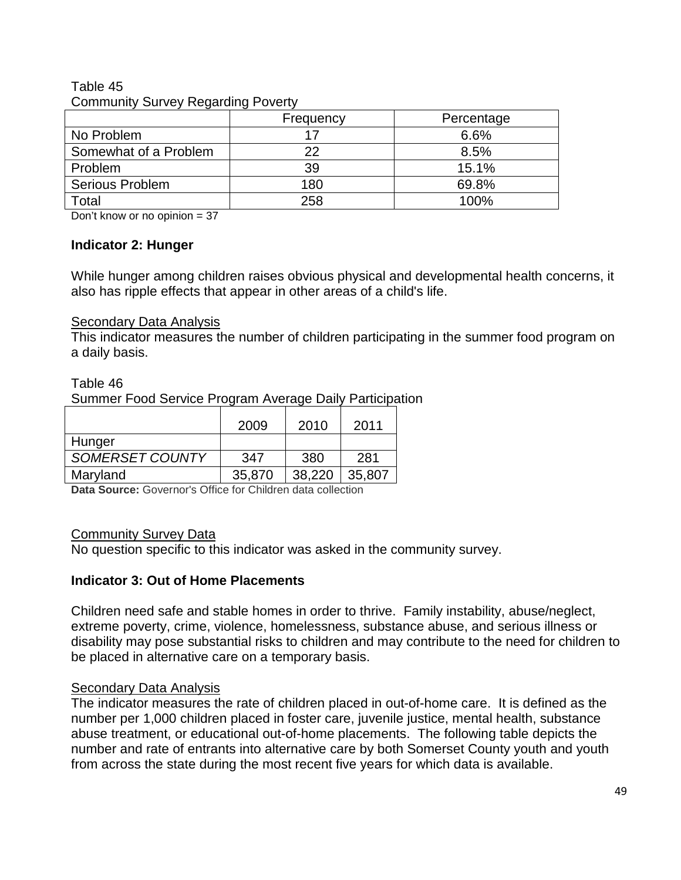Table 45
Community Survey Regarding Poverty

| | Frequency | Percentage |
|---|---|---|
| No Problem | 17 | 6.6% |
| Somewhat of a Problem | 22 | 8.5% |
| Problem | 39 | 15.1% |
| Serious Problem | 180 | 69.8% |
| Total | 258 | 100% |

Don't know or no opinion = 37

**Indicator 2: Hunger**

While hunger among children raises obvious physical and developmental health concerns, it also has ripple effects that appear in other areas of a child's life.

Secondary Data Analysis
This indicator measures the number of children participating in the summer food program on a daily basis.

Table 46
Summer Food Service Program Average Daily Participation

| | 2009 | 2010 | 2011 |
|---|---|---|---|
| Hunger | | | |
| *SOMERSET COUNTY* | 347 | 380 | 281 |
| Maryland | 35,870 | 38,220 | 35,807 |

**Data Source:** Governor's Office for Children data collection

Community Survey Data
No question specific to this indicator was asked in the community survey.

**Indicator 3: Out of Home Placements**

Children need safe and stable homes in order to thrive. Family instability, abuse/neglect, extreme poverty, crime, violence, homelessness, substance abuse, and serious illness or disability may pose substantial risks to children and may contribute to the need for children to be placed in alternative care on a temporary basis.

Secondary Data Analysis
The indicator measures the rate of children placed in out-of-home care. It is defined as the number per 1,000 children placed in foster care, juvenile justice, mental health, substance abuse treatment, or educational out-of-home placements. The following table depicts the number and rate of entrants into alternative care by both Somerset County youth and youth from across the state during the most recent five years for which data is available.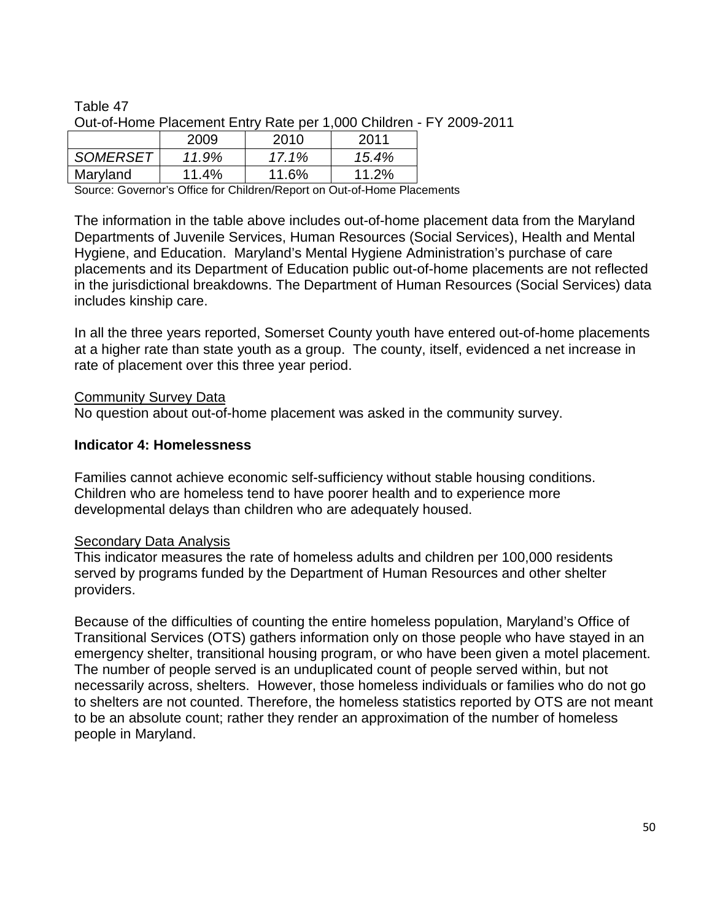Table 47
Out-of-Home Placement Entry Rate per 1,000 Children - FY 2009-2011

| | 2009 | 2010 | 2011 |
|---|---|---|---|
| *SOMERSET* | *11.9%* | *17.1%* | *15.4%* |
| Maryland | 11.4% | 11.6% | 11.2% |

Source: Governor's Office for Children/Report on Out-of-Home Placements

The information in the table above includes out-of-home placement data from the Maryland Departments of Juvenile Services, Human Resources (Social Services), Health and Mental Hygiene, and Education. Maryland's Mental Hygiene Administration's purchase of care placements and its Department of Education public out-of-home placements are not reflected in the jurisdictional breakdowns. The Department of Human Resources (Social Services) data includes kinship care.

In all the three years reported, Somerset County youth have entered out-of-home placements at a higher rate than state youth as a group. The county, itself, evidenced a net increase in rate of placement over this three year period.

<u>Community Survey Data</u>
No question about out-of-home placement was asked in the community survey.

**Indicator 4: Homelessness**

Families cannot achieve economic self-sufficiency without stable housing conditions. Children who are homeless tend to have poorer health and to experience more developmental delays than children who are adequately housed.

<u>Secondary Data Analysis</u>
This indicator measures the rate of homeless adults and children per 100,000 residents served by programs funded by the Department of Human Resources and other shelter providers.

Because of the difficulties of counting the entire homeless population, Maryland's Office of Transitional Services (OTS) gathers information only on those people who have stayed in an emergency shelter, transitional housing program, or who have been given a motel placement. The number of people served is an unduplicated count of people served within, but not necessarily across, shelters. However, those homeless individuals or families who do not go to shelters are not counted. Therefore, the homeless statistics reported by OTS are not meant to be an absolute count; rather they render an approximation of the number of homeless people in Maryland.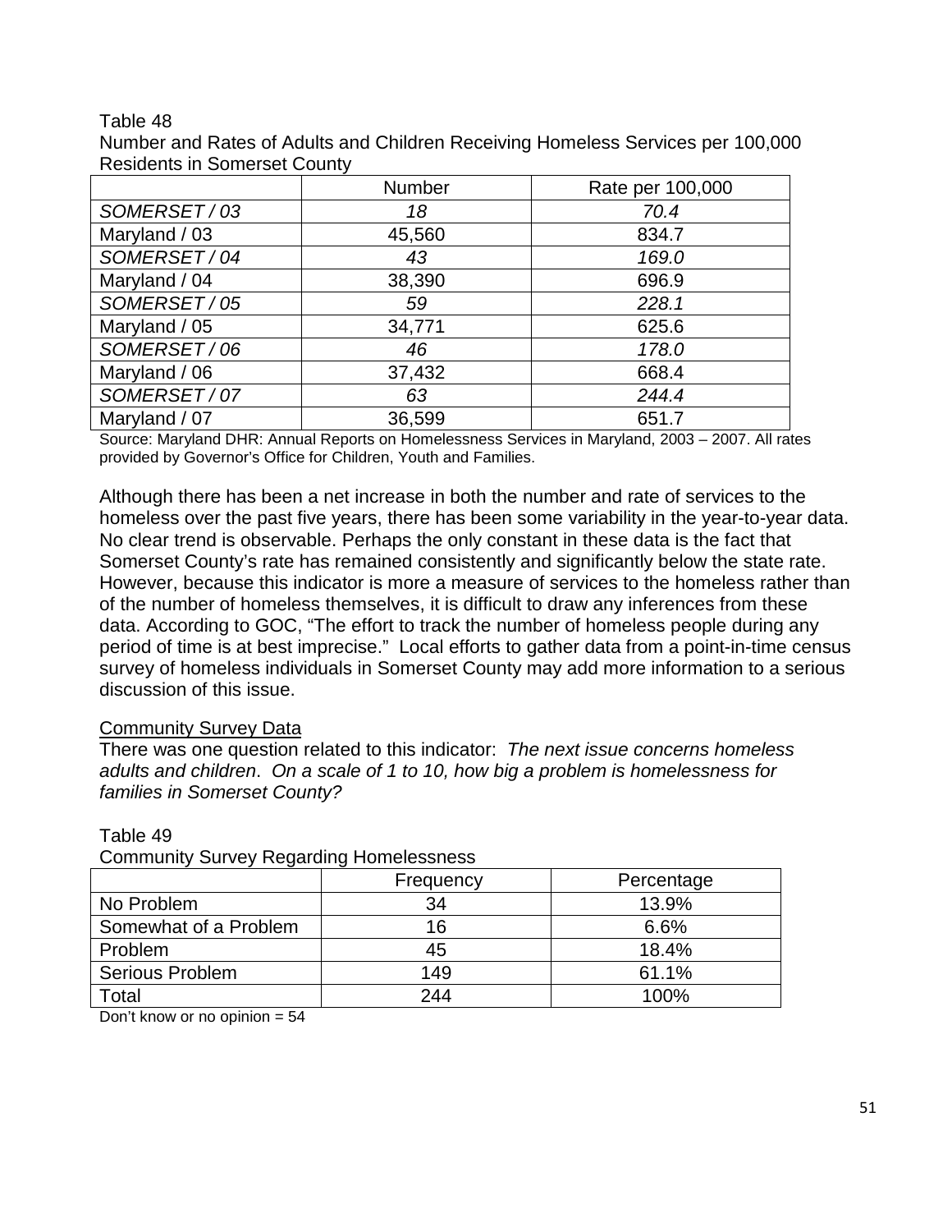Table 48
Number and Rates of Adults and Children Receiving Homeless Services per 100,000 Residents in Somerset County

| | Number | Rate per 100,000 |
|---|---|---|
| *SOMERSET / 03* | *18* | *70.4* |
| Maryland / 03 | 45,560 | 834.7 |
| *SOMERSET / 04* | *43* | *169.0* |
| Maryland / 04 | 38,390 | 696.9 |
| *SOMERSET / 05* | *59* | *228.1* |
| Maryland / 05 | 34,771 | 625.6 |
| *SOMERSET / 06* | *46* | *178.0* |
| Maryland / 06 | 37,432 | 668.4 |
| *SOMERSET / 07* | *63* | *244.4* |
| Maryland / 07 | 36,599 | 651.7 |

Source: Maryland DHR: Annual Reports on Homelessness Services in Maryland, 2003 – 2007. All rates provided by Governor's Office for Children, Youth and Families.

Although there has been a net increase in both the number and rate of services to the homeless over the past five years, there has been some variability in the year-to-year data. No clear trend is observable. Perhaps the only constant in these data is the fact that Somerset County's rate has remained consistently and significantly below the state rate. However, because this indicator is more a measure of services to the homeless rather than of the number of homeless themselves, it is difficult to draw any inferences from these data. According to GOC, "The effort to track the number of homeless people during any period of time is at best imprecise." Local efforts to gather data from a point-in-time census survey of homeless individuals in Somerset County may add more information to a serious discussion of this issue.

Community Survey Data

There was one question related to this indicator: *The next issue concerns homeless adults and children*. *On a scale of 1 to 10, how big a problem is homelessness for families in Somerset County?*

Table 49
Community Survey Regarding Homelessness

| | Frequency | Percentage |
|---|---|---|
| No Problem | 34 | 13.9% |
| Somewhat of a Problem | 16 | 6.6% |
| Problem | 45 | 18.4% |
| Serious Problem | 149 | 61.1% |
| Total | 244 | 100% |

Don't know or no opinion = 54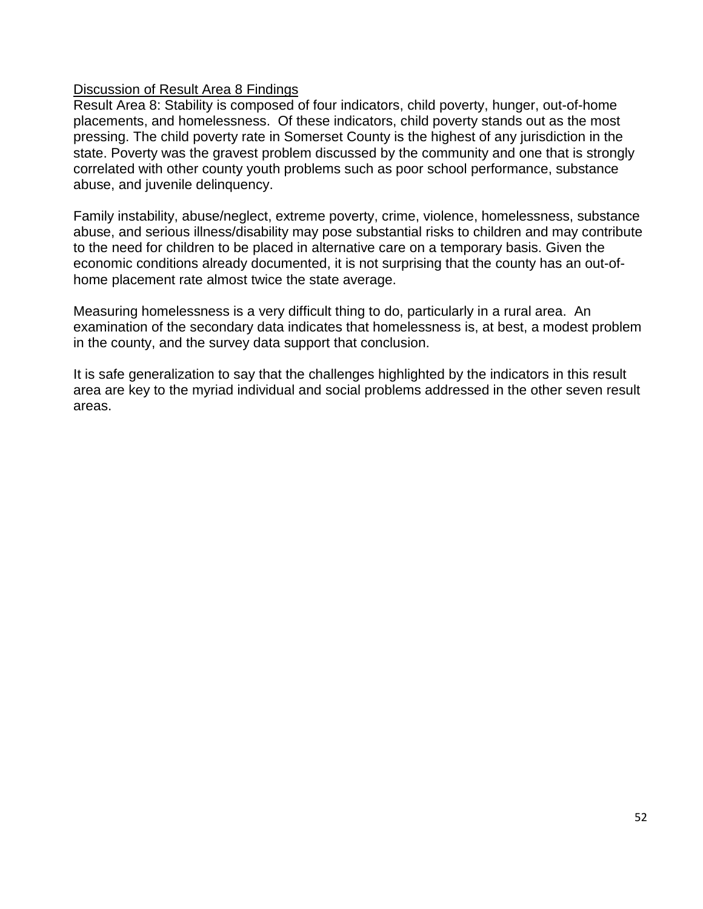<u>Discussion of Result Area 8 Findings</u>

Result Area 8: Stability is composed of four indicators, child poverty, hunger, out-of-home placements, and homelessness. Of these indicators, child poverty stands out as the most pressing. The child poverty rate in Somerset County is the highest of any jurisdiction in the state. Poverty was the gravest problem discussed by the community and one that is strongly correlated with other county youth problems such as poor school performance, substance abuse, and juvenile delinquency.

Family instability, abuse/neglect, extreme poverty, crime, violence, homelessness, substance abuse, and serious illness/disability may pose substantial risks to children and may contribute to the need for children to be placed in alternative care on a temporary basis. Given the economic conditions already documented, it is not surprising that the county has an out-of-home placement rate almost twice the state average.

Measuring homelessness is a very difficult thing to do, particularly in a rural area. An examination of the secondary data indicates that homelessness is, at best, a modest problem in the county, and the survey data support that conclusion.

It is safe generalization to say that the challenges highlighted by the indicators in this result area are key to the myriad individual and social problems addressed in the other seven result areas.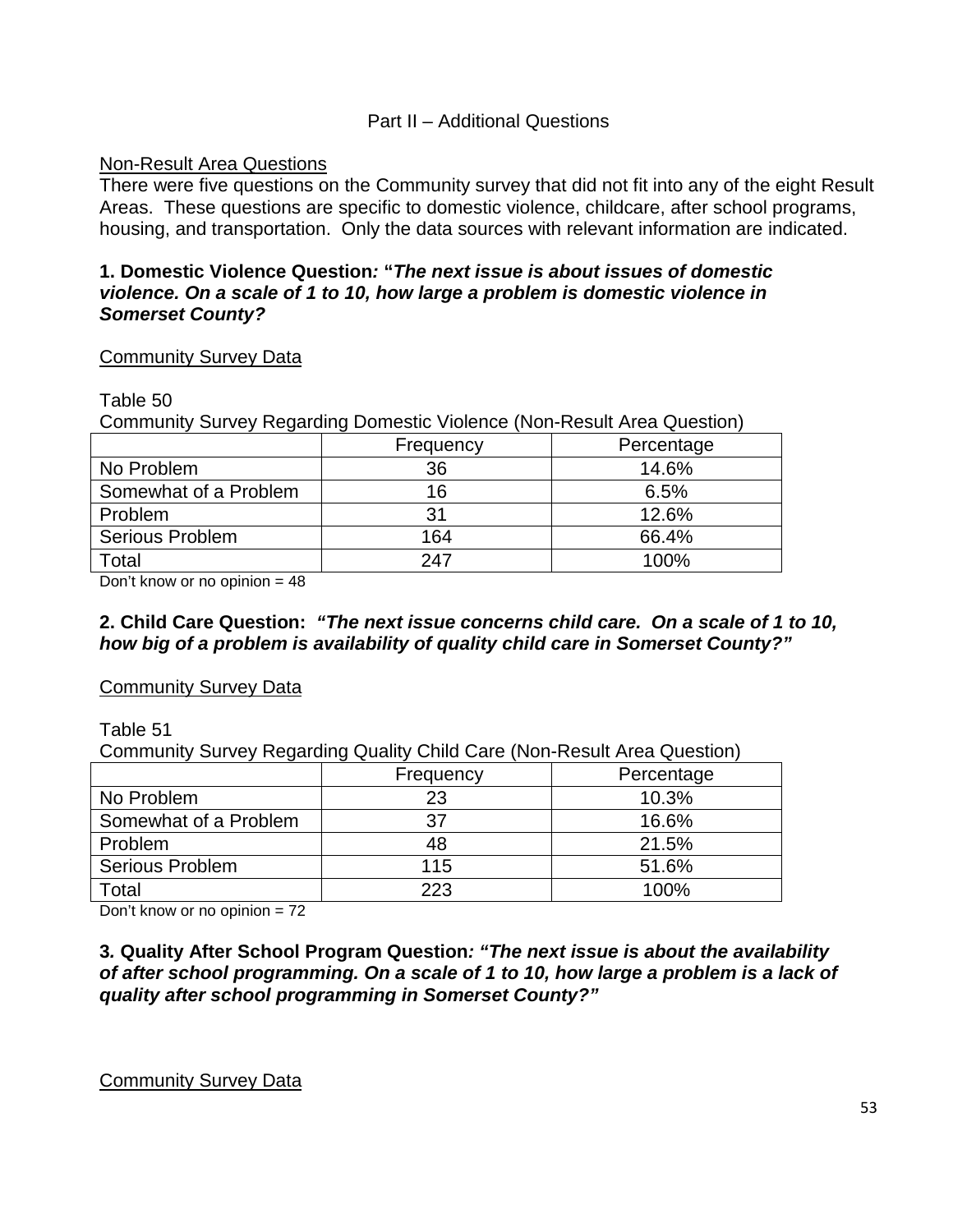## Part II – Additional Questions

Non-Result Area Questions

There were five questions on the Community survey that did not fit into any of the eight Result Areas. These questions are specific to domestic violence, childcare, after school programs, housing, and transportation. Only the data sources with relevant information are indicated.

**1. Domestic Violence Question*: "The next issue is about issues of domestic violence. On a scale of 1 to 10, how large a problem is domestic violence in Somerset County?***

Community Survey Data

Table 50

Community Survey Regarding Domestic Violence (Non-Result Area Question)

| | Frequency | Percentage |
|---|---|---|
| No Problem | 36 | 14.6% |
| Somewhat of a Problem | 16 | 6.5% |
| Problem | 31 | 12.6% |
| Serious Problem | 164 | 66.4% |
| Total | 247 | 100% |

Don't know or no opinion = 48

**2. Child Care Question: *"The next issue concerns child care. On a scale of 1 to 10, how big of a problem is availability of quality child care in Somerset County?"***

Community Survey Data

Table 51

Community Survey Regarding Quality Child Care (Non-Result Area Question)

| | Frequency | Percentage |
|---|---|---|
| No Problem | 23 | 10.3% |
| Somewhat of a Problem | 37 | 16.6% |
| Problem | 48 | 21.5% |
| Serious Problem | 115 | 51.6% |
| Total | 223 | 100% |

Don't know or no opinion = 72

**3. Quality After School Program Question*: "The next issue is about the availability of after school programming. On a scale of 1 to 10, how large a problem is a lack of quality after school programming in Somerset County?"***

Community Survey Data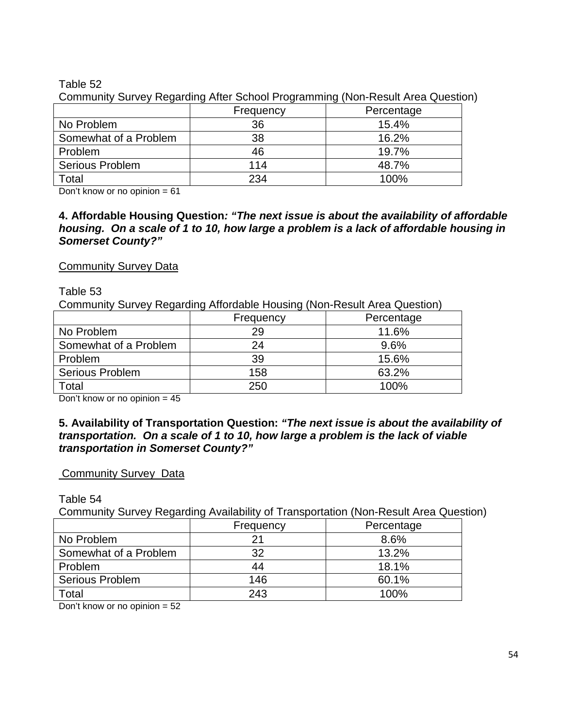Table 52

Community Survey Regarding After School Programming (Non-Result Area Question)

| | Frequency | Percentage |
|---|---|---|
| No Problem | 36 | 15.4% |
| Somewhat of a Problem | 38 | 16.2% |
| Problem | 46 | 19.7% |
| Serious Problem | 114 | 48.7% |
| Total | 234 | 100% |

Don't know or no opinion = 61

**4. Affordable Housing Question*: "The next issue is about the availability of affordable housing. On a scale of 1 to 10, how large a problem is a lack of affordable housing in Somerset County?"***

Community Survey Data

Table 53

Community Survey Regarding Affordable Housing (Non-Result Area Question)

| | Frequency | Percentage |
|---|---|---|
| No Problem | 29 | 11.6% |
| Somewhat of a Problem | 24 | 9.6% |
| Problem | 39 | 15.6% |
| Serious Problem | 158 | 63.2% |
| Total | 250 | 100% |

Don't know or no opinion = 45

**5. Availability of Transportation Question: *"The next issue is about the availability of transportation. On a scale of 1 to 10, how large a problem is the lack of viable transportation in Somerset County?"***

Community Survey Data

Table 54

Community Survey Regarding Availability of Transportation (Non-Result Area Question)

| | Frequency | Percentage |
|---|---|---|
| No Problem | 21 | 8.6% |
| Somewhat of a Problem | 32 | 13.2% |
| Problem | 44 | 18.1% |
| Serious Problem | 146 | 60.1% |
| Total | 243 | 100% |

Don't know or no opinion = 52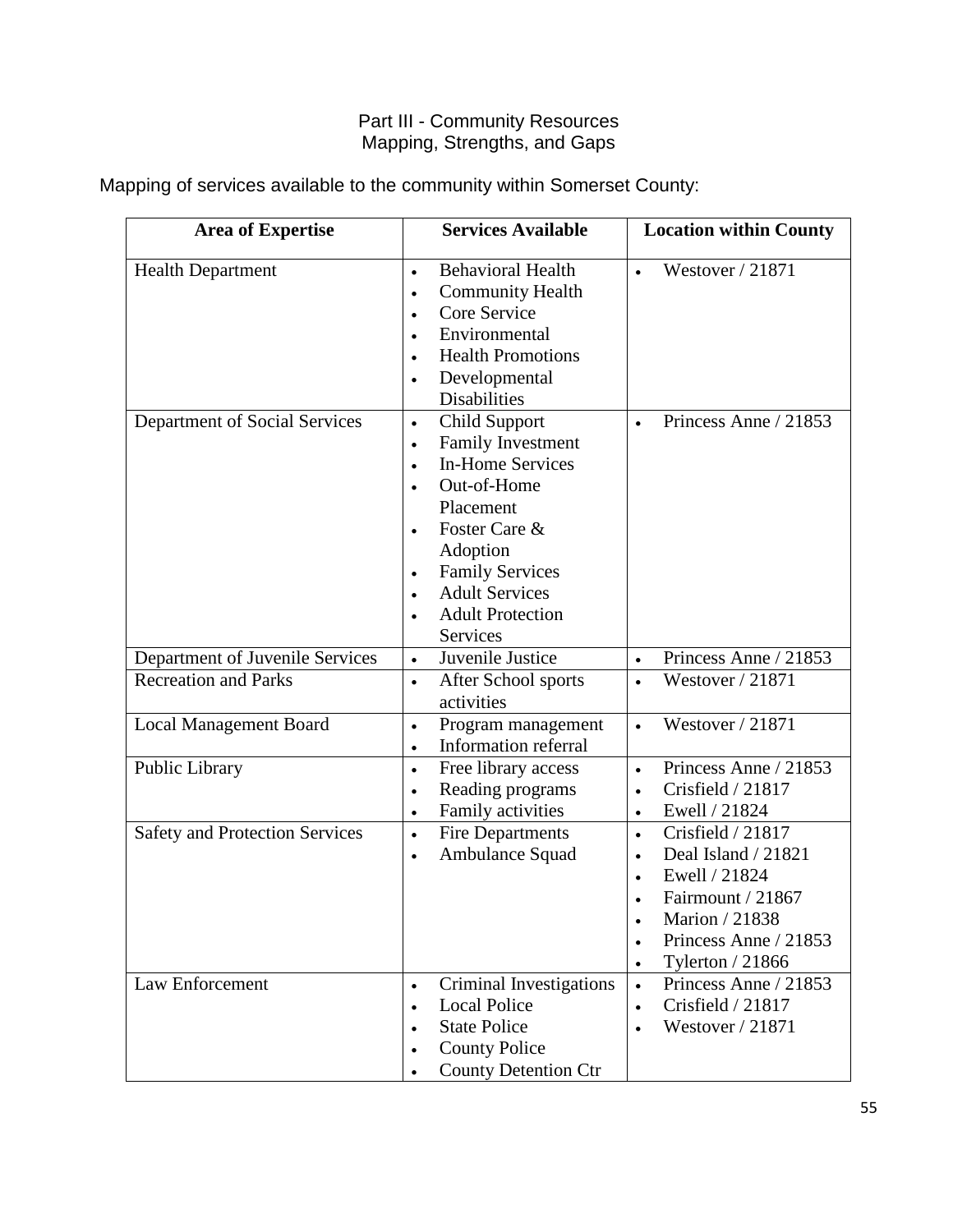## Part III - Community Resources
## Mapping, Strengths, and Gaps

Mapping of services available to the community within Somerset County:

| Area of Expertise | Services Available | Location within County |
| --- | --- | --- |
| Health Department | • Behavioral Health<br>• Community Health<br>• Core Service<br>• Environmental<br>• Health Promotions<br>• Developmental Disabilities | • Westover / 21871 |
| Department of Social Services | • Child Support<br>• Family Investment<br>• In-Home Services<br>• Out-of-Home Placement<br>• Foster Care & Adoption<br>• Family Services<br>• Adult Services<br>• Adult Protection Services | • Princess Anne / 21853 |
| Department of Juvenile Services | • Juvenile Justice | • Princess Anne / 21853 |
| Recreation and Parks | • After School sports activities | • Westover / 21871 |
| Local Management Board | • Program management<br>• Information referral | • Westover / 21871 |
| Public Library | • Free library access<br>• Reading programs<br>• Family activities | • Princess Anne / 21853<br>• Crisfield / 21817<br>• Ewell / 21824 |
| Safety and Protection Services | • Fire Departments<br>• Ambulance Squad | • Crisfield / 21817<br>• Deal Island / 21821<br>• Ewell / 21824<br>• Fairmount / 21867<br>• Marion / 21838<br>• Princess Anne / 21853<br>• Tylerton / 21866 |
| Law Enforcement | • Criminal Investigations<br>• Local Police<br>• State Police<br>• County Police<br>• County Detention Ctr | • Princess Anne / 21853<br>• Crisfield / 21817<br>• Westover / 21871 |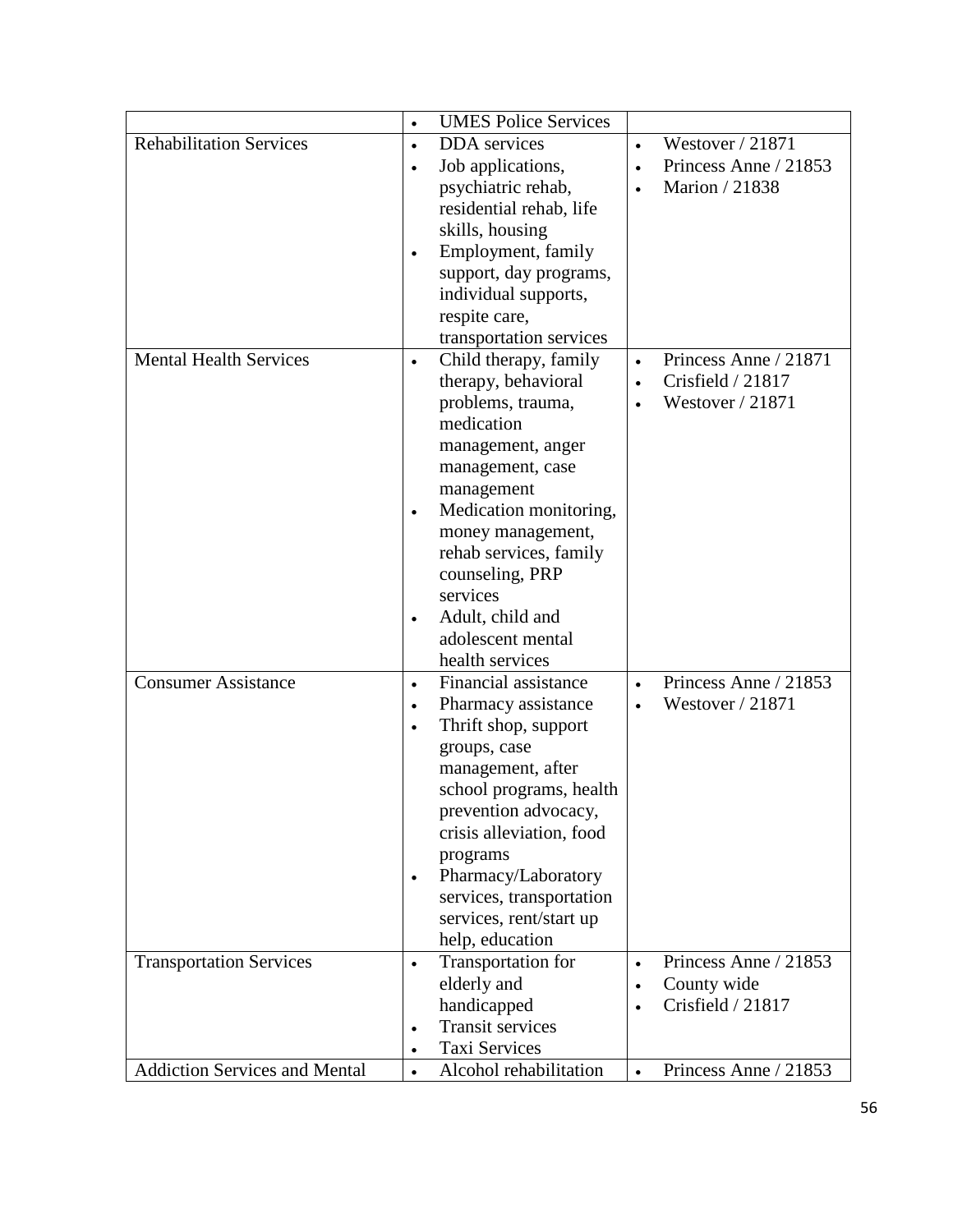| | | |
|---|---|---|
| | • UMES Police Services | |
| Rehabilitation Services | • DDA services<br>• Job applications, psychiatric rehab, residential rehab, life skills, housing<br>• Employment, family support, day programs, individual supports, respite care, transportation services | • Westover / 21871<br>• Princess Anne / 21853<br>• Marion / 21838 |
| Mental Health Services | • Child therapy, family therapy, behavioral problems, trauma, medication management, anger management, case management<br>• Medication monitoring, money management, rehab services, family counseling, PRP services<br>• Adult, child and adolescent mental health services | • Princess Anne / 21871<br>• Crisfield / 21817<br>• Westover / 21871 |
| Consumer Assistance | • Financial assistance<br>• Pharmacy assistance<br>• Thrift shop, support groups, case management, after school programs, health prevention advocacy, crisis alleviation, food programs<br>• Pharmacy/Laboratory services, transportation services, rent/start up help, education | • Princess Anne / 21853<br>• Westover / 21871 |
| Transportation Services | • Transportation for elderly and handicapped<br>• Transit services<br>• Taxi Services | • Princess Anne / 21853<br>• County wide<br>• Crisfield / 21817 |
| Addiction Services and Mental | • Alcohol rehabilitation | • Princess Anne / 21853 |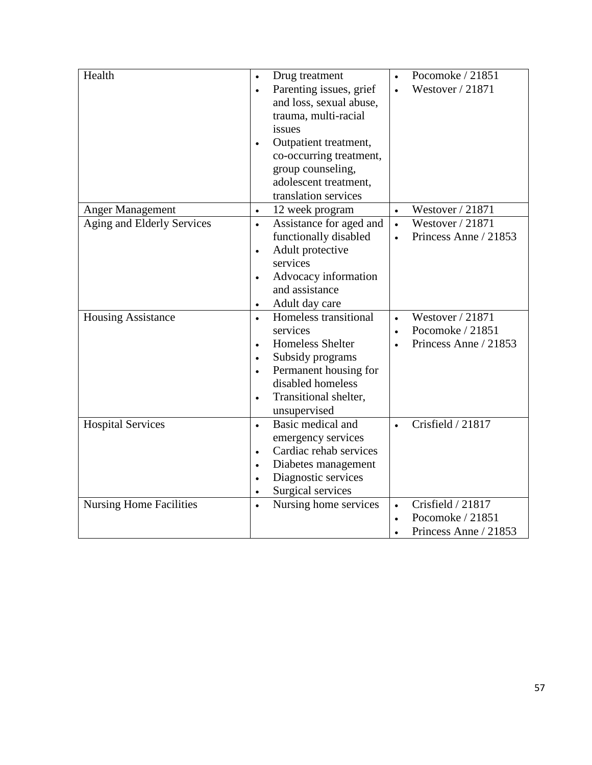| Health | • Drug treatment<br>• Parenting issues, grief and loss, sexual abuse, trauma, multi-racial issues<br>• Outpatient treatment, co-occurring treatment, group counseling, adolescent treatment, translation services | • Pocomoke / 21851<br>• Westover / 21871 |
|---|---|---|
| Anger Management | • 12 week program | • Westover / 21871 |
| Aging and Elderly Services | • Assistance for aged and functionally disabled<br>• Adult protective services<br>• Advocacy information and assistance<br>• Adult day care | • Westover / 21871<br>• Princess Anne / 21853 |
| Housing Assistance | • Homeless transitional services<br>• Homeless Shelter<br>• Subsidy programs<br>• Permanent housing for disabled homeless<br>• Transitional shelter, unsupervised | • Westover / 21871<br>• Pocomoke / 21851<br>• Princess Anne / 21853 |
| Hospital Services | • Basic medical and emergency services<br>• Cardiac rehab services<br>• Diabetes management<br>• Diagnostic services<br>• Surgical services | • Crisfield / 21817 |
| Nursing Home Facilities | • Nursing home services | • Crisfield / 21817<br>• Pocomoke / 21851<br>• Princess Anne / 21853 |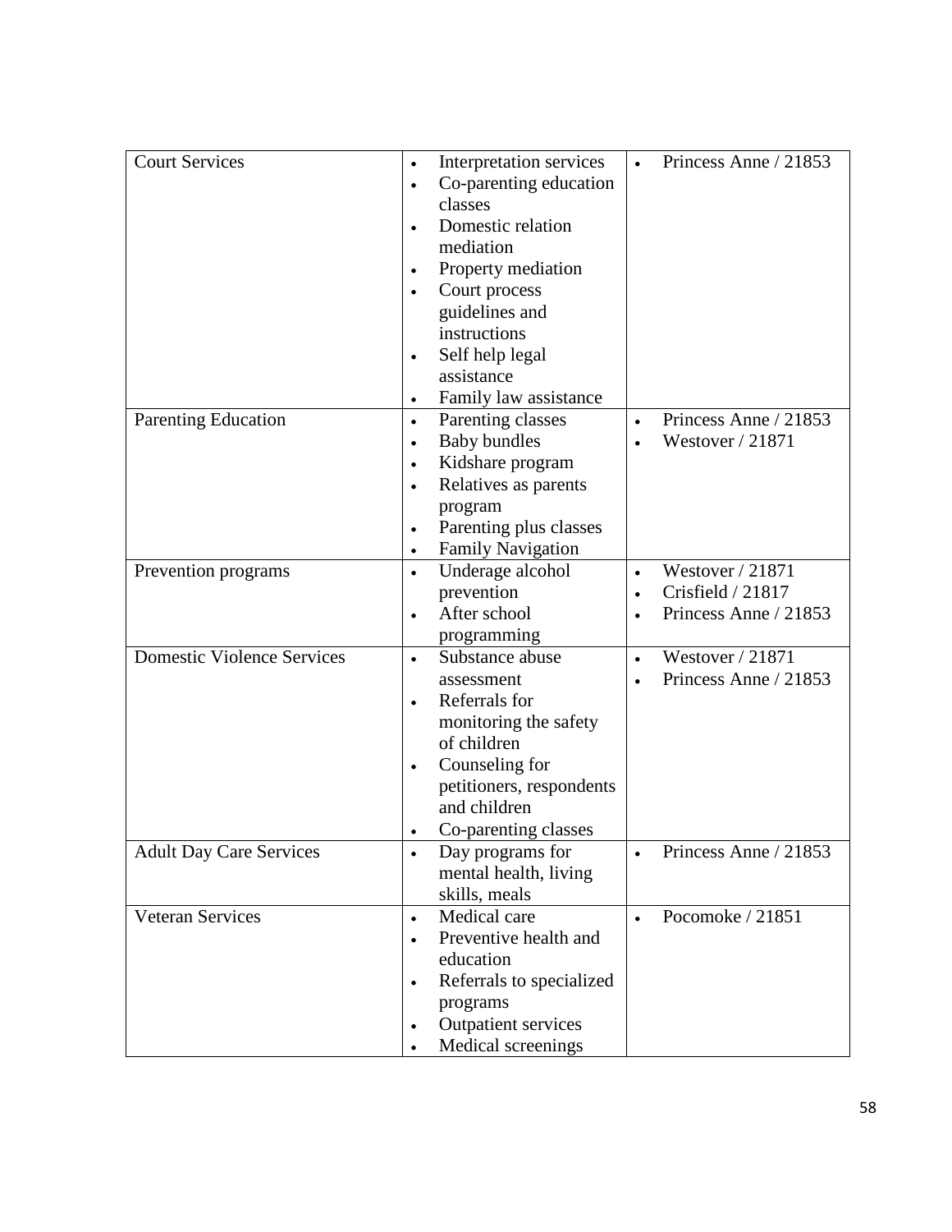| Court Services | • Interpretation services<br>• Co-parenting education classes<br>• Domestic relation mediation<br>• Property mediation<br>• Court process guidelines and instructions<br>• Self help legal assistance<br>• Family law assistance | • Princess Anne / 21853 |
|---|---|---|
| Parenting Education | • Parenting classes<br>• Baby bundles<br>• Kidshare program<br>• Relatives as parents program<br>• Parenting plus classes<br>• Family Navigation | • Princess Anne / 21853<br>• Westover / 21871 |
| Prevention programs | • Underage alcohol prevention<br>• After school programming | • Westover / 21871<br>• Crisfield / 21817<br>• Princess Anne / 21853 |
| Domestic Violence Services | • Substance abuse assessment<br>• Referrals for monitoring the safety of children<br>• Counseling for petitioners, respondents and children<br>• Co-parenting classes | • Westover / 21871<br>• Princess Anne / 21853 |
| Adult Day Care Services | • Day programs for mental health, living skills, meals | • Princess Anne / 21853 |
| Veteran Services | • Medical care<br>• Preventive health and education<br>• Referrals to specialized programs<br>• Outpatient services<br>• Medical screenings | • Pocomoke / 21851 |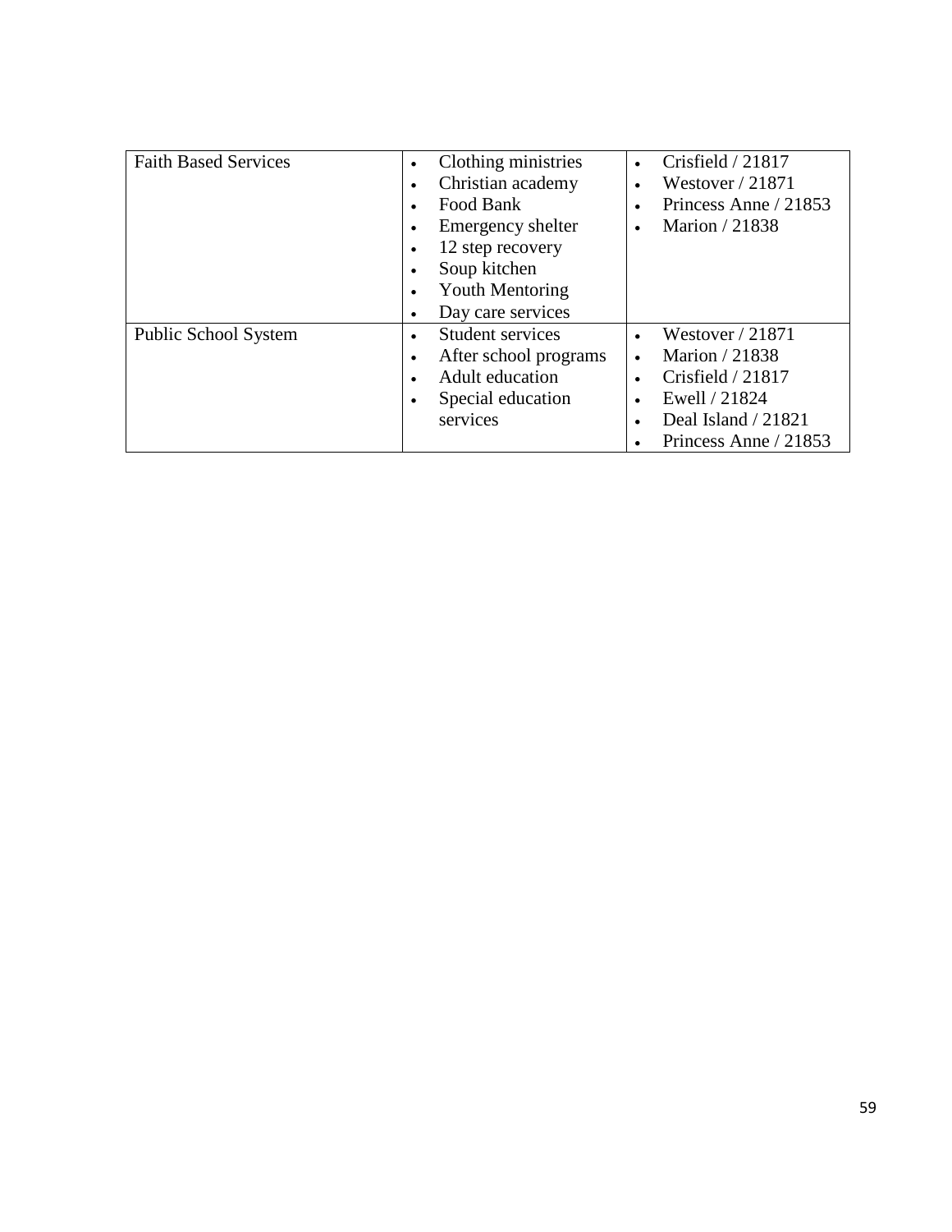| Faith Based Services | • Clothing ministries<br>• Christian academy<br>• Food Bank<br>• Emergency shelter<br>• 12 step recovery<br>• Soup kitchen<br>• Youth Mentoring<br>• Day care services | • Crisfield / 21817<br>• Westover / 21871<br>• Princess Anne / 21853<br>• Marion / 21838 |
|---|---|---|
| Public School System | • Student services<br>• After school programs<br>• Adult education<br>• Special education services | • Westover / 21871<br>• Marion / 21838<br>• Crisfield / 21817<br>• Ewell / 21824<br>• Deal Island / 21821<br>• Princess Anne / 21853 |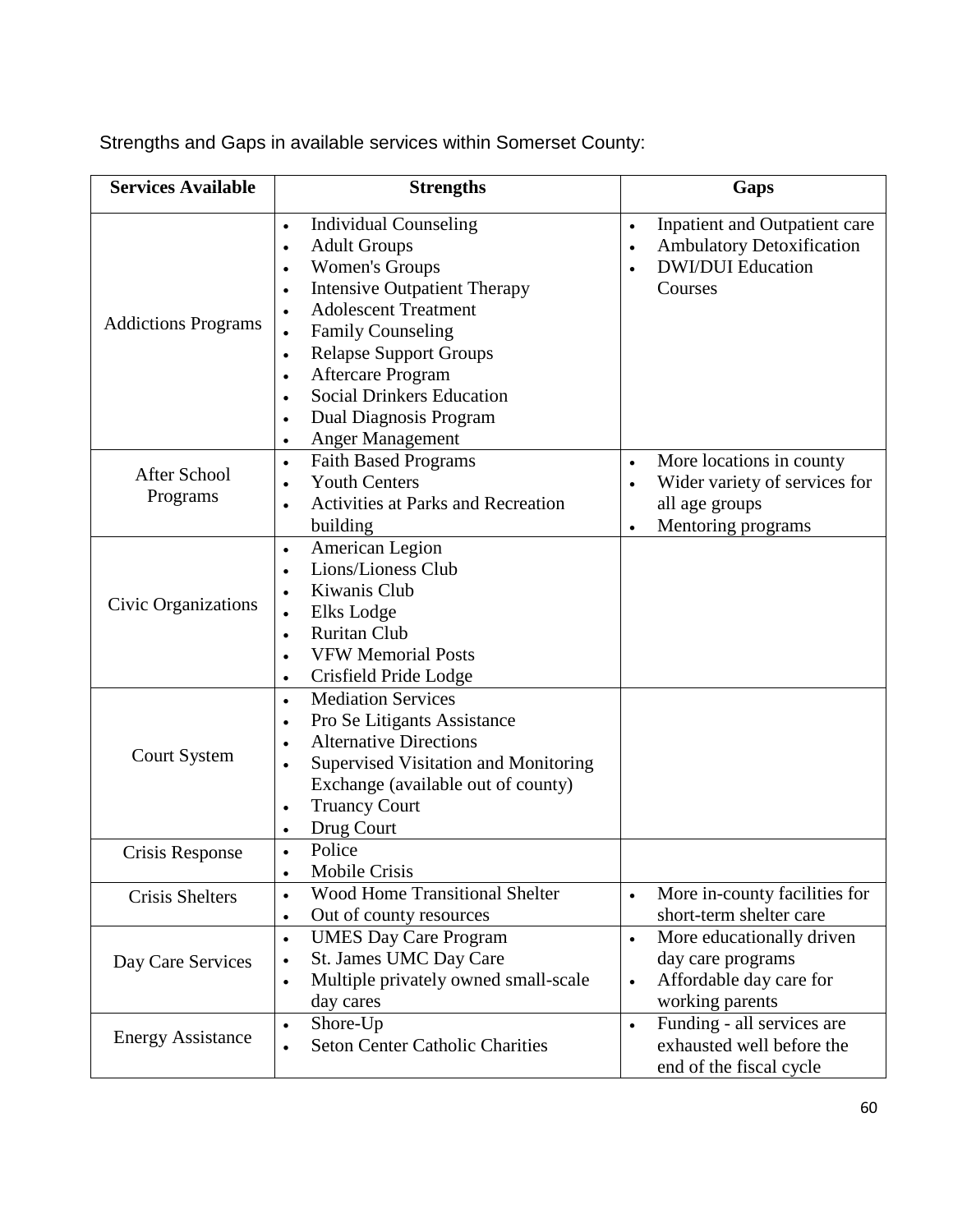Strengths and Gaps in available services within Somerset County:

| Services Available | Strengths | Gaps |
|---|---|---|
| Addictions Programs | • Individual Counseling<br>• Adult Groups<br>• Women's Groups<br>• Intensive Outpatient Therapy<br>• Adolescent Treatment<br>• Family Counseling<br>• Relapse Support Groups<br>• Aftercare Program<br>• Social Drinkers Education<br>• Dual Diagnosis Program<br>• Anger Management | • Inpatient and Outpatient care<br>• Ambulatory Detoxification<br>• DWI/DUI Education Courses |
| After School Programs | • Faith Based Programs<br>• Youth Centers<br>• Activities at Parks and Recreation building | • More locations in county<br>• Wider variety of services for all age groups<br>• Mentoring programs |
| Civic Organizations | • American Legion<br>• Lions/Lioness Club<br>• Kiwanis Club<br>• Elks Lodge<br>• Ruritan Club<br>• VFW Memorial Posts<br>• Crisfield Pride Lodge | |
| Court System | • Mediation Services<br>• Pro Se Litigants Assistance<br>• Alternative Directions<br>• Supervised Visitation and Monitoring Exchange (available out of county)<br>• Truancy Court<br>• Drug Court | |
| Crisis Response | • Police<br>• Mobile Crisis | |
| Crisis Shelters | • Wood Home Transitional Shelter<br>• Out of county resources | • More in-county facilities for short-term shelter care |
| Day Care Services | • UMES Day Care Program<br>• St. James UMC Day Care<br>• Multiple privately owned small-scale day cares | • More educationally driven day care programs<br>• Affordable day care for working parents |
| Energy Assistance | • Shore-Up<br>• Seton Center Catholic Charities | • Funding - all services are exhausted well before the end of the fiscal cycle |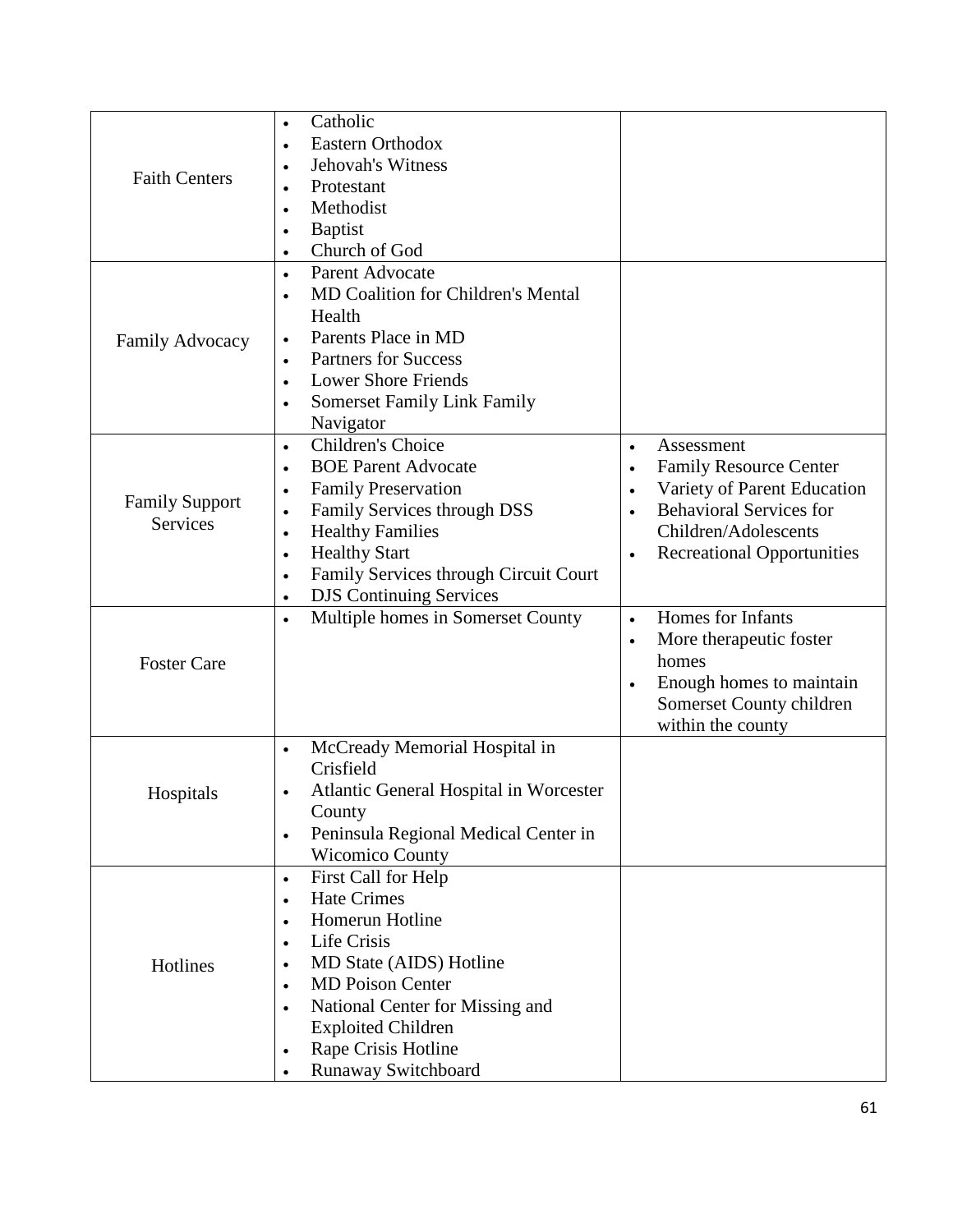| | | |
|---|---|---|
| Faith Centers | • Catholic<br>• Eastern Orthodox<br>• Jehovah's Witness<br>• Protestant<br>• Methodist<br>• Baptist<br>• Church of God | |
| Family Advocacy | • Parent Advocate<br>• MD Coalition for Children's Mental Health<br>• Parents Place in MD<br>• Partners for Success<br>• Lower Shore Friends<br>• Somerset Family Link Family Navigator | |
| Family Support Services | • Children's Choice<br>• BOE Parent Advocate<br>• Family Preservation<br>• Family Services through DSS<br>• Healthy Families<br>• Healthy Start<br>• Family Services through Circuit Court<br>• DJS Continuing Services | • Assessment<br>• Family Resource Center<br>• Variety of Parent Education<br>• Behavioral Services for Children/Adolescents<br>• Recreational Opportunities |
| Foster Care | • Multiple homes in Somerset County | • Homes for Infants<br>• More therapeutic foster homes<br>• Enough homes to maintain Somerset County children within the county |
| Hospitals | • McCready Memorial Hospital in Crisfield<br>• Atlantic General Hospital in Worcester County<br>• Peninsula Regional Medical Center in Wicomico County | |
| Hotlines | • First Call for Help<br>• Hate Crimes<br>• Homerun Hotline<br>• Life Crisis<br>• MD State (AIDS) Hotline<br>• MD Poison Center<br>• National Center for Missing and Exploited Children<br>• Rape Crisis Hotline<br>• Runaway Switchboard | |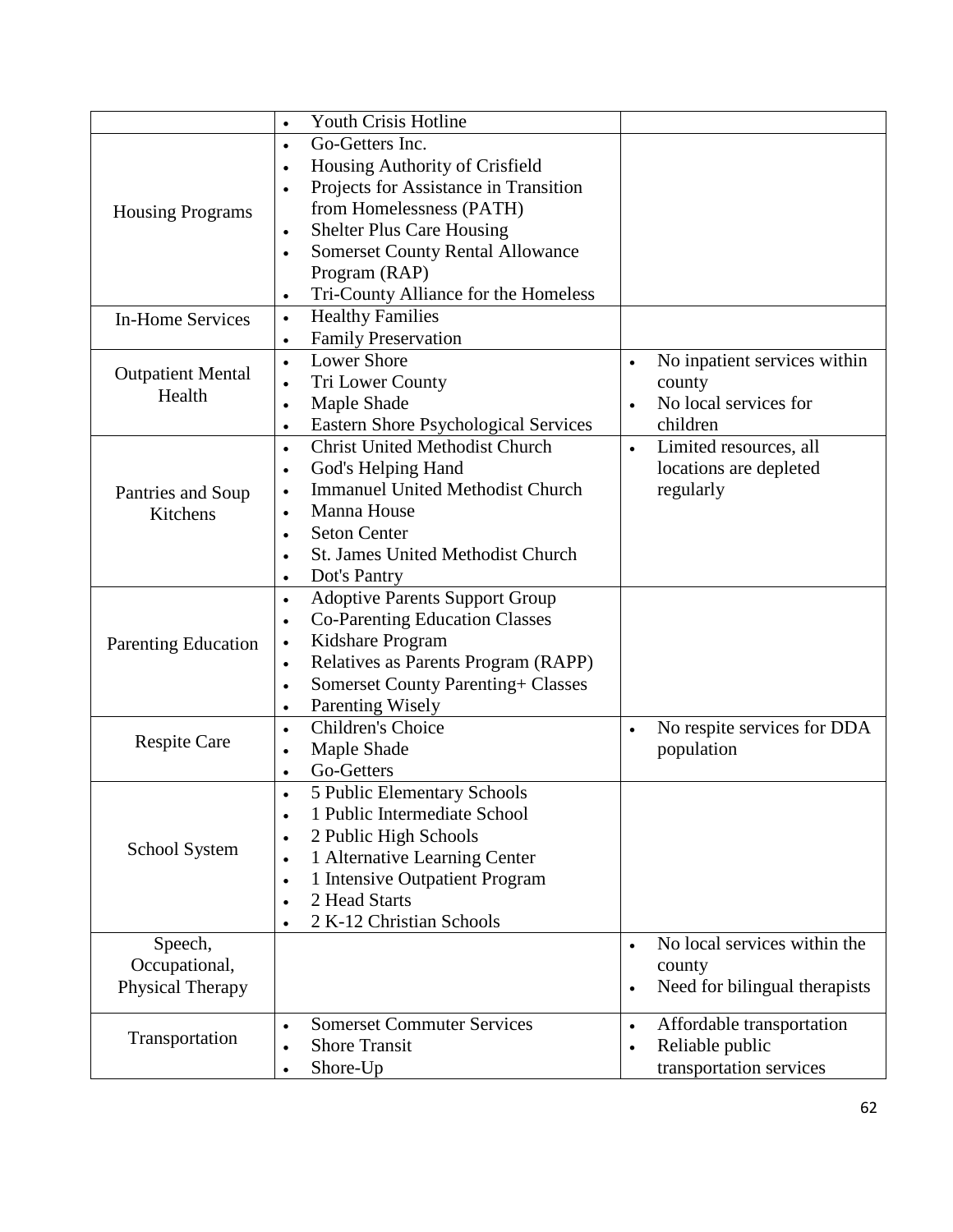| | | |
|---|---|---|
| | • Youth Crisis Hotline | |
| Housing Programs | • Go-Getters Inc.<br>• Housing Authority of Crisfield<br>• Projects for Assistance in Transition from Homelessness (PATH)<br>• Shelter Plus Care Housing<br>• Somerset County Rental Allowance Program (RAP)<br>• Tri-County Alliance for the Homeless | |
| In-Home Services | • Healthy Families<br>• Family Preservation | |
| Outpatient Mental Health | • Lower Shore<br>• Tri Lower County<br>• Maple Shade<br>• Eastern Shore Psychological Services | • No inpatient services within county<br>• No local services for children |
| Pantries and Soup Kitchens | • Christ United Methodist Church<br>• God's Helping Hand<br>• Immanuel United Methodist Church<br>• Manna House<br>• Seton Center<br>• St. James United Methodist Church<br>• Dot's Pantry | • Limited resources, all locations are depleted regularly |
| Parenting Education | • Adoptive Parents Support Group<br>• Co-Parenting Education Classes<br>• Kidshare Program<br>• Relatives as Parents Program (RAPP)<br>• Somerset County Parenting+ Classes<br>• Parenting Wisely | |
| Respite Care | • Children's Choice<br>• Maple Shade<br>• Go-Getters | • No respite services for DDA population |
| School System | • 5 Public Elementary Schools<br>• 1 Public Intermediate School<br>• 2 Public High Schools<br>• 1 Alternative Learning Center<br>• 1 Intensive Outpatient Program<br>• 2 Head Starts<br>• 2 K-12 Christian Schools | |
| Speech, Occupational, Physical Therapy | | • No local services within the county<br>• Need for bilingual therapists |
| Transportation | • Somerset Commuter Services<br>• Shore Transit<br>• Shore-Up | • Affordable transportation<br>• Reliable public transportation services |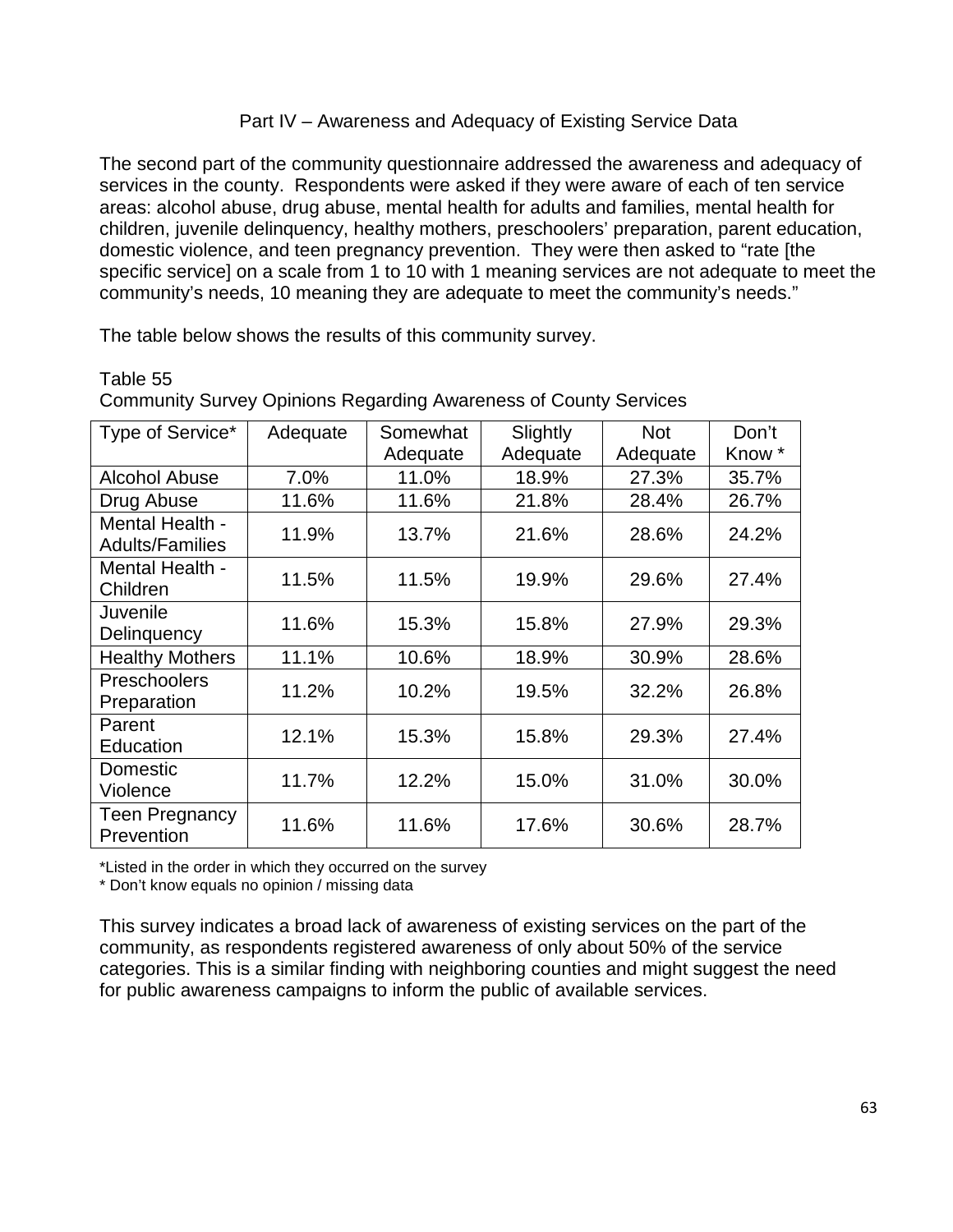## Part IV – Awareness and Adequacy of Existing Service Data

The second part of the community questionnaire addressed the awareness and adequacy of services in the county. Respondents were asked if they were aware of each of ten service areas: alcohol abuse, drug abuse, mental health for adults and families, mental health for children, juvenile delinquency, healthy mothers, preschoolers' preparation, parent education, domestic violence, and teen pregnancy prevention. They were then asked to "rate [the specific service] on a scale from 1 to 10 with 1 meaning services are not adequate to meet the community's needs, 10 meaning they are adequate to meet the community's needs."

The table below shows the results of this community survey.

Table 55
Community Survey Opinions Regarding Awareness of County Services

| Type of Service* | Adequate | Somewhat Adequate | Slightly Adequate | Not Adequate | Don't Know * |
|---|---|---|---|---|---|
| Alcohol Abuse | 7.0% | 11.0% | 18.9% | 27.3% | 35.7% |
| Drug Abuse | 11.6% | 11.6% | 21.8% | 28.4% | 26.7% |
| Mental Health - Adults/Families | 11.9% | 13.7% | 21.6% | 28.6% | 24.2% |
| Mental Health - Children | 11.5% | 11.5% | 19.9% | 29.6% | 27.4% |
| Juvenile Delinquency | 11.6% | 15.3% | 15.8% | 27.9% | 29.3% |
| Healthy Mothers | 11.1% | 10.6% | 18.9% | 30.9% | 28.6% |
| Preschoolers Preparation | 11.2% | 10.2% | 19.5% | 32.2% | 26.8% |
| Parent Education | 12.1% | 15.3% | 15.8% | 29.3% | 27.4% |
| Domestic Violence | 11.7% | 12.2% | 15.0% | 31.0% | 30.0% |
| Teen Pregnancy Prevention | 11.6% | 11.6% | 17.6% | 30.6% | 28.7% |

*Listed in the order in which they occurred on the survey
* Don't know equals no opinion / missing data

This survey indicates a broad lack of awareness of existing services on the part of the community, as respondents registered awareness of only about 50% of the service categories. This is a similar finding with neighboring counties and might suggest the need for public awareness campaigns to inform the public of available services.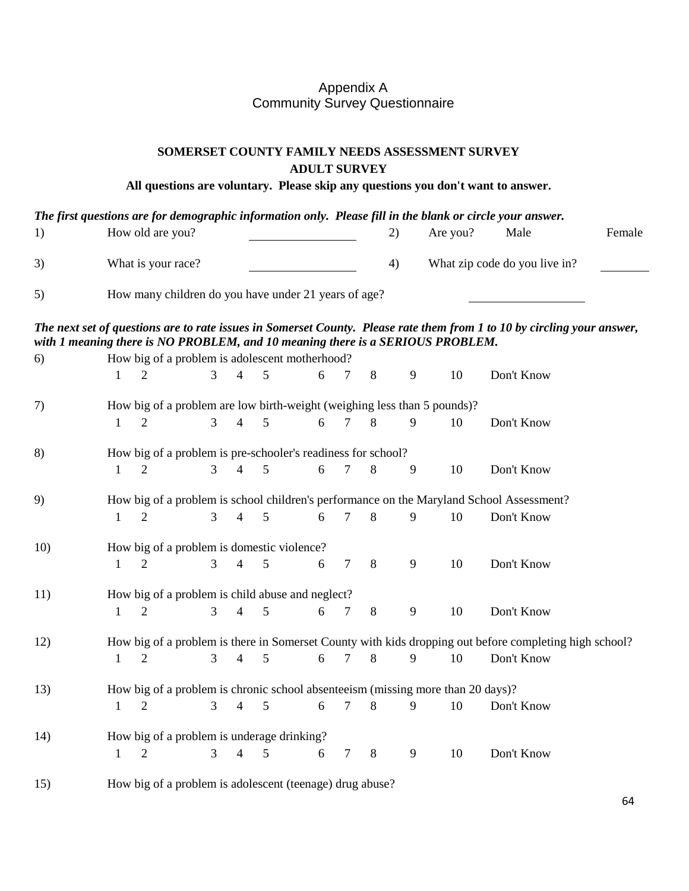# Appendix A
## Community Survey Questionnaire

**SOMERSET COUNTY FAMILY NEEDS ASSESSMENT SURVEY**

**ADULT SURVEY**

**All questions are voluntary. Please skip any questions you don't want to answer.**

***The first questions are for demographic information only. Please fill in the blank or circle your answer.***

1) How old are you? ________________ 2) Are you? Male Female

3) What is your race? ________________ 4) What zip code do you live in? ________

5) How many children do you have under 21 years of age? ________________

***The next set of questions are to rate issues in Somerset County. Please rate them from 1 to 10 by circling your answer, with 1 meaning there is NO PROBLEM, and 10 meaning there is a SERIOUS PROBLEM.***

6) How big of a problem is adolescent motherhood?
1 2 3 4 5 6 7 8 9 10 Don't Know

7) How big of a problem are low birth-weight (weighing less than 5 pounds)?
1 2 3 4 5 6 7 8 9 10 Don't Know

8) How big of a problem is pre-schooler's readiness for school?
1 2 3 4 5 6 7 8 9 10 Don't Know

9) How big of a problem is school children's performance on the Maryland School Assessment?
1 2 3 4 5 6 7 8 9 10 Don't Know

10) How big of a problem is domestic violence?
1 2 3 4 5 6 7 8 9 10 Don't Know

11) How big of a problem is child abuse and neglect?
1 2 3 4 5 6 7 8 9 10 Don't Know

12) How big of a problem is there in Somerset County with kids dropping out before completing high school?
1 2 3 4 5 6 7 8 9 10 Don't Know

13) How big of a problem is chronic school absenteeism (missing more than 20 days)?
1 2 3 4 5 6 7 8 9 10 Don't Know

14) How big of a problem is underage drinking?
1 2 3 4 5 6 7 8 9 10 Don't Know

15) How big of a problem is adolescent (teenage) drug abuse?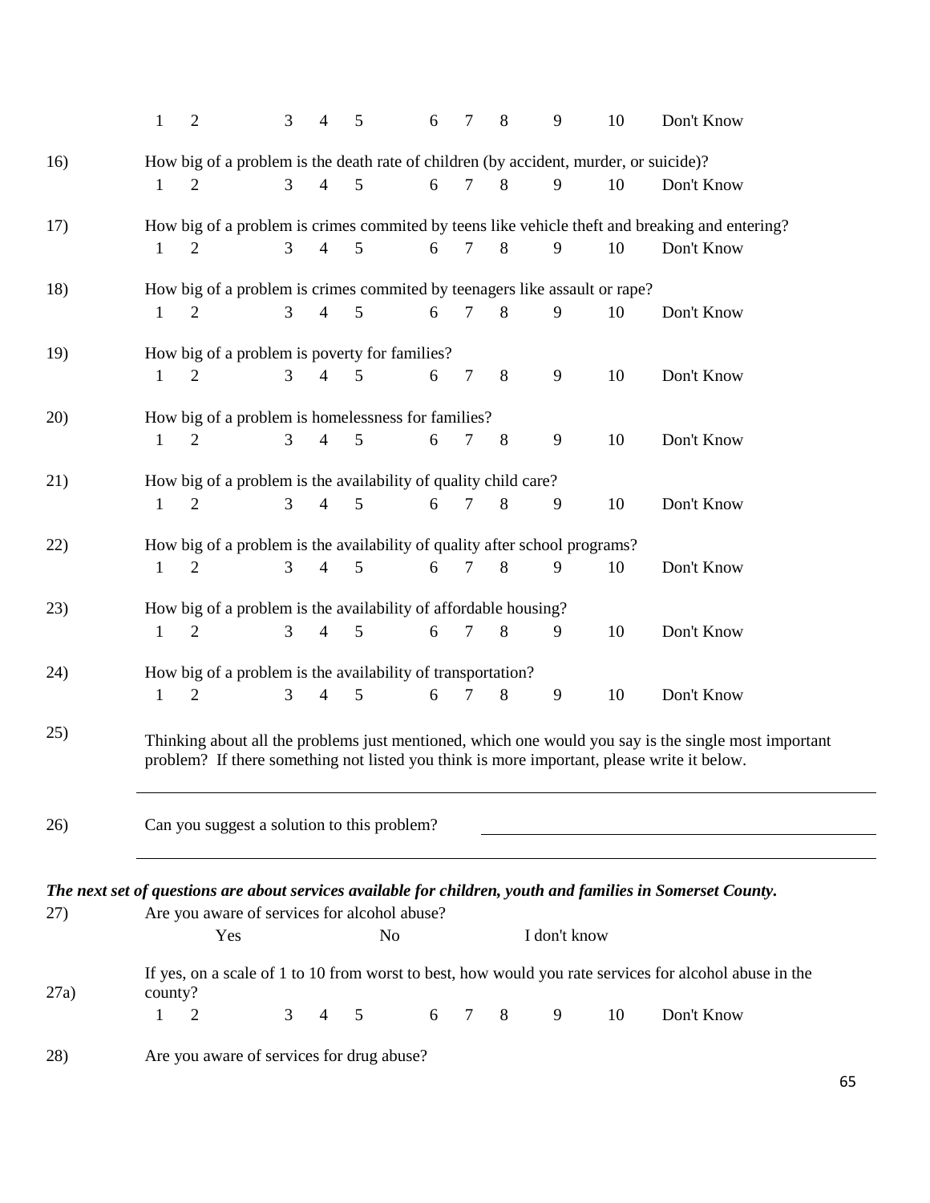1 2 3 4 5 6 7 8 9 10 Don't Know

16) How big of a problem is the death rate of children (by accident, murder, or suicide)?

1 2 3 4 5 6 7 8 9 10 Don't Know

17) How big of a problem is crimes commited by teens like vehicle theft and breaking and entering?

1 2 3 4 5 6 7 8 9 10 Don't Know

18) How big of a problem is crimes commited by teenagers like assault or rape?

1 2 3 4 5 6 7 8 9 10 Don't Know

19) How big of a problem is poverty for families?

1 2 3 4 5 6 7 8 9 10 Don't Know

20) How big of a problem is homelessness for families?

1 2 3 4 5 6 7 8 9 10 Don't Know

21) How big of a problem is the availability of quality child care?

1 2 3 4 5 6 7 8 9 10 Don't Know

22) How big of a problem is the availability of quality after school programs?

1 2 3 4 5 6 7 8 9 10 Don't Know

23) How big of a problem is the availability of affordable housing?

1 2 3 4 5 6 7 8 9 10 Don't Know

24) How big of a problem is the availability of transportation?

1 2 3 4 5 6 7 8 9 10 Don't Know

25) Thinking about all the problems just mentioned, which one would you say is the single most important problem? If there something not listed you think is more important, please write it below.

______________________________________________

26) Can you suggest a solution to this problem? ______________________________________________

______________________________________________

***The next set of questions are about services available for children, youth and families in Somerset County.***

27) Are you aware of services for alcohol abuse?

Yes No I don't know

27a) If yes, on a scale of 1 to 10 from worst to best, how would you rate services for alcohol abuse in the county?

1 2 3 4 5 6 7 8 9 10 Don't Know

28) Are you aware of services for drug abuse?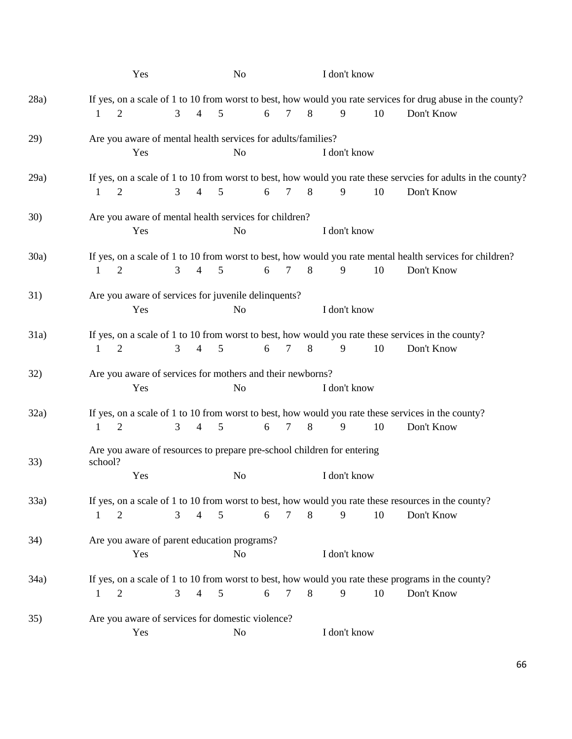Yes No I don't know

28a) If yes, on a scale of 1 to 10 from worst to best, how would you rate services for drug abuse in the county?

1 2 3 4 5 6 7 8 9 10 Don't Know

29) Are you aware of mental health services for adults/families?

Yes No I don't know

29a) If yes, on a scale of 1 to 10 from worst to best, how would you rate these servcies for adults in the county?

1 2 3 4 5 6 7 8 9 10 Don't Know

30) Are you aware of mental health services for children?

Yes No I don't know

30a) If yes, on a scale of 1 to 10 from worst to best, how would you rate mental health services for children?

1 2 3 4 5 6 7 8 9 10 Don't Know

31) Are you aware of services for juvenile delinquents?

Yes No I don't know

31a) If yes, on a scale of 1 to 10 from worst to best, how would you rate these services in the county?

1 2 3 4 5 6 7 8 9 10 Don't Know

32) Are you aware of services for mothers and their newborns?

Yes No I don't know

32a) If yes, on a scale of 1 to 10 from worst to best, how would you rate these services in the county?

1 2 3 4 5 6 7 8 9 10 Don't Know

33) Are you aware of resources to prepare pre-school children for entering school?

Yes No I don't know

33a) If yes, on a scale of 1 to 10 from worst to best, how would you rate these resources in the county?

1 2 3 4 5 6 7 8 9 10 Don't Know

34) Are you aware of parent education programs?

Yes No I don't know

34a) If yes, on a scale of 1 to 10 from worst to best, how would you rate these programs in the county?

1 2 3 4 5 6 7 8 9 10 Don't Know

35) Are you aware of services for domestic violence?

Yes No I don't know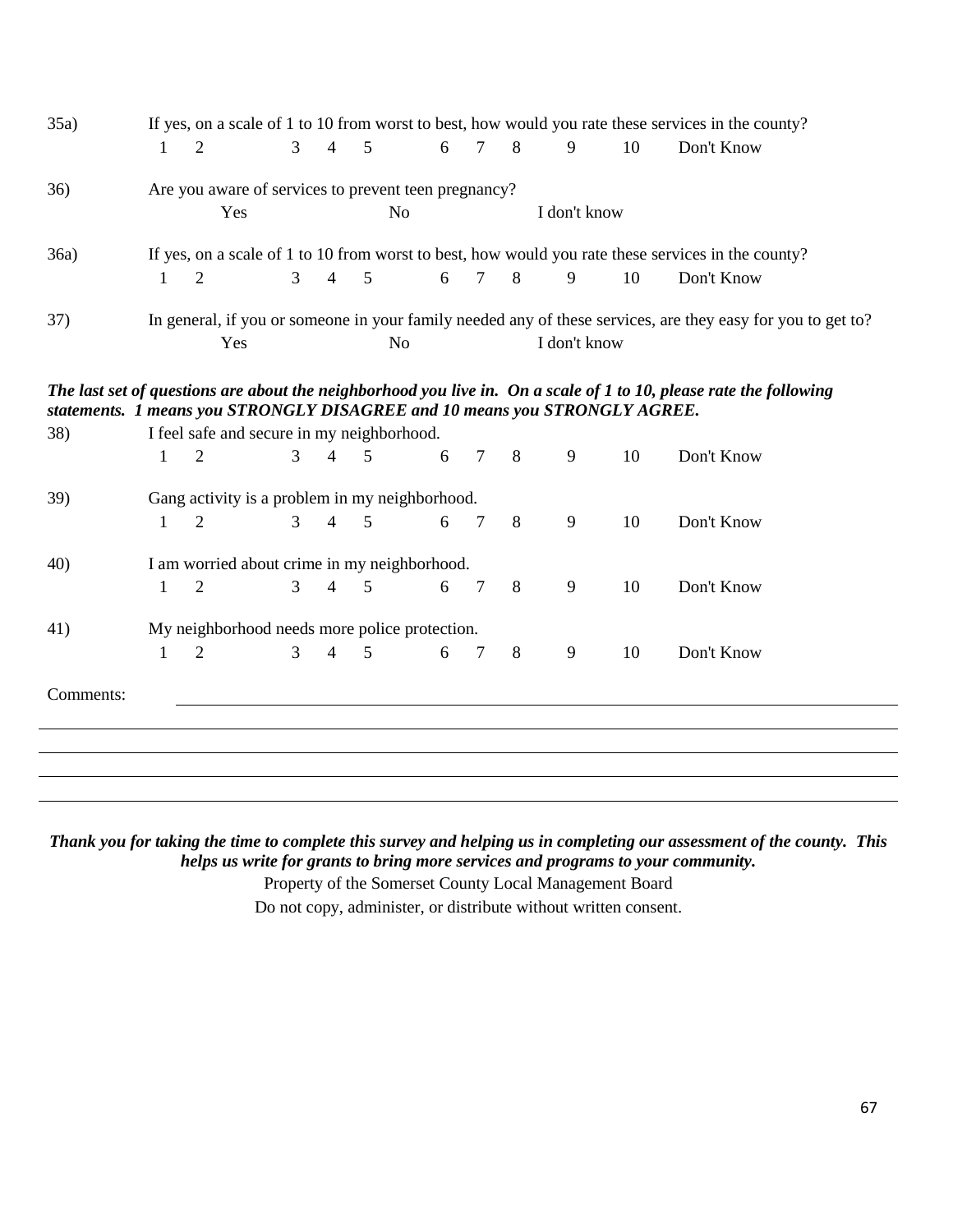35a) If yes, on a scale of 1 to 10 from worst to best, how would you rate these services in the county?

1 2 3 4 5 6 7 8 9 10 Don't Know

36) Are you aware of services to prevent teen pregnancy?

Yes No I don't know

36a) If yes, on a scale of 1 to 10 from worst to best, how would you rate these services in the county?

1 2 3 4 5 6 7 8 9 10 Don't Know

37) In general, if you or someone in your family needed any of these services, are they easy for you to get to?

Yes No I don't know

***The last set of questions are about the neighborhood you live in. On a scale of 1 to 10, please rate the following statements. 1 means you STRONGLY DISAGREE and 10 means you STRONGLY AGREE.***

38) I feel safe and secure in my neighborhood.

1 2 3 4 5 6 7 8 9 10 Don't Know

39) Gang activity is a problem in my neighborhood.

1 2 3 4 5 6 7 8 9 10 Don't Know

40) I am worried about crime in my neighborhood.

1 2 3 4 5 6 7 8 9 10 Don't Know

41) My neighborhood needs more police protection.

1 2 3 4 5 6 7 8 9 10 Don't Know

Comments: ____________________________________________

____________________________________________

____________________________________________

____________________________________________

____________________________________________

***Thank you for taking the time to complete this survey and helping us in completing our assessment of the county. This helps us write for grants to bring more services and programs to your community.***

Property of the Somerset County Local Management Board

Do not copy, administer, or distribute without written consent.